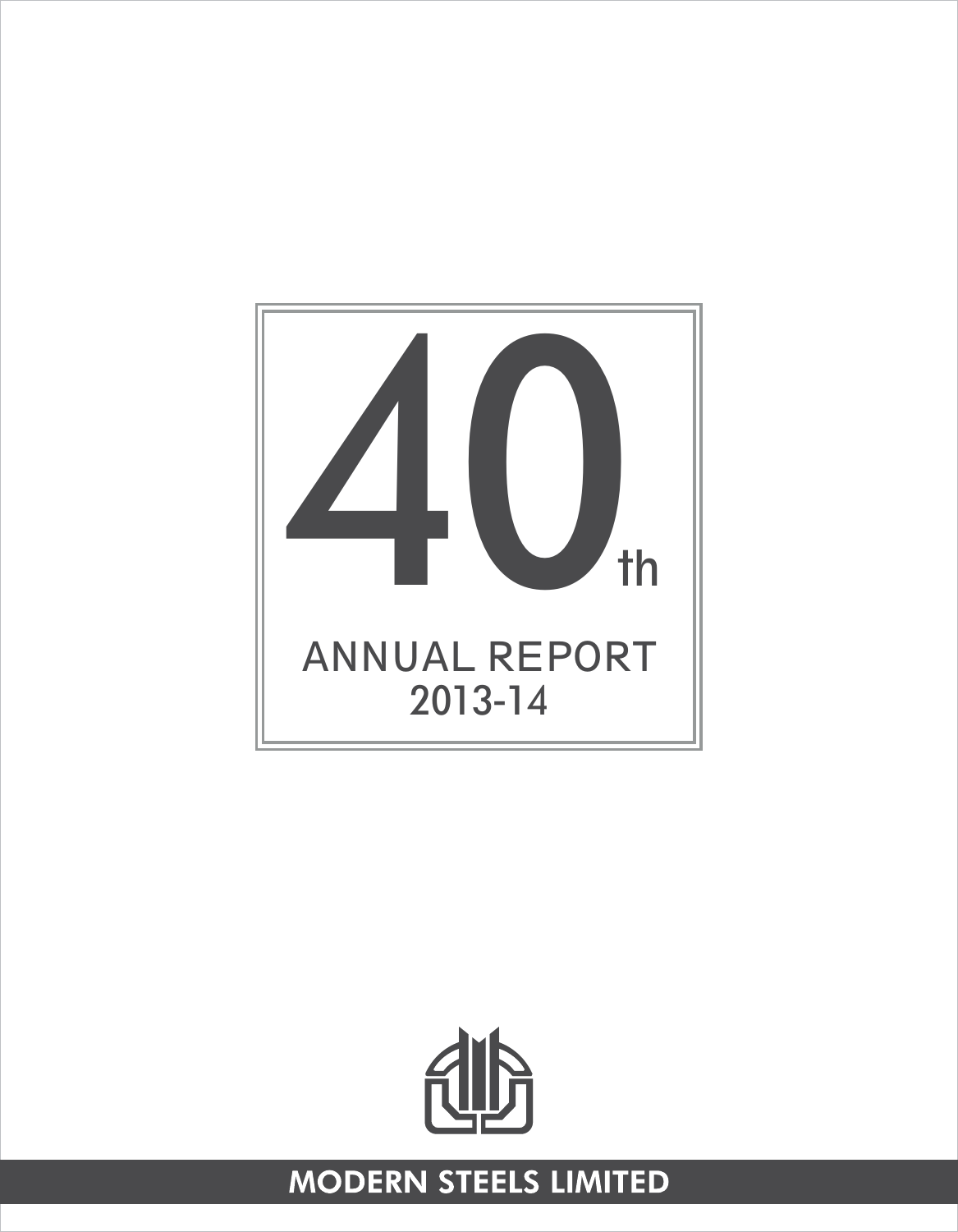# 40th

## ANNUAL REPORT
## 2013-14

**MODERN STEELS LIMITED**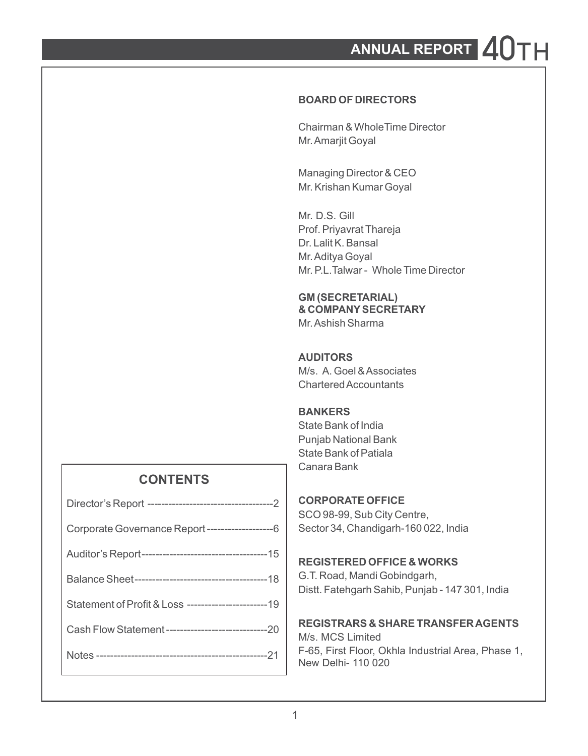# ANNUAL REPORT 40TH

## BOARD OF DIRECTORS

Chairman & WholeTime Director
Mr. Amarjit Goyal

Managing Director & CEO
Mr. Krishan Kumar Goyal

Mr. D.S. Gill
Prof. Priyavrat Thareja
Dr. Lalit K. Bansal
Mr. Aditya Goyal
Mr. P.L.Talwar - Whole Time Director

## GM (SECRETARIAL) & COMPANY SECRETARY

Mr. Ashish Sharma

## AUDITORS

M/s. A. Goel & Associates
Chartered Accountants

## BANKERS

State Bank of India
Punjab National Bank
State Bank of Patiala
Canara Bank

## CORPORATE OFFICE

SCO 98-99, Sub City Centre,
Sector 34, Chandigarh-160 022, India

## REGISTERED OFFICE & WORKS

G.T. Road, Mandi Gobindgarh,
Distt. Fatehgarh Sahib, Punjab - 147 301, India

## REGISTRARS & SHARE TRANSFER AGENTS

M/s. MCS Limited
F-65, First Floor, Okhla Industrial Area, Phase 1,
New Delhi- 110 020

## CONTENTS

| | |
|---|---|
| Director's Report | 2 |
| Corporate Governance Report | 6 |
| Auditor's Report | 15 |
| Balance Sheet | 18 |
| Statement of Profit & Loss | 19 |
| Cash Flow Statement | 20 |
| Notes | 21 |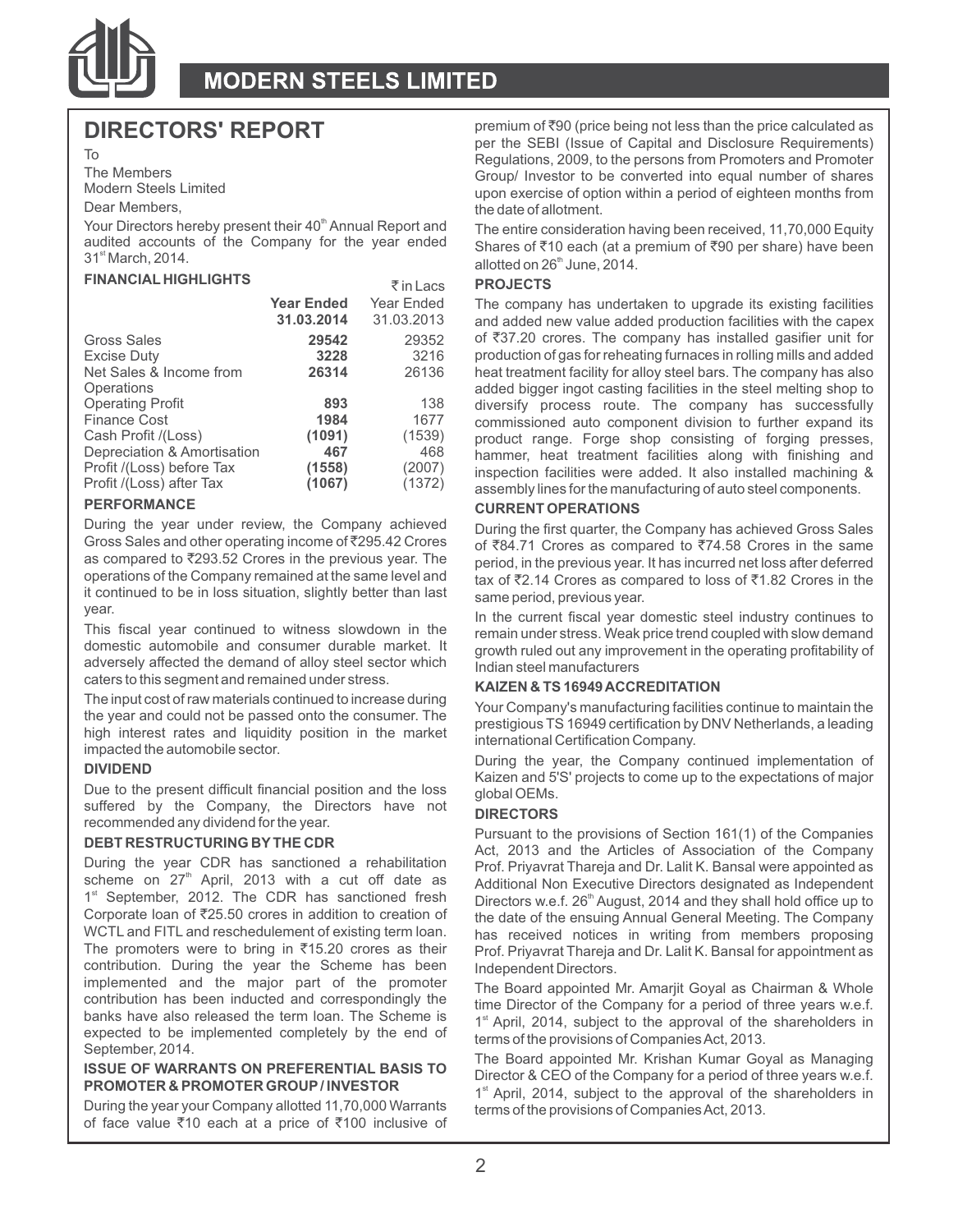# DIRECTORS' REPORT

To

The Members

Modern Steels Limited

Dear Members,

Your Directors hereby present their 40th Annual Report and audited accounts of the Company for the year ended 31st March, 2014.

## FINANCIAL HIGHLIGHTS

₹ in Lacs

| | **Year Ended 31.03.2014** | Year Ended 31.03.2013 |
|---|---|---|
| Gross Sales | **29542** | 29352 |
| Excise Duty | **3228** | 3216 |
| Net Sales & Income from Operations | **26314** | 26136 |
| Operating Profit | **893** | 138 |
| Finance Cost | **1984** | 1677 |
| Cash Profit /(Loss) | **(1091)** | (1539) |
| Depreciation & Amortisation | **467** | 468 |
| Profit /(Loss) before Tax | **(1558)** | (2007) |
| Profit /(Loss) after Tax | **(1067)** | (1372) |

## PERFORMANCE

During the year under review, the Company achieved Gross Sales and other operating income of ₹295.42 Crores as compared to ₹293.52 Crores in the previous year. The operations of the Company remained at the same level and it continued to be in loss situation, slightly better than last year.

This fiscal year continued to witness slowdown in the domestic automobile and consumer durable market. It adversely affected the demand of alloy steel sector which caters to this segment and remained under stress.

The input cost of raw materials continued to increase during the year and could not be passed onto the consumer. The high interest rates and liquidity position in the market impacted the automobile sector.

## DIVIDEND

Due to the present difficult financial position and the loss suffered by the Company, the Directors have not recommended any dividend for the year.

## DEBT RESTRUCTURING BY THE CDR

During the year CDR has sanctioned a rehabilitation scheme on 27th April, 2013 with a cut off date as 1st September, 2012. The CDR has sanctioned fresh Corporate loan of ₹25.50 crores in addition to creation of WCTL and FITL and reschedulement of existing term loan. The promoters were to bring in ₹15.20 crores as their contribution. During the year the Scheme has been implemented and the major part of the promoter contribution has been inducted and correspondingly the banks have also released the term loan. The Scheme is expected to be implemented completely by the end of September, 2014.

## ISSUE OF WARRANTS ON PREFERENTIAL BASIS TO PROMOTER & PROMOTER GROUP / INVESTOR

During the year your Company allotted 11,70,000 Warrants of face value ₹10 each at a price of ₹100 inclusive of premium of ₹90 (price being not less than the price calculated as per the SEBI (Issue of Capital and Disclosure Requirements) Regulations, 2009, to the persons from Promoters and Promoter Group/ Investor to be converted into equal number of shares upon exercise of option within a period of eighteen months from the date of allotment.

The entire consideration having been received, 11,70,000 Equity Shares of ₹10 each (at a premium of ₹90 per share) have been allotted on 26th June, 2014.

## PROJECTS

The company has undertaken to upgrade its existing facilities and added new value added production facilities with the capex of ₹37.20 crores. The company has installed gasifier unit for production of gas for reheating furnaces in rolling mills and added heat treatment facility for alloy steel bars. The company has also added bigger ingot casting facilities in the steel melting shop to diversify process route. The company has successfully commissioned auto component division to further expand its product range. Forge shop consisting of forging presses, hammer, heat treatment facilities along with finishing and inspection facilities were added. It also installed machining & assembly lines for the manufacturing of auto steel components.

## CURRENT OPERATIONS

During the first quarter, the Company has achieved Gross Sales of ₹84.71 Crores as compared to ₹74.58 Crores in the same period, in the previous year. It has incurred net loss after deferred tax of ₹2.14 Crores as compared to loss of ₹1.82 Crores in the same period, previous year.

In the current fiscal year domestic steel industry continues to remain under stress. Weak price trend coupled with slow demand growth ruled out any improvement in the operating profitability of Indian steel manufacturers

## KAIZEN & TS 16949 ACCREDITATION

Your Company's manufacturing facilities continue to maintain the prestigious TS 16949 certification by DNV Netherlands, a leading international Certification Company.

During the year, the Company continued implementation of Kaizen and 5'S' projects to come up to the expectations of major global OEMs.

## DIRECTORS

Pursuant to the provisions of Section 161(1) of the Companies Act, 2013 and the Articles of Association of the Company Prof. Priyavrat Thareja and Dr. Lalit K. Bansal were appointed as Additional Non Executive Directors designated as Independent Directors w.e.f. 26th August, 2014 and they shall hold office up to the date of the ensuing Annual General Meeting. The Company has received notices in writing from members proposing Prof. Priyavrat Thareja and Dr. Lalit K. Bansal for appointment as Independent Directors.

The Board appointed Mr. Amarjit Goyal as Chairman & Whole time Director of the Company for a period of three years w.e.f. 1st April, 2014, subject to the approval of the shareholders in terms of the provisions of Companies Act, 2013.

The Board appointed Mr. Krishan Kumar Goyal as Managing Director & CEO of the Company for a period of three years w.e.f. 1st April, 2014, subject to the approval of the shareholders in terms of the provisions of Companies Act, 2013.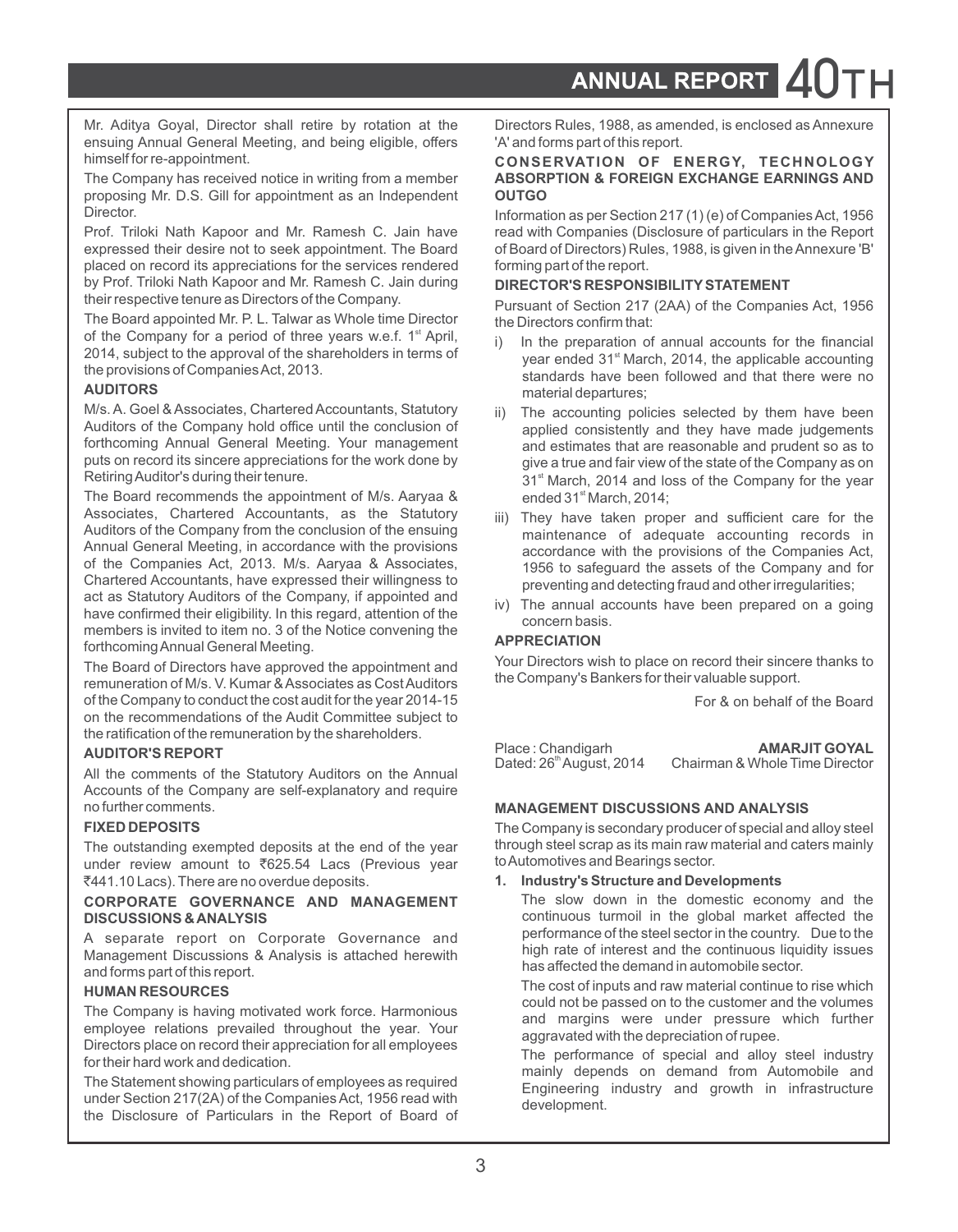Mr. Aditya Goyal, Director shall retire by rotation at the ensuing Annual General Meeting, and being eligible, offers himself for re-appointment.

The Company has received notice in writing from a member proposing Mr. D.S. Gill for appointment as an Independent Director.

Prof. Triloki Nath Kapoor and Mr. Ramesh C. Jain have expressed their desire not to seek appointment. The Board placed on record its appreciations for the services rendered by Prof. Triloki Nath Kapoor and Mr. Ramesh C. Jain during their respective tenure as Directors of the Company.

The Board appointed Mr. P. L. Talwar as Whole time Director of the Company for a period of three years w.e.f. 1st April, 2014, subject to the approval of the shareholders in terms of the provisions of Companies Act, 2013.

**AUDITORS**

M/s. A. Goel & Associates, Chartered Accountants, Statutory Auditors of the Company hold office until the conclusion of forthcoming Annual General Meeting. Your management puts on record its sincere appreciations for the work done by Retiring Auditor's during their tenure.

The Board recommends the appointment of M/s. Aaryaa & Associates, Chartered Accountants, as the Statutory Auditors of the Company from the conclusion of the ensuing Annual General Meeting, in accordance with the provisions of the Companies Act, 2013. M/s. Aaryaa & Associates, Chartered Accountants, have expressed their willingness to act as Statutory Auditors of the Company, if appointed and have confirmed their eligibility. In this regard, attention of the members is invited to item no. 3 of the Notice convening the forthcoming Annual General Meeting.

The Board of Directors have approved the appointment and remuneration of M/s. V. Kumar & Associates as Cost Auditors of the Company to conduct the cost audit for the year 2014-15 on the recommendations of the Audit Committee subject to the ratification of the remuneration by the shareholders.

**AUDITOR'S REPORT**

All the comments of the Statutory Auditors on the Annual Accounts of the Company are self-explanatory and require no further comments.

**FIXED DEPOSITS**

The outstanding exempted deposits at the end of the year under review amount to ₹625.54 Lacs (Previous year ₹441.10 Lacs). There are no overdue deposits.

**CORPORATE GOVERNANCE AND MANAGEMENT DISCUSSIONS & ANALYSIS**

A separate report on Corporate Governance and Management Discussions & Analysis is attached herewith and forms part of this report.

**HUMAN RESOURCES**

The Company is having motivated work force. Harmonious employee relations prevailed throughout the year. Your Directors place on record their appreciation for all employees for their hard work and dedication.

The Statement showing particulars of employees as required under Section 217(2A) of the Companies Act, 1956 read with the Disclosure of Particulars in the Report of Board of Directors Rules, 1988, as amended, is enclosed as Annexure 'A' and forms part of this report.

**CONSERVATION OF ENERGY, TECHNOLOGY ABSORPTION & FOREIGN EXCHANGE EARNINGS AND OUTGO**

Information as per Section 217 (1) (e) of Companies Act, 1956 read with Companies (Disclosure of particulars in the Report of Board of Directors) Rules, 1988, is given in the Annexure 'B' forming part of the report.

**DIRECTOR'S RESPONSIBILITY STATEMENT**

Pursuant of Section 217 (2AA) of the Companies Act, 1956 the Directors confirm that:

i) In the preparation of annual accounts for the financial year ended 31st March, 2014, the applicable accounting standards have been followed and that there were no material departures;

ii) The accounting policies selected by them have been applied consistently and they have made judgements and estimates that are reasonable and prudent so as to give a true and fair view of the state of the Company as on 31st March, 2014 and loss of the Company for the year ended 31st March, 2014;

iii) They have taken proper and sufficient care for the maintenance of adequate accounting records in accordance with the provisions of the Companies Act, 1956 to safeguard the assets of the Company and for preventing and detecting fraud and other irregularities;

iv) The annual accounts have been prepared on a going concern basis.

**APPRECIATION**

Your Directors wish to place on record their sincere thanks to the Company's Bankers for their valuable support.

For & on behalf of the Board

Place : Chandigarh
Dated: 26th August, 2014

**AMARJIT GOYAL**
Chairman & Whole Time Director

**MANAGEMENT DISCUSSIONS AND ANALYSIS**

The Company is secondary producer of special and alloy steel through steel scrap as its main raw material and caters mainly to Automotives and Bearings sector.

1. **Industry's Structure and Developments**

   The slow down in the domestic economy and the continuous turmoil in the global market affected the performance of the steel sector in the country. Due to the high rate of interest and the continuous liquidity issues has affected the demand in automobile sector.

   The cost of inputs and raw material continue to rise which could not be passed on to the customer and the volumes and margins were under pressure which further aggravated with the depreciation of rupee.

   The performance of special and alloy steel industry mainly depends on demand from Automobile and Engineering industry and growth in infrastructure development.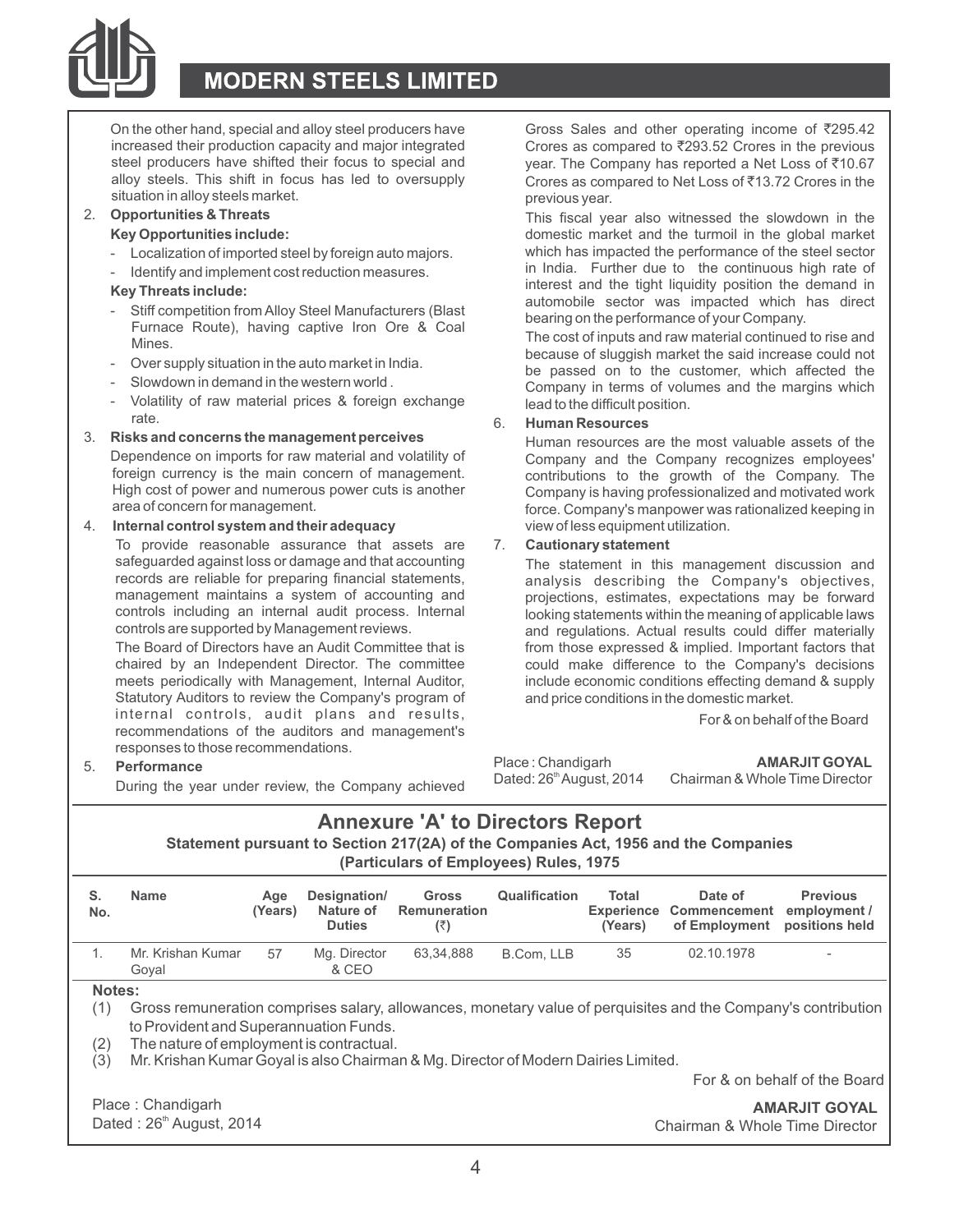On the other hand, special and alloy steel producers have increased their production capacity and major integrated steel producers have shifted their focus to special and alloy steels. This shift in focus has led to oversupply situation in alloy steels market.

2. **Opportunities & Threats**

   **Key Opportunities include:**

   - Localization of imported steel by foreign auto majors.
   - Identify and implement cost reduction measures.

   **Key Threats include:**

   - Stiff competition from Alloy Steel Manufacturers (Blast Furnace Route), having captive Iron Ore & Coal Mines.
   - Over supply situation in the auto market in India.
   - Slowdown in demand in the western world .
   - Volatility of raw material prices & foreign exchange rate.

3. **Risks and concerns the management perceives**

   Dependence on imports for raw material and volatility of foreign currency is the main concern of management. High cost of power and numerous power cuts is another area of concern for management.

4. **Internal control system and their adequacy**

   To provide reasonable assurance that assets are safeguarded against loss or damage and that accounting records are reliable for preparing financial statements, management maintains a system of accounting and controls including an internal audit process. Internal controls are supported by Management reviews.

   The Board of Directors have an Audit Committee that is chaired by an Independent Director. The committee meets periodically with Management, Internal Auditor, Statutory Auditors to review the Company's program of internal controls, audit plans and results, recommendations of the auditors and management's responses to those recommendations.

5. **Performance**

   During the year under review, the Company achieved Gross Sales and other operating income of ₹295.42 Crores as compared to ₹293.52 Crores in the previous year. The Company has reported a Net Loss of ₹10.67 Crores as compared to Net Loss of ₹13.72 Crores in the previous year.

   This fiscal year also witnessed the slowdown in the domestic market and the turmoil in the global market which has impacted the performance of the steel sector in India. Further due to the continuous high rate of interest and the tight liquidity position the demand in automobile sector was impacted which has direct bearing on the performance of your Company.

   The cost of inputs and raw material continued to rise and because of sluggish market the said increase could not be passed on to the customer, which affected the Company in terms of volumes and the margins which lead to the difficult position.

6. **Human Resources**

   Human resources are the most valuable assets of the Company and the Company recognizes employees' contributions to the growth of the Company. The Company is having professionalized and motivated work force. Company's manpower was rationalized keeping in view of less equipment utilization.

7. **Cautionary statement**

   The statement in this management discussion and analysis describing the Company's objectives, projections, estimates, expectations may be forward looking statements within the meaning of applicable laws and regulations. Actual results could differ materially from those expressed & implied. Important factors that could make difference to the Company's decisions include economic conditions effecting demand & supply and price conditions in the domestic market.

For & on behalf of the Board

Place : Chandigarh
Dated: 26th August, 2014

**AMARJIT GOYAL**
Chairman & Whole Time Director

## Annexure 'A' to Directors Report

**Statement pursuant to Section 217(2A) of the Companies Act, 1956 and the Companies (Particulars of Employees) Rules, 1975**

| S. No. | Name | Age (Years) | Designation/ Nature of Duties | Gross Remuneration (₹) | Qualification | Total Experience (Years) | Date of Commencement of Employment | Previous employment / positions held |
|---|---|---|---|---|---|---|---|---|
| 1. | Mr. Krishan Kumar Goyal | 57 | Mg. Director & CEO | 63,34,888 | B.Com, LLB | 35 | 02.10.1978 | - |

**Notes:**

(1) Gross remuneration comprises salary, allowances, monetary value of perquisites and the Company's contribution to Provident and Superannuation Funds.

(2) The nature of employment is contractual.

(3) Mr. Krishan Kumar Goyal is also Chairman & Mg. Director of Modern Dairies Limited.

For & on behalf of the Board

Place : Chandigarh
Dated : 26th August, 2014

**AMARJIT GOYAL**
Chairman & Whole Time Director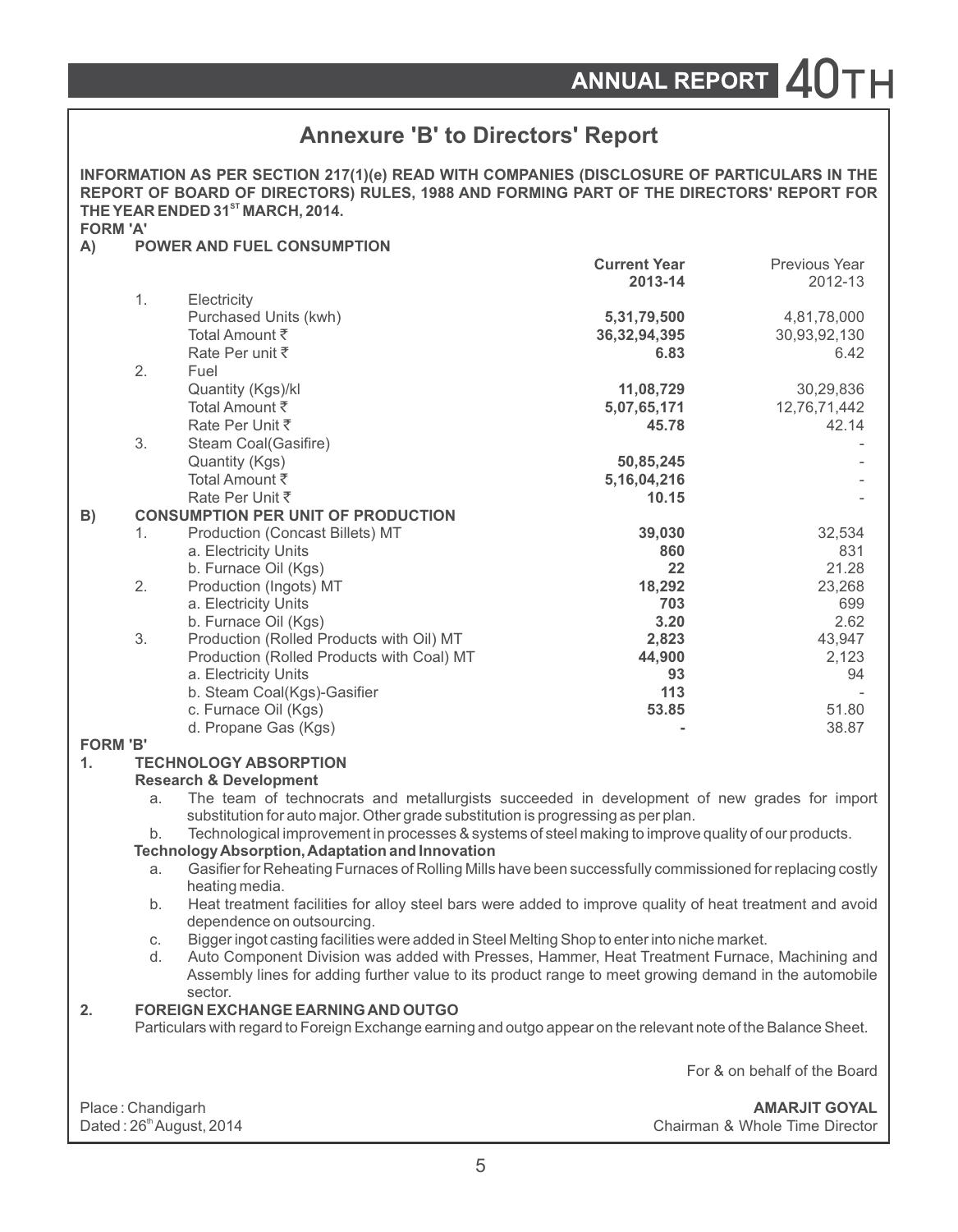# Annexure 'B' to Directors' Report

**INFORMATION AS PER SECTION 217(1)(e) READ WITH COMPANIES (DISCLOSURE OF PARTICULARS IN THE REPORT OF BOARD OF DIRECTORS) RULES, 1988 AND FORMING PART OF THE DIRECTORS' REPORT FOR THE YEAR ENDED 31[ST] MARCH, 2014.**

**FORM 'A'**

| | | | Current Year 2013-14 | Previous Year 2012-13 |
|---|---|---|---|---|
| **A)** | **POWER AND FUEL CONSUMPTION** | | | |
| | 1. | Electricity | | |
| | | Purchased Units (kwh) | **5,31,79,500** | 4,81,78,000 |
| | | Total Amount ₹ | **36,32,94,395** | 30,93,92,130 |
| | | Rate Per unit ₹ | **6.83** | 6.42 |
| | 2. | Fuel | | |
| | | Quantity (Kgs)/kl | **11,08,729** | 30,29,836 |
| | | Total Amount ₹ | **5,07,65,171** | 12,76,71,442 |
| | | Rate Per Unit ₹ | **45.78** | 42.14 |
| | 3. | Steam Coal(Gasifire) | | - |
| | | Quantity (Kgs) | **50,85,245** | - |
| | | Total Amount ₹ | **5,16,04,216** | - |
| | | Rate Per Unit ₹ | **10.15** | - |
| **B)** | **CONSUMPTION PER UNIT OF PRODUCTION** | | | |
| | 1. | Production (Concast Billets) MT | **39,030** | 32,534 |
| | | a. Electricity Units | **860** | 831 |
| | | b. Furnace Oil (Kgs) | **22** | 21.28 |
| | 2. | Production (Ingots) MT | **18,292** | 23,268 |
| | | a. Electricity Units | **703** | 699 |
| | | b. Furnace Oil (Kgs) | **3.20** | 2.62 |
| | 3. | Production (Rolled Products with Oil) MT | **2,823** | 43,947 |
| | | Production (Rolled Products with Coal) MT | **44,900** | 2,123 |
| | | a. Electricity Units | **93** | 94 |
| | | b. Steam Coal(Kgs)-Gasifier | **113** | - |
| | | c. Furnace Oil (Kgs) | **53.85** | 51.80 |
| | | d. Propane Gas (Kgs) | **-** | 38.87 |

**FORM 'B'**

**1. TECHNOLOGY ABSORPTION**

**Research & Development**

a. The team of technocrats and metallurgists succeeded in development of new grades for import substitution for auto major. Other grade substitution is progressing as per plan.

b. Technological improvement in processes & systems of steel making to improve quality of our products.

**Technology Absorption, Adaptation and Innovation**

a. Gasifier for Reheating Furnaces of Rolling Mills have been successfully commissioned for replacing costly heating media.

b. Heat treatment facilities for alloy steel bars were added to improve quality of heat treatment and avoid dependence on outsourcing.

c. Bigger ingot casting facilities were added in Steel Melting Shop to enter into niche market.

d. Auto Component Division was added with Presses, Hammer, Heat Treatment Furnace, Machining and Assembly lines for adding further value to its product range to meet growing demand in the automobile sector.

**2. FOREIGN EXCHANGE EARNING AND OUTGO**

Particulars with regard to Foreign Exchange earning and outgo appear on the relevant note of the Balance Sheet.

For & on behalf of the Board

Place : Chandigarh
Dated : 26[th] August, 2014

**AMARJIT GOYAL**
Chairman & Whole Time Director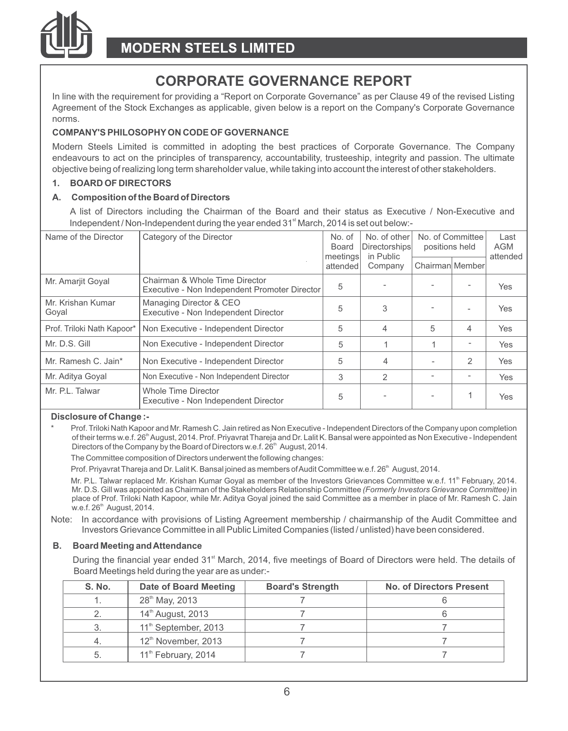# CORPORATE GOVERNANCE REPORT

In line with the requirement for providing a "Report on Corporate Governance" as per Clause 49 of the revised Listing Agreement of the Stock Exchanges as applicable, given below is a report on the Company's Corporate Governance norms.

**COMPANY'S PHILOSOPHY ON CODE OF GOVERNANCE**

Modern Steels Limited is committed in adopting the best practices of Corporate Governance. The Company endeavours to act on the principles of transparency, accountability, trusteeship, integrity and passion. The ultimate objective being of realizing long term shareholder value, while taking into account the interest of other stakeholders.

**1. BOARD OF DIRECTORS**

**A. Composition of the Board of Directors**

A list of Directors including the Chairman of the Board and their status as Executive / Non-Executive and Independent / Non-Independent during the year ended 31st March, 2014 is set out below:-

| Name of the Director | Category of the Director | No. of Board meetings attended | No. of other Directorships in Public Company | No. of Committee positions held | | Last AGM attended |
|---|---|---|---|---|---|---|
| | | | | Chairman | Member | |
| Mr. Amarjit Goyal | Chairman & Whole Time Director Executive - Non Independent Promoter Director | 5 | - | - | - | Yes |
| Mr. Krishan Kumar Goyal | Managing Director & CEO Executive - Non Independent Director | 5 | 3 | - | - | Yes |
| Prof. Triloki Nath Kapoor* | Non Executive - Independent Director | 5 | 4 | 5 | 4 | Yes |
| Mr. D.S. Gill | Non Executive - Independent Director | 5 | 1 | 1 | - | Yes |
| Mr. Ramesh C. Jain* | Non Executive - Independent Director | 5 | 4 | - | 2 | Yes |
| Mr. Aditya Goyal | Non Executive - Non Independent Director | 3 | 2 | - | - | Yes |
| Mr. P.L. Talwar | Whole Time Director Executive - Non Independent Director | 5 | - | - | 1 | Yes |

**Disclosure of Change :-**

\* Prof. Triloki Nath Kapoor and Mr. Ramesh C. Jain retired as Non Executive - Independent Directors of the Company upon completion of their terms w.e.f. 26th August, 2014. Prof. Priyavrat Thareja and Dr. Lalit K. Bansal were appointed as Non Executive - Independent Directors of the Company by the Board of Directors w.e.f. 26th August, 2014.

The Committee composition of Directors underwent the following changes:

Prof. Priyavrat Thareja and Dr. Lalit K. Bansal joined as members of Audit Committee w.e.f. 26th August, 2014.

Mr. P.L. Talwar replaced Mr. Krishan Kumar Goyal as member of the Investors Grievances Committee w.e.f. 11th February, 2014. Mr. D.S. Gill was appointed as Chairman of the Stakeholders Relationship Committee *(Formerly Investors Grievance Committee)* in place of Prof. Triloki Nath Kapoor, while Mr. Aditya Goyal joined the said Committee as a member in place of Mr. Ramesh C. Jain w.e.f. 26th August, 2014.

Note: In accordance with provisions of Listing Agreement membership / chairmanship of the Audit Committee and Investors Grievance Committee in all Public Limited Companies (listed / unlisted) have been considered.

**B. Board Meeting and Attendance**

During the financial year ended 31st March, 2014, five meetings of Board of Directors were held. The details of Board Meetings held during the year are as under:-

| S. No. | Date of Board Meeting | Board's Strength | No. of Directors Present |
|---|---|---|---|
| 1. | 28th May, 2013 | 7 | 6 |
| 2. | 14th August, 2013 | 7 | 6 |
| 3. | 11th September, 2013 | 7 | 7 |
| 4. | 12th November, 2013 | 7 | 7 |
| 5. | 11th February, 2014 | 7 | 7 |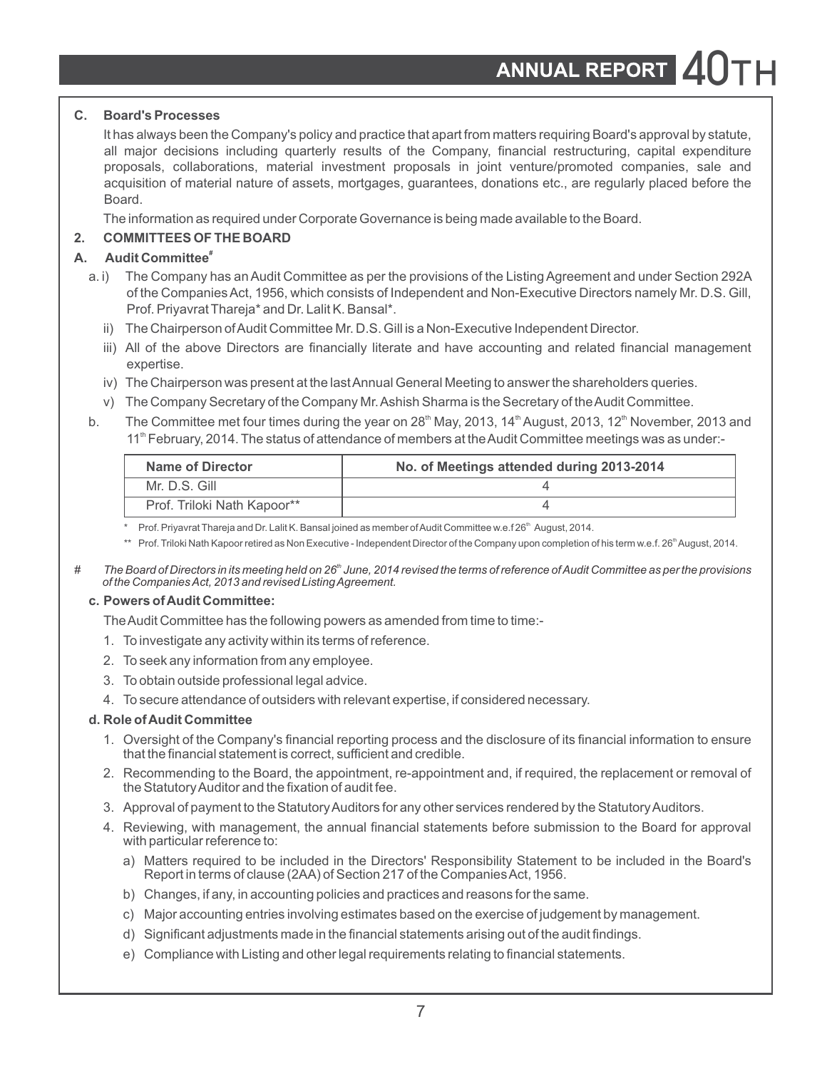### C. Board's Processes

It has always been the Company's policy and practice that apart from matters requiring Board's approval by statute, all major decisions including quarterly results of the Company, financial restructuring, capital expenditure proposals, collaborations, material investment proposals in joint venture/promoted companies, sale and acquisition of material nature of assets, mortgages, guarantees, donations etc., are regularly placed before the Board.

The information as required under Corporate Governance is being made available to the Board.

## 2. COMMITTEES OF THE BOARD

### A. Audit Committee#

a. i) The Company has an Audit Committee as per the provisions of the Listing Agreement and under Section 292A of the Companies Act, 1956, which consists of Independent and Non-Executive Directors namely Mr. D.S. Gill, Prof. Priyavrat Thareja* and Dr. Lalit K. Bansal*.

ii) The Chairperson of Audit Committee Mr. D.S. Gill is a Non-Executive Independent Director.

iii) All of the above Directors are financially literate and have accounting and related financial management expertise.

iv) The Chairperson was present at the last Annual General Meeting to answer the shareholders queries.

v) The Company Secretary of the Company Mr. Ashish Sharma is the Secretary of the Audit Committee.

b. The Committee met four times during the year on 28th May, 2013, 14th August, 2013, 12th November, 2013 and 11th February, 2014. The status of attendance of members at the Audit Committee meetings was as under:-

| Name of Director | No. of Meetings attended during 2013-2014 |
|---|---|
| Mr. D.S. Gill | 4 |
| Prof. Triloki Nath Kapoor** | 4 |

\* Prof. Priyavrat Thareja and Dr. Lalit K. Bansal joined as member of Audit Committee w.e.f 26th August, 2014.

\** Prof. Triloki Nath Kapoor retired as Non Executive - Independent Director of the Company upon completion of his term w.e.f. 26th August, 2014.

# *The Board of Directors in its meeting held on 26th June, 2014 revised the terms of reference of Audit Committee as per the provisions of the Companies Act, 2013 and revised Listing Agreement.*

**c. Powers of Audit Committee:**

The Audit Committee has the following powers as amended from time to time:-

1. To investigate any activity within its terms of reference.
2. To seek any information from any employee.
3. To obtain outside professional legal advice.
4. To secure attendance of outsiders with relevant expertise, if considered necessary.

**d. Role of Audit Committee**

1. Oversight of the Company's financial reporting process and the disclosure of its financial information to ensure that the financial statement is correct, sufficient and credible.
2. Recommending to the Board, the appointment, re-appointment and, if required, the replacement or removal of the Statutory Auditor and the fixation of audit fee.
3. Approval of payment to the Statutory Auditors for any other services rendered by the Statutory Auditors.
4. Reviewing, with management, the annual financial statements before submission to the Board for approval with particular reference to:
   a) Matters required to be included in the Directors' Responsibility Statement to be included in the Board's Report in terms of clause (2AA) of Section 217 of the Companies Act, 1956.
   b) Changes, if any, in accounting policies and practices and reasons for the same.
   c) Major accounting entries involving estimates based on the exercise of judgement by management.
   d) Significant adjustments made in the financial statements arising out of the audit findings.
   e) Compliance with Listing and other legal requirements relating to financial statements.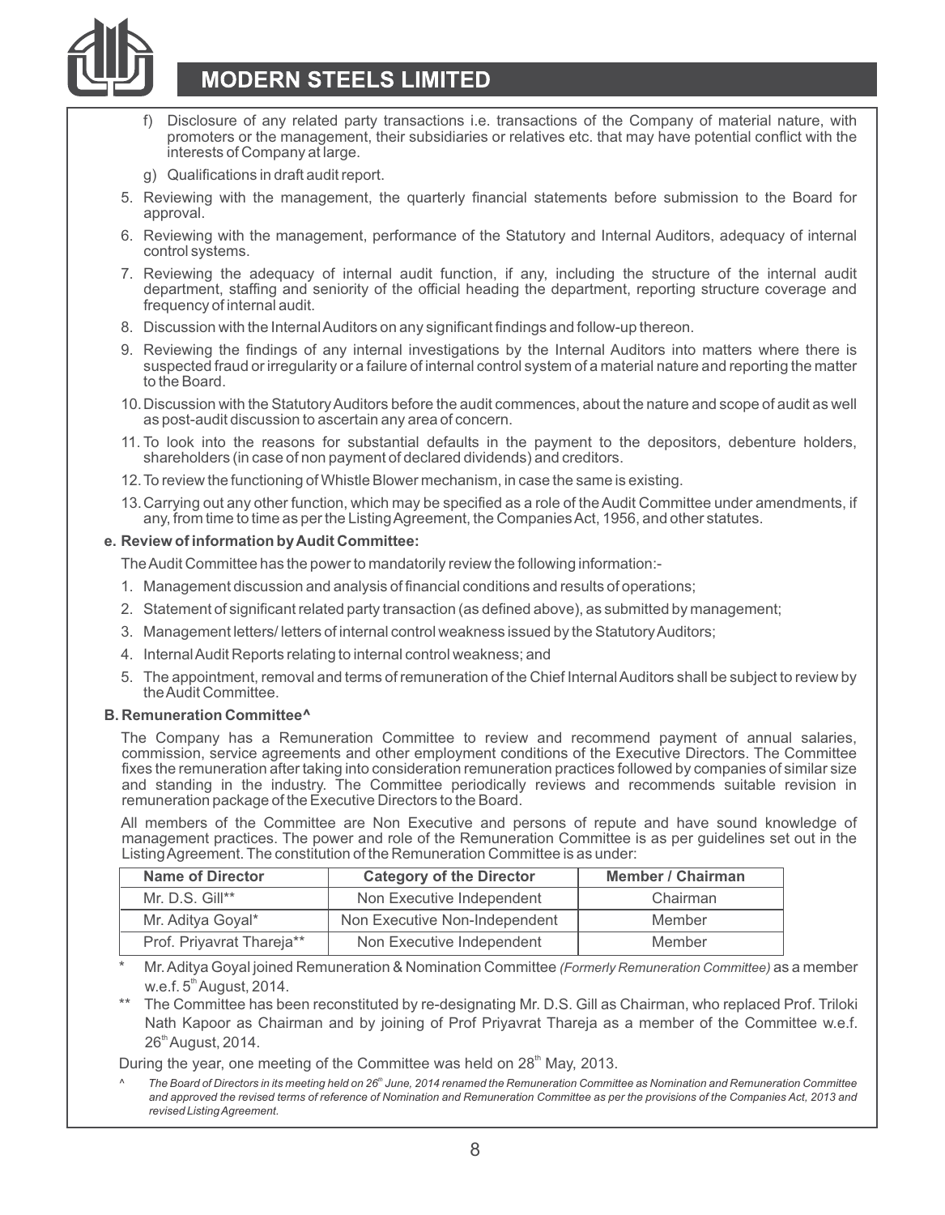f) Disclosure of any related party transactions i.e. transactions of the Company of material nature, with promoters or the management, their subsidiaries or relatives etc. that may have potential conflict with the interests of Company at large.

g) Qualifications in draft audit report.

5. Reviewing with the management, the quarterly financial statements before submission to the Board for approval.
6. Reviewing with the management, performance of the Statutory and Internal Auditors, adequacy of internal control systems.
7. Reviewing the adequacy of internal audit function, if any, including the structure of the internal audit department, staffing and seniority of the official heading the department, reporting structure coverage and frequency of internal audit.
8. Discussion with the Internal Auditors on any significant findings and follow-up thereon.
9. Reviewing the findings of any internal investigations by the Internal Auditors into matters where there is suspected fraud or irregularity or a failure of internal control system of a material nature and reporting the matter to the Board.
10. Discussion with the Statutory Auditors before the audit commences, about the nature and scope of audit as well as post-audit discussion to ascertain any area of concern.
11. To look into the reasons for substantial defaults in the payment to the depositors, debenture holders, shareholders (in case of non payment of declared dividends) and creditors.
12. To review the functioning of Whistle Blower mechanism, in case the same is existing.
13. Carrying out any other function, which may be specified as a role of the Audit Committee under amendments, if any, from time to time as per the Listing Agreement, the Companies Act, 1956, and other statutes.

**e. Review of information by Audit Committee:**

The Audit Committee has the power to mandatorily review the following information:-

1. Management discussion and analysis of financial conditions and results of operations;
2. Statement of significant related party transaction (as defined above), as submitted by management;
3. Management letters/ letters of internal control weakness issued by the Statutory Auditors;
4. Internal Audit Reports relating to internal control weakness; and
5. The appointment, removal and terms of remuneration of the Chief Internal Auditors shall be subject to review by the Audit Committee.

**B. Remuneration Committee^**

The Company has a Remuneration Committee to review and recommend payment of annual salaries, commission, service agreements and other employment conditions of the Executive Directors. The Committee fixes the remuneration after taking into consideration remuneration practices followed by companies of similar size and standing in the industry. The Committee periodically reviews and recommends suitable revision in remuneration package of the Executive Directors to the Board.

All members of the Committee are Non Executive and persons of repute and have sound knowledge of management practices. The power and role of the Remuneration Committee is as per guidelines set out in the Listing Agreement. The constitution of the Remuneration Committee is as under:

| Name of Director | Category of the Director | Member / Chairman |
|---|---|---|
| Mr. D.S. Gill** | Non Executive Independent | Chairman |
| Mr. Aditya Goyal* | Non Executive Non-Independent | Member |
| Prof. Priyavrat Thareja** | Non Executive Independent | Member |

\* Mr. Aditya Goyal joined Remuneration & Nomination Committee *(Formerly Remuneration Committee)* as a member w.e.f. 5th August, 2014.

** The Committee has been reconstituted by re-designating Mr. D.S. Gill as Chairman, who replaced Prof. Triloki Nath Kapoor as Chairman and by joining of Prof Priyavrat Thareja as a member of the Committee w.e.f. 26th August, 2014.

During the year, one meeting of the Committee was held on 28th May, 2013.

^ *The Board of Directors in its meeting held on 26th June, 2014 renamed the Remuneration Committee as Nomination and Remuneration Committee and approved the revised terms of reference of Nomination and Remuneration Committee as per the provisions of the Companies Act, 2013 and revised Listing Agreement.*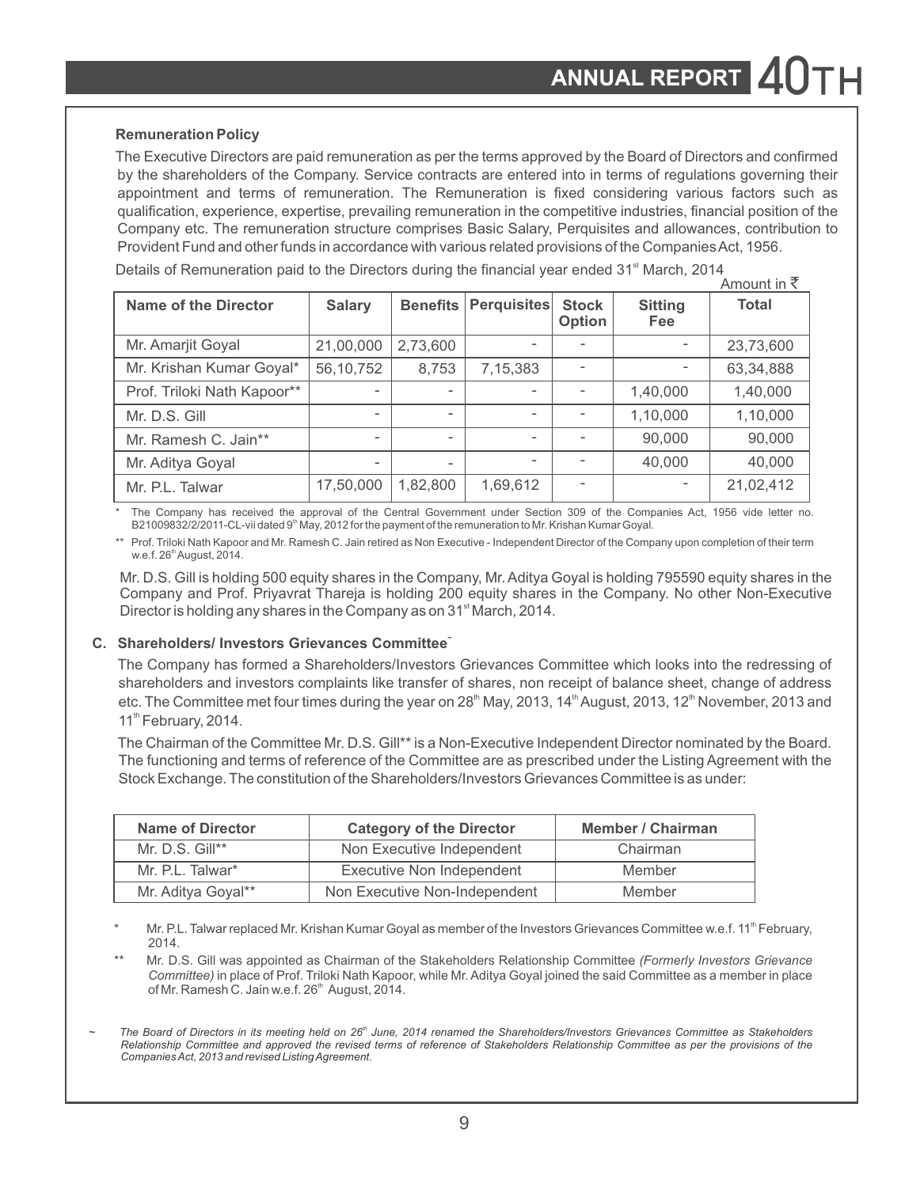### Remuneration Policy

The Executive Directors are paid remuneration as per the terms approved by the Board of Directors and confirmed by the shareholders of the Company. Service contracts are entered into in terms of regulations governing their appointment and terms of remuneration. The Remuneration is fixed considering various factors such as qualification, experience, expertise, prevailing remuneration in the competitive industries, financial position of the Company etc. The remuneration structure comprises Basic Salary, Perquisites and allowances, contribution to Provident Fund and other funds in accordance with various related provisions of the Companies Act, 1956.

Details of Remuneration paid to the Directors during the financial year ended 31st March, 2014

Amount in ₹

| Name of the Director | Salary | Benefits | Perquisites | Stock Option | Sitting Fee | Total |
|---|---|---|---|---|---|---|
| Mr. Amarjit Goyal | 21,00,000 | 2,73,600 | - | - | - | 23,73,600 |
| Mr. Krishan Kumar Goyal* | 56,10,752 | 8,753 | 7,15,383 | - | - | 63,34,888 |
| Prof. Triloki Nath Kapoor** | - | - | - | - | 1,40,000 | 1,40,000 |
| Mr. D.S. Gill | - | - | - | - | 1,10,000 | 1,10,000 |
| Mr. Ramesh C. Jain** | - | - | - | - | 90,000 | 90,000 |
| Mr. Aditya Goyal | - | - | - | - | 40,000 | 40,000 |
| Mr. P.L. Talwar | 17,50,000 | 1,82,800 | 1,69,612 | - | - | 21,02,412 |

\* The Company has received the approval of the Central Government under Section 309 of the Companies Act, 1956 vide letter no. B21009832/2/2011-CL-vii dated 9th May, 2012 for the payment of the remuneration to Mr. Krishan Kumar Goyal.

\*\* Prof. Triloki Nath Kapoor and Mr. Ramesh C. Jain retired as Non Executive - Independent Director of the Company upon completion of their term w.e.f. 26th August, 2014.

Mr. D.S. Gill is holding 500 equity shares in the Company, Mr. Aditya Goyal is holding 795590 equity shares in the Company and Prof. Priyavrat Thareja is holding 200 equity shares in the Company. No other Non-Executive Director is holding any shares in the Company as on 31st March, 2014.

### C. Shareholders/ Investors Grievances Committee~

The Company has formed a Shareholders/Investors Grievances Committee which looks into the redressing of shareholders and investors complaints like transfer of shares, non receipt of balance sheet, change of address etc. The Committee met four times during the year on 28th May, 2013, 14th August, 2013, 12th November, 2013 and 11th February, 2014.

The Chairman of the Committee Mr. D.S. Gill** is a Non-Executive Independent Director nominated by the Board. The functioning and terms of reference of the Committee are as prescribed under the Listing Agreement with the Stock Exchange. The constitution of the Shareholders/Investors Grievances Committee is as under:

| Name of Director | Category of the Director | Member / Chairman |
|---|---|---|
| Mr. D.S. Gill** | Non Executive Independent | Chairman |
| Mr. P.L. Talwar* | Executive Non Independent | Member |
| Mr. Aditya Goyal** | Non Executive Non-Independent | Member |

\* Mr. P.L. Talwar replaced Mr. Krishan Kumar Goyal as member of the Investors Grievances Committee w.e.f. 11th February, 2014.

\*\* Mr. D.S. Gill was appointed as Chairman of the Stakeholders Relationship Committee *(Formerly Investors Grievance Committee)* in place of Prof. Triloki Nath Kapoor, while Mr. Aditya Goyal joined the said Committee as a member in place of Mr. Ramesh C. Jain w.e.f. 26th August, 2014.

~ *The Board of Directors in its meeting held on 26th June, 2014 renamed the Shareholders/Investors Grievances Committee as Stakeholders Relationship Committee and approved the revised terms of reference of Stakeholders Relationship Committee as per the provisions of the Companies Act, 2013 and revised Listing Agreement.*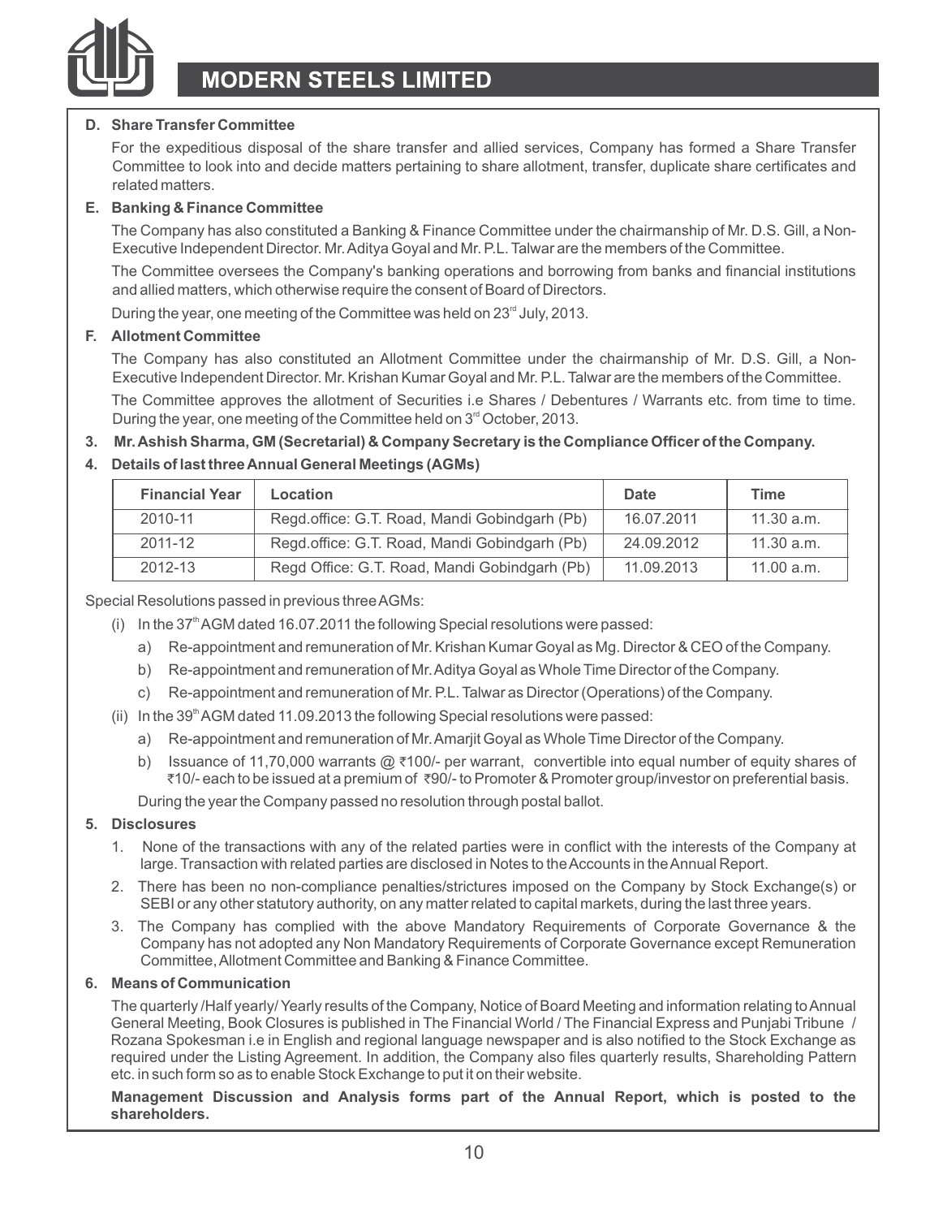### D. Share Transfer Committee

For the expeditious disposal of the share transfer and allied services, Company has formed a Share Transfer Committee to look into and decide matters pertaining to share allotment, transfer, duplicate share certificates and related matters.

### E. Banking & Finance Committee

The Company has also constituted a Banking & Finance Committee under the chairmanship of Mr. D.S. Gill, a Non-Executive Independent Director. Mr. Aditya Goyal and Mr. P.L. Talwar are the members of the Committee.

The Committee oversees the Company's banking operations and borrowing from banks and financial institutions and allied matters, which otherwise require the consent of Board of Directors.

During the year, one meeting of the Committee was held on 23rd July, 2013.

### F. Allotment Committee

The Company has also constituted an Allotment Committee under the chairmanship of Mr. D.S. Gill, a Non-Executive Independent Director. Mr. Krishan Kumar Goyal and Mr. P.L. Talwar are the members of the Committee.

The Committee approves the allotment of Securities i.e Shares / Debentures / Warrants etc. from time to time. During the year, one meeting of the Committee held on 3rd October, 2013.

**3. Mr. Ashish Sharma, GM (Secretarial) & Company Secretary is the Compliance Officer of the Company.**

**4. Details of last three Annual General Meetings (AGMs)**

| Financial Year | Location | Date | Time |
|---|---|---|---|
| 2010-11 | Regd.office: G.T. Road, Mandi Gobindgarh (Pb) | 16.07.2011 | 11.30 a.m. |
| 2011-12 | Regd.office: G.T. Road, Mandi Gobindgarh (Pb) | 24.09.2012 | 11.30 a.m. |
| 2012-13 | Regd Office: G.T. Road, Mandi Gobindgarh (Pb) | 11.09.2013 | 11.00 a.m. |

Special Resolutions passed in previous three AGMs:

(i) In the 37th AGM dated 16.07.2011 the following Special resolutions were passed:

   a) Re-appointment and remuneration of Mr. Krishan Kumar Goyal as Mg. Director & CEO of the Company.

   b) Re-appointment and remuneration of Mr. Aditya Goyal as Whole Time Director of the Company.

   c) Re-appointment and remuneration of Mr. P.L. Talwar as Director (Operations) of the Company.

(ii) In the 39th AGM dated 11.09.2013 the following Special resolutions were passed:

   a) Re-appointment and remuneration of Mr. Amarjit Goyal as Whole Time Director of the Company.

   b) Issuance of 11,70,000 warrants @ ₹100/- per warrant, convertible into equal number of equity shares of ₹10/- each to be issued at a premium of ₹90/- to Promoter & Promoter group/investor on preferential basis.

During the year the Company passed no resolution through postal ballot.

**5. Disclosures**

1. None of the transactions with any of the related parties were in conflict with the interests of the Company at large. Transaction with related parties are disclosed in Notes to the Accounts in the Annual Report.
2. There has been no non-compliance penalties/strictures imposed on the Company by Stock Exchange(s) or SEBI or any other statutory authority, on any matter related to capital markets, during the last three years.
3. The Company has complied with the above Mandatory Requirements of Corporate Governance & the Company has not adopted any Non Mandatory Requirements of Corporate Governance except Remuneration Committee, Allotment Committee and Banking & Finance Committee.

**6. Means of Communication**

The quarterly /Half yearly/ Yearly results of the Company, Notice of Board Meeting and information relating to Annual General Meeting, Book Closures is published in The Financial World / The Financial Express and Punjabi Tribune / Rozana Spokesman i.e in English and regional language newspaper and is also notified to the Stock Exchange as required under the Listing Agreement. In addition, the Company also files quarterly results, Shareholding Pattern etc. in such form so as to enable Stock Exchange to put it on their website.

**Management Discussion and Analysis forms part of the Annual Report, which is posted to the shareholders.**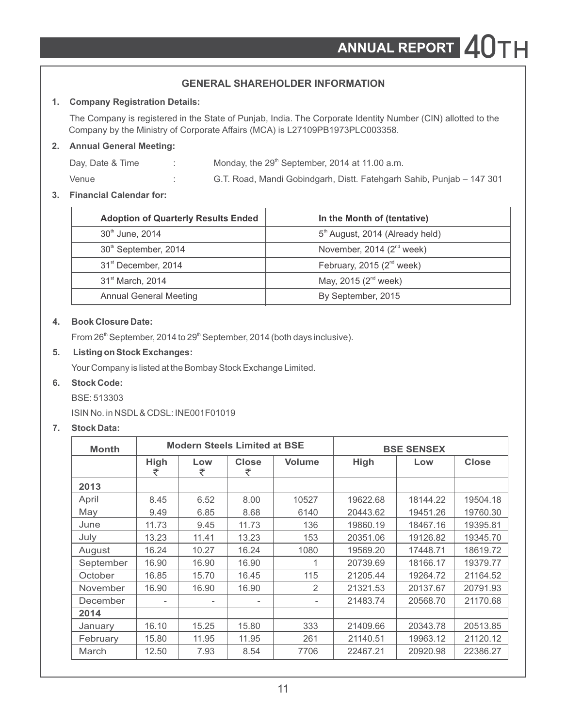## GENERAL SHAREHOLDER INFORMATION

**1. Company Registration Details:**

The Company is registered in the State of Punjab, India. The Corporate Identity Number (CIN) allotted to the Company by the Ministry of Corporate Affairs (MCA) is L27109PB1973PLC003358.

**2. Annual General Meeting:**

| | | |
|---|---|---|
| Day, Date & Time | : | Monday, the 29th September, 2014 at 11.00 a.m. |
| Venue | : | G.T. Road, Mandi Gobindgarh, Distt. Fatehgarh Sahib, Punjab – 147 301 |

**3. Financial Calendar for:**

| Adoption of Quarterly Results Ended | In the Month of (tentative) |
|---|---|
| 30th June, 2014 | 5th August, 2014 (Already held) |
| 30th September, 2014 | November, 2014 (2nd week) |
| 31st December, 2014 | February, 2015 (2nd week) |
| 31st March, 2014 | May, 2015 (2nd week) |
| Annual General Meeting | By September, 2015 |

**4. Book Closure Date:**

From 26th September, 2014 to 29th September, 2014 (both days inclusive).

**5. Listing on Stock Exchanges:**

Your Company is listed at the Bombay Stock Exchange Limited.

**6. Stock Code:**

BSE: 513303

ISIN No. in NSDL & CDSL: INE001F01019

**7. Stock Data:**

| Month | Modern Steels Limited at BSE | | | | BSE SENSEX | | |
|---|---|---|---|---|---|---|---|
| | High ₹ | Low ₹ | Close ₹ | Volume | High | Low | Close |
| **2013** | | | | | | | |
| April | 8.45 | 6.52 | 8.00 | 10527 | 19622.68 | 18144.22 | 19504.18 |
| May | 9.49 | 6.85 | 8.68 | 6140 | 20443.62 | 19451.26 | 19760.30 |
| June | 11.73 | 9.45 | 11.73 | 136 | 19860.19 | 18467.16 | 19395.81 |
| July | 13.23 | 11.41 | 13.23 | 153 | 20351.06 | 19126.82 | 19345.70 |
| August | 16.24 | 10.27 | 16.24 | 1080 | 19569.20 | 17448.71 | 18619.72 |
| September | 16.90 | 16.90 | 16.90 | 1 | 20739.69 | 18166.17 | 19379.77 |
| October | 16.85 | 15.70 | 16.45 | 115 | 21205.44 | 19264.72 | 21164.52 |
| November | 16.90 | 16.90 | 16.90 | 2 | 21321.53 | 20137.67 | 20791.93 |
| December | - | - | - | - | 21483.74 | 20568.70 | 21170.68 |
| **2014** | | | | | | | |
| January | 16.10 | 15.25 | 15.80 | 333 | 21409.66 | 20343.78 | 20513.85 |
| February | 15.80 | 11.95 | 11.95 | 261 | 21140.51 | 19963.12 | 21120.12 |
| March | 12.50 | 7.93 | 8.54 | 7706 | 22467.21 | 20920.98 | 22386.27 |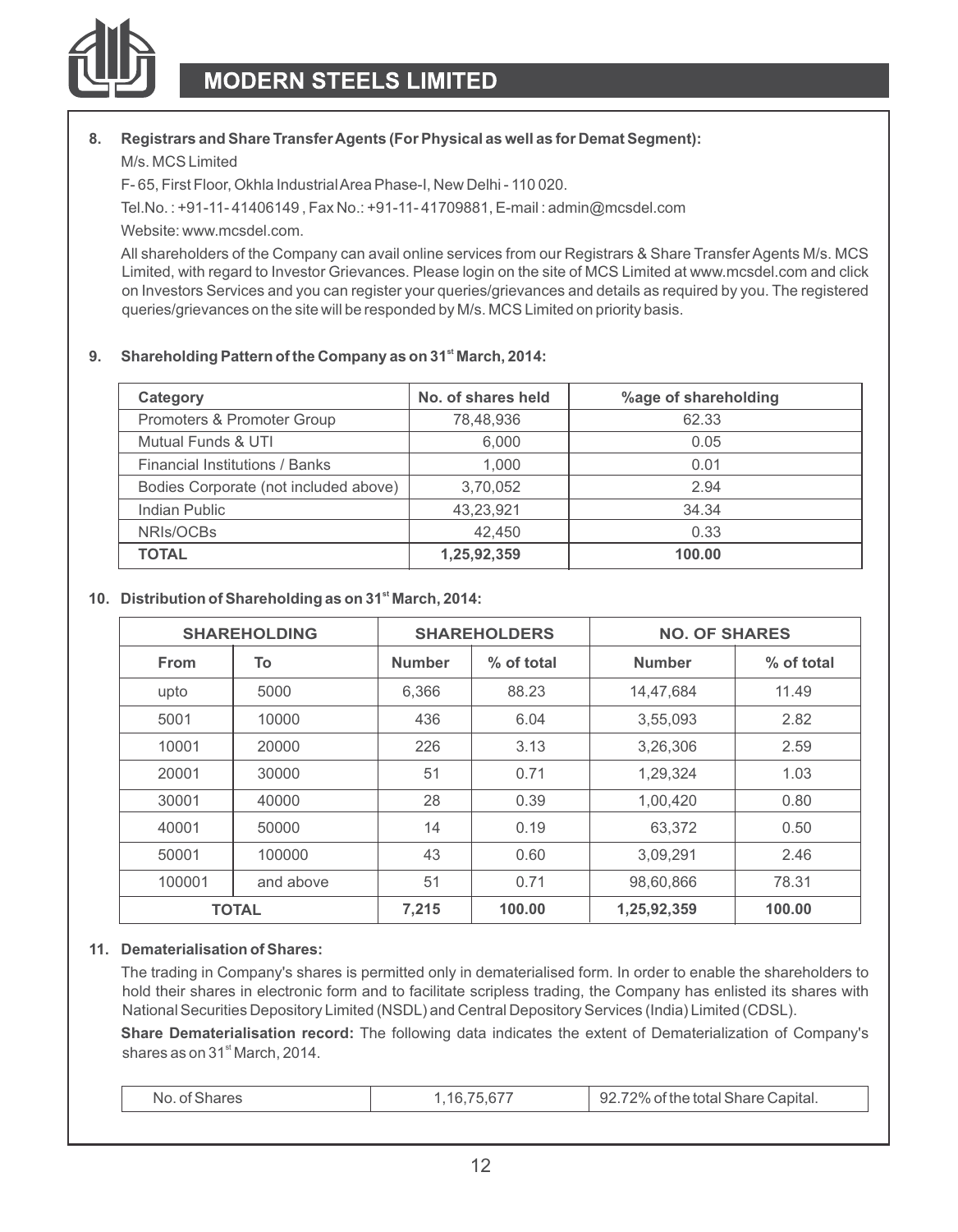**8. Registrars and Share Transfer Agents (For Physical as well as for Demat Segment):**

M/s. MCS Limited

F- 65, First Floor, Okhla Industrial Area Phase-I, New Delhi - 110 020.

Tel.No. : +91-11- 41406149 , Fax No.: +91-11- 41709881, E-mail : admin@mcsdel.com

Website: www.mcsdel.com.

All shareholders of the Company can avail online services from our Registrars & Share Transfer Agents M/s. MCS Limited, with regard to Investor Grievances. Please login on the site of MCS Limited at www.mcsdel.com and click on Investors Services and you can register your queries/grievances and details as required by you. The registered queries/grievances on the site will be responded by M/s. MCS Limited on priority basis.

**9. Shareholding Pattern of the Company as on 31st March, 2014:**

| Category | No. of shares held | %age of shareholding |
|---|---|---|
| Promoters & Promoter Group | 78,48,936 | 62.33 |
| Mutual Funds & UTI | 6,000 | 0.05 |
| Financial Institutions / Banks | 1,000 | 0.01 |
| Bodies Corporate (not included above) | 3,70,052 | 2.94 |
| Indian Public | 43,23,921 | 34.34 |
| NRIs/OCBs | 42,450 | 0.33 |
| **TOTAL** | **1,25,92,359** | **100.00** |

**10. Distribution of Shareholding as on 31st March, 2014:**

| SHAREHOLDING | | SHAREHOLDERS | | NO. OF SHARES | |
|---|---|---|---|---|---|
| From | To | Number | % of total | Number | % of total |
| upto | 5000 | 6,366 | 88.23 | 14,47,684 | 11.49 |
| 5001 | 10000 | 436 | 6.04 | 3,55,093 | 2.82 |
| 10001 | 20000 | 226 | 3.13 | 3,26,306 | 2.59 |
| 20001 | 30000 | 51 | 0.71 | 1,29,324 | 1.03 |
| 30001 | 40000 | 28 | 0.39 | 1,00,420 | 0.80 |
| 40001 | 50000 | 14 | 0.19 | 63,372 | 0.50 |
| 50001 | 100000 | 43 | 0.60 | 3,09,291 | 2.46 |
| 100001 | and above | 51 | 0.71 | 98,60,866 | 78.31 |
| **TOTAL** | | **7,215** | **100.00** | **1,25,92,359** | **100.00** |

**11. Dematerialisation of Shares:**

The trading in Company's shares is permitted only in dematerialised form. In order to enable the shareholders to hold their shares in electronic form and to facilitate scripless trading, the Company has enlisted its shares with National Securities Depository Limited (NSDL) and Central Depository Services (India) Limited (CDSL).

**Share Dematerialisation record:** The following data indicates the extent of Dematerialization of Company's shares as on 31st March, 2014.

| No. of Shares | 1,16,75,677 | 92.72% of the total Share Capital. |
|---|---|---|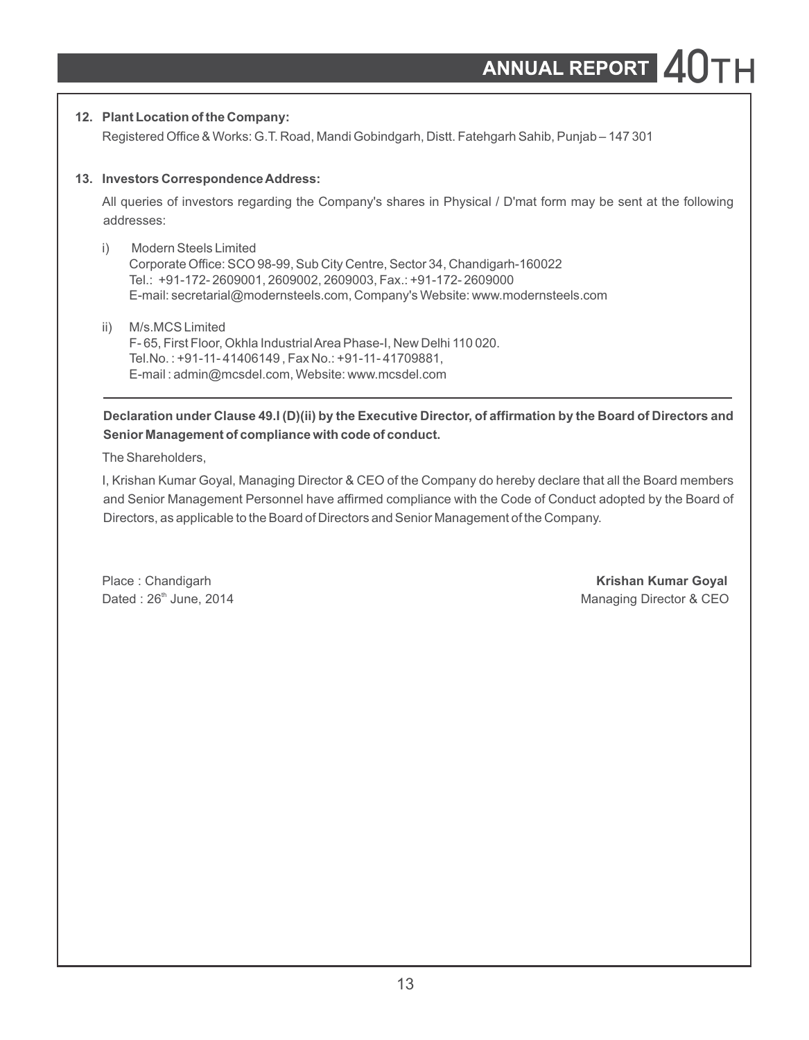**12. Plant Location of the Company:**

Registered Office & Works: G.T. Road, Mandi Gobindgarh, Distt. Fatehgarh Sahib, Punjab – 147 301

**13. Investors Correspondence Address:**

All queries of investors regarding the Company's shares in Physical / D'mat form may be sent at the following addresses:

i) Modern Steels Limited
Corporate Office: SCO 98-99, Sub City Centre, Sector 34, Chandigarh-160022
Tel.: +91-172- 2609001, 2609002, 2609003, Fax.: +91-172- 2609000
E-mail: secretarial@modernsteels.com, Company's Website: www.modernsteels.com

ii) M/s.MCS Limited
F- 65, First Floor, Okhla Industrial Area Phase-I, New Delhi 110 020.
Tel.No. : +91-11- 41406149 , Fax No.: +91-11- 41709881,
E-mail : admin@mcsdel.com, Website: www.mcsdel.com

---

**Declaration under Clause 49.I (D)(ii) by the Executive Director, of affirmation by the Board of Directors and Senior Management of compliance with code of conduct.**

The Shareholders,

I, Krishan Kumar Goyal, Managing Director & CEO of the Company do hereby declare that all the Board members and Senior Management Personnel have affirmed compliance with the Code of Conduct adopted by the Board of Directors, as applicable to the Board of Directors and Senior Management of the Company.

Place : Chandigarh
Dated : 26th June, 2014

**Krishan Kumar Goyal**
Managing Director & CEO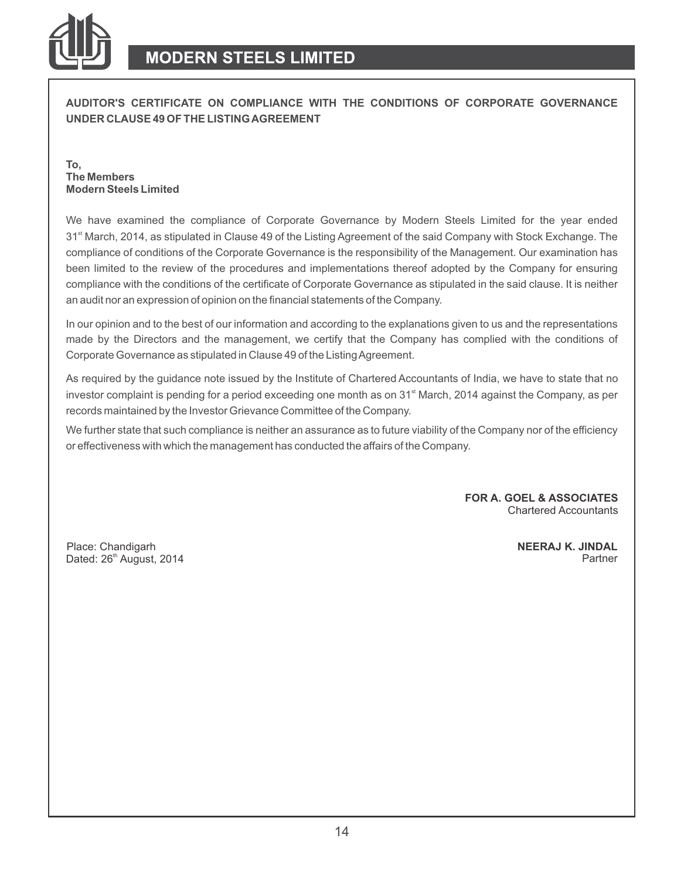## AUDITOR'S CERTIFICATE ON COMPLIANCE WITH THE CONDITIONS OF CORPORATE GOVERNANCE UNDER CLAUSE 49 OF THE LISTING AGREEMENT

**To,**
**The Members**
**Modern Steels Limited**

We have examined the compliance of Corporate Governance by Modern Steels Limited for the year ended 31st March, 2014, as stipulated in Clause 49 of the Listing Agreement of the said Company with Stock Exchange. The compliance of conditions of the Corporate Governance is the responsibility of the Management. Our examination has been limited to the review of the procedures and implementations thereof adopted by the Company for ensuring compliance with the conditions of the certificate of Corporate Governance as stipulated in the said clause. It is neither an audit nor an expression of opinion on the financial statements of the Company.

In our opinion and to the best of our information and according to the explanations given to us and the representations made by the Directors and the management, we certify that the Company has complied with the conditions of Corporate Governance as stipulated in Clause 49 of the Listing Agreement.

As required by the guidance note issued by the Institute of Chartered Accountants of India, we have to state that no investor complaint is pending for a period exceeding one month as on 31st March, 2014 against the Company, as per records maintained by the Investor Grievance Committee of the Company.

We further state that such compliance is neither an assurance as to future viability of the Company nor of the efficiency or effectiveness with which the management has conducted the affairs of the Company.

**FOR A. GOEL & ASSOCIATES**
Chartered Accountants

Place: Chandigarh
Dated: 26th August, 2014

**NEERAJ K. JINDAL**
Partner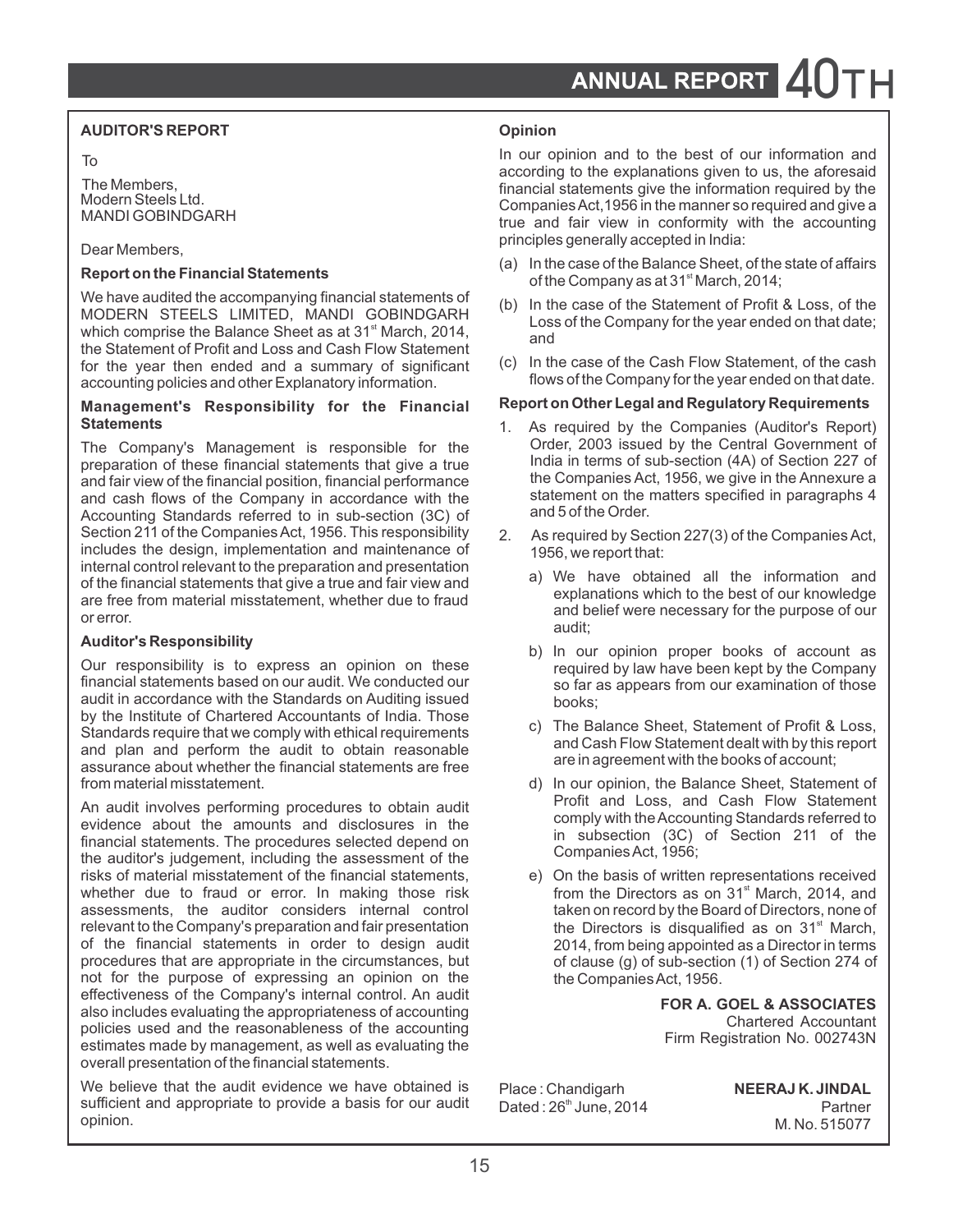## AUDITOR'S REPORT

To

The Members,
Modern Steels Ltd.
MANDI GOBINDGARH

Dear Members,

### Report on the Financial Statements

We have audited the accompanying financial statements of MODERN STEELS LIMITED, MANDI GOBINDGARH which comprise the Balance Sheet as at 31st March, 2014, the Statement of Profit and Loss and Cash Flow Statement for the year then ended and a summary of significant accounting policies and other Explanatory information.

### Management's Responsibility for the Financial Statements

The Company's Management is responsible for the preparation of these financial statements that give a true and fair view of the financial position, financial performance and cash flows of the Company in accordance with the Accounting Standards referred to in sub-section (3C) of Section 211 of the Companies Act, 1956. This responsibility includes the design, implementation and maintenance of internal control relevant to the preparation and presentation of the financial statements that give a true and fair view and are free from material misstatement, whether due to fraud or error.

### Auditor's Responsibility

Our responsibility is to express an opinion on these financial statements based on our audit. We conducted our audit in accordance with the Standards on Auditing issued by the Institute of Chartered Accountants of India. Those Standards require that we comply with ethical requirements and plan and perform the audit to obtain reasonable assurance about whether the financial statements are free from material misstatement.

An audit involves performing procedures to obtain audit evidence about the amounts and disclosures in the financial statements. The procedures selected depend on the auditor's judgement, including the assessment of the risks of material misstatement of the financial statements, whether due to fraud or error. In making those risk assessments, the auditor considers internal control relevant to the Company's preparation and fair presentation of the financial statements in order to design audit procedures that are appropriate in the circumstances, but not for the purpose of expressing an opinion on the effectiveness of the Company's internal control. An audit also includes evaluating the appropriateness of accounting policies used and the reasonableness of the accounting estimates made by management, as well as evaluating the overall presentation of the financial statements.

We believe that the audit evidence we have obtained is sufficient and appropriate to provide a basis for our audit opinion.

### Opinion

In our opinion and to the best of our information and according to the explanations given to us, the aforesaid financial statements give the information required by the Companies Act,1956 in the manner so required and give a true and fair view in conformity with the accounting principles generally accepted in India:

(a) In the case of the Balance Sheet, of the state of affairs of the Company as at 31st March, 2014;

(b) In the case of the Statement of Profit & Loss, of the Loss of the Company for the year ended on that date; and

(c) In the case of the Cash Flow Statement, of the cash flows of the Company for the year ended on that date.

### Report on Other Legal and Regulatory Requirements

1. As required by the Companies (Auditor's Report) Order, 2003 issued by the Central Government of India in terms of sub-section (4A) of Section 227 of the Companies Act, 1956, we give in the Annexure a statement on the matters specified in paragraphs 4 and 5 of the Order.

2. As required by Section 227(3) of the Companies Act, 1956, we report that:

   a) We have obtained all the information and explanations which to the best of our knowledge and belief were necessary for the purpose of our audit;

   b) In our opinion proper books of account as required by law have been kept by the Company so far as appears from our examination of those books;

   c) The Balance Sheet, Statement of Profit & Loss, and Cash Flow Statement dealt with by this report are in agreement with the books of account;

   d) In our opinion, the Balance Sheet, Statement of Profit and Loss, and Cash Flow Statement comply with the Accounting Standards referred to in subsection (3C) of Section 211 of the Companies Act, 1956;

   e) On the basis of written representations received from the Directors as on 31st March, 2014, and taken on record by the Board of Directors, none of the Directors is disqualified as on 31st March, 2014, from being appointed as a Director in terms of clause (g) of sub-section (1) of Section 274 of the Companies Act, 1956.

**FOR A. GOEL & ASSOCIATES**
Chartered Accountant
Firm Registration No. 002743N

Place : Chandigarh
Dated : 26th June, 2014

**NEERAJ K. JINDAL**
Partner
M. No. 515077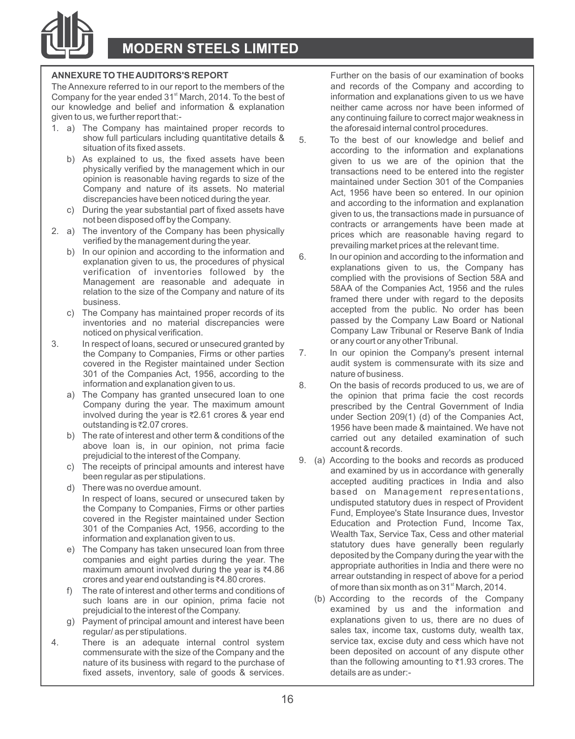## ANNEXURE TO THE AUDITORS'S REPORT

The Annexure referred to in our report to the members of the Company for the year ended 31st March, 2014. To the best of our knowledge and belief and information & explanation given to us, we further report that:-

1. a) The Company has maintained proper records to show full particulars including quantitative details & situation of its fixed assets.
   b) As explained to us, the fixed assets have been physically verified by the management which in our opinion is reasonable having regards to size of the Company and nature of its assets. No material discrepancies have been noticed during the year.
   c) During the year substantial part of fixed assets have not been disposed off by the Company.
2. a) The inventory of the Company has been physically verified by the management during the year.
   b) In our opinion and according to the information and explanation given to us, the procedures of physical verification of inventories followed by the Management are reasonable and adequate in relation to the size of the Company and nature of its business.
   c) The Company has maintained proper records of its inventories and no material discrepancies were noticed on physical verification.
3. In respect of loans, secured or unsecured granted by the Company to Companies, Firms or other parties covered in the Register maintained under Section 301 of the Companies Act, 1956, according to the information and explanation given to us.
   a) The Company has granted unsecured loan to one Company during the year. The maximum amount involved during the year is ₹2.61 crores & year end outstanding is ₹2.07 crores.
   b) The rate of interest and other term & conditions of the above loan is, in our opinion, not prima facie prejudicial to the interest of the Company.
   c) The receipts of principal amounts and interest have been regular as per stipulations.
   d) There was no overdue amount.

   In respect of loans, secured or unsecured taken by the Company to Companies, Firms or other parties covered in the Register maintained under Section 301 of the Companies Act, 1956, according to the information and explanation given to us.

   e) The Company has taken unsecured loan from three companies and eight parties during the year. The maximum amount involved during the year is ₹4.86 crores and year end outstanding is ₹4.80 crores.
   f) The rate of interest and other terms and conditions of such loans are in our opinion, prima facie not prejudicial to the interest of the Company.
   g) Payment of principal amount and interest have been regular/ as per stipulations.
4. There is an adequate internal control system commensurate with the size of the Company and the nature of its business with regard to the purchase of fixed assets, inventory, sale of goods & services.

   Further on the basis of our examination of books and records of the Company and according to information and explanations given to us we have neither came across nor have been informed of any continuing failure to correct major weakness in the aforesaid internal control procedures.
5. To the best of our knowledge and belief and according to the information and explanations given to us we are of the opinion that the transactions need to be entered into the register maintained under Section 301 of the Companies Act, 1956 have been so entered. In our opinion and according to the information and explanation given to us, the transactions made in pursuance of contracts or arrangements have been made at prices which are reasonable having regard to prevailing market prices at the relevant time.
6. In our opinion and according to the information and explanations given to us, the Company has complied with the provisions of Section 58A and 58AA of the Companies Act, 1956 and the rules framed there under with regard to the deposits accepted from the public. No order has been passed by the Company Law Board or National Company Law Tribunal or Reserve Bank of India or any court or any other Tribunal.
7. In our opinion the Company's present internal audit system is commensurate with its size and nature of business.
8. On the basis of records produced to us, we are of the opinion that prima facie the cost records prescribed by the Central Government of India under Section 209(1) (d) of the Companies Act, 1956 have been made & maintained. We have not carried out any detailed examination of such account & records.
9. (a) According to the books and records as produced and examined by us in accordance with generally accepted auditing practices in India and also based on Management representations, undisputed statutory dues in respect of Provident Fund, Employee's State Insurance dues, Investor Education and Protection Fund, Income Tax, Wealth Tax, Service Tax, Cess and other material statutory dues have generally been regularly deposited by the Company during the year with the appropriate authorities in India and there were no arrear outstanding in respect of above for a period of more than six month as on 31st March, 2014.

   (b) According to the records of the Company examined by us and the information and explanations given to us, there are no dues of sales tax, income tax, customs duty, wealth tax, service tax, excise duty and cess which have not been deposited on account of any dispute other than the following amounting to ₹1.93 crores. The details are as under:-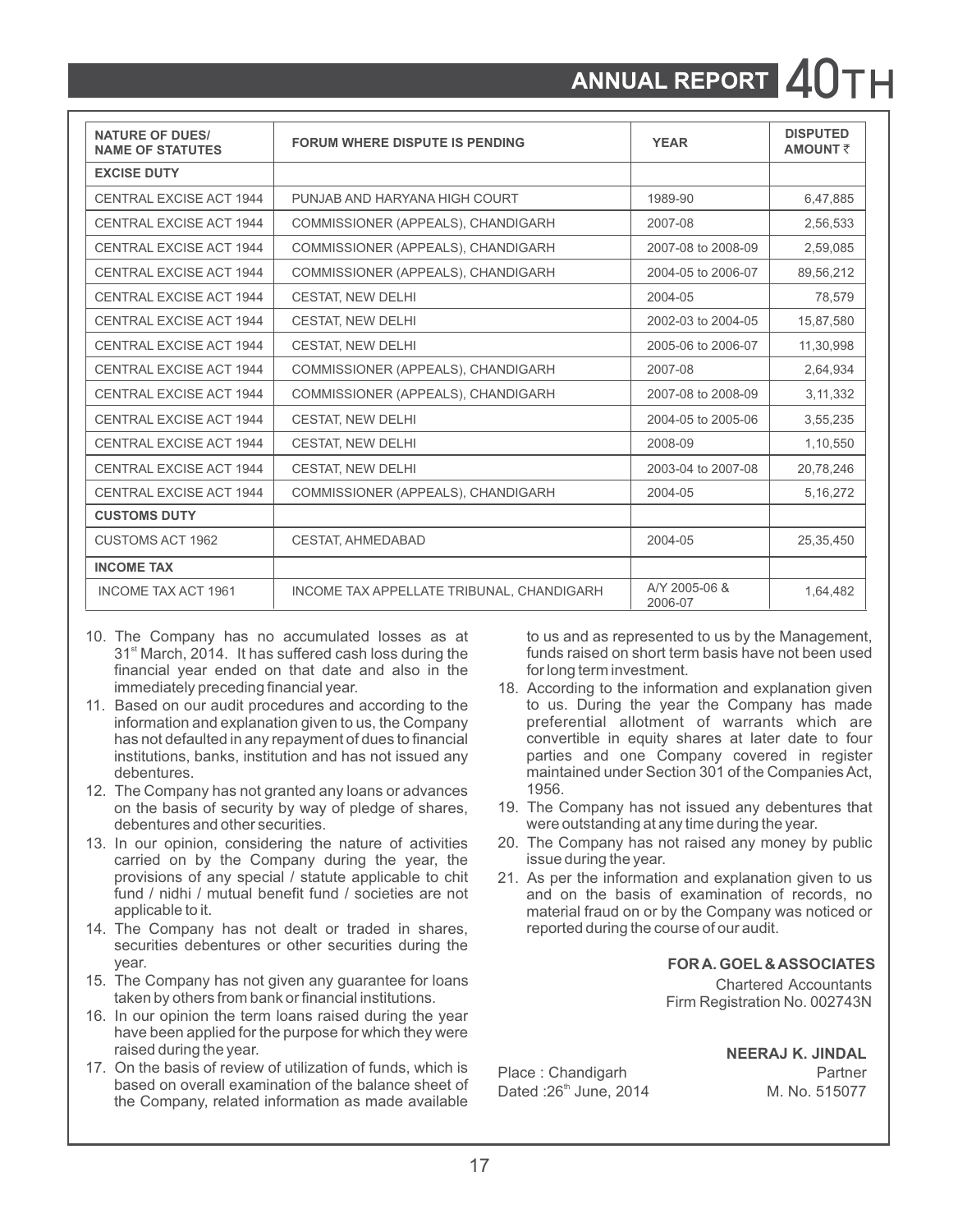| NATURE OF DUES/ NAME OF STATUTES | FORUM WHERE DISPUTE IS PENDING | YEAR | DISPUTED AMOUNT ₹ |
|---|---|---|---|
| **EXCISE DUTY** | | | |
| CENTRAL EXCISE ACT 1944 | PUNJAB AND HARYANA HIGH COURT | 1989-90 | 6,47,885 |
| CENTRAL EXCISE ACT 1944 | COMMISSIONER (APPEALS), CHANDIGARH | 2007-08 | 2,56,533 |
| CENTRAL EXCISE ACT 1944 | COMMISSIONER (APPEALS), CHANDIGARH | 2007-08 to 2008-09 | 2,59,085 |
| CENTRAL EXCISE ACT 1944 | COMMISSIONER (APPEALS), CHANDIGARH | 2004-05 to 2006-07 | 89,56,212 |
| CENTRAL EXCISE ACT 1944 | CESTAT, NEW DELHI | 2004-05 | 78,579 |
| CENTRAL EXCISE ACT 1944 | CESTAT, NEW DELHI | 2002-03 to 2004-05 | 15,87,580 |
| CENTRAL EXCISE ACT 1944 | CESTAT, NEW DELHI | 2005-06 to 2006-07 | 11,30,998 |
| CENTRAL EXCISE ACT 1944 | COMMISSIONER (APPEALS), CHANDIGARH | 2007-08 | 2,64,934 |
| CENTRAL EXCISE ACT 1944 | COMMISSIONER (APPEALS), CHANDIGARH | 2007-08 to 2008-09 | 3,11,332 |
| CENTRAL EXCISE ACT 1944 | CESTAT, NEW DELHI | 2004-05 to 2005-06 | 3,55,235 |
| CENTRAL EXCISE ACT 1944 | CESTAT, NEW DELHI | 2008-09 | 1,10,550 |
| CENTRAL EXCISE ACT 1944 | CESTAT, NEW DELHI | 2003-04 to 2007-08 | 20,78,246 |
| CENTRAL EXCISE ACT 1944 | COMMISSIONER (APPEALS), CHANDIGARH | 2004-05 | 5,16,272 |
| **CUSTOMS DUTY** | | | |
| CUSTOMS ACT 1962 | CESTAT, AHMEDABAD | 2004-05 | 25,35,450 |
| **INCOME TAX** | | | |
| INCOME TAX ACT 1961 | INCOME TAX APPELLATE TRIBUNAL, CHANDIGARH | A/Y 2005-06 & 2006-07 | 1,64,482 |

10. The Company has no accumulated losses as at 31st March, 2014. It has suffered cash loss during the financial year ended on that date and also in the immediately preceding financial year.
11. Based on our audit procedures and according to the information and explanation given to us, the Company has not defaulted in any repayment of dues to financial institutions, banks, institution and has not issued any debentures.
12. The Company has not granted any loans or advances on the basis of security by way of pledge of shares, debentures and other securities.
13. In our opinion, considering the nature of activities carried on by the Company during the year, the provisions of any special / statute applicable to chit fund / nidhi / mutual benefit fund / societies are not applicable to it.
14. The Company has not dealt or traded in shares, securities debentures or other securities during the year.
15. The Company has not given any guarantee for loans taken by others from bank or financial institutions.
16. In our opinion the term loans raised during the year have been applied for the purpose for which they were raised during the year.
17. On the basis of review of utilization of funds, which is based on overall examination of the balance sheet of the Company, related information as made available to us and as represented to us by the Management, funds raised on short term basis have not been used for long term investment.
18. According to the information and explanation given to us. During the year the Company has made preferential allotment of warrants which are convertible in equity shares at later date to four parties and one Company covered in register maintained under Section 301 of the Companies Act, 1956.
19. The Company has not issued any debentures that were outstanding at any time during the year.
20. The Company has not raised any money by public issue during the year.
21. As per the information and explanation given to us and on the basis of examination of records, no material fraud on or by the Company was noticed or reported during the course of our audit.

**FOR A. GOEL & ASSOCIATES**
Chartered Accountants
Firm Registration No. 002743N

**NEERAJ K. JINDAL**
Partner
M. No. 515077

Place : Chandigarh
Dated :26th June, 2014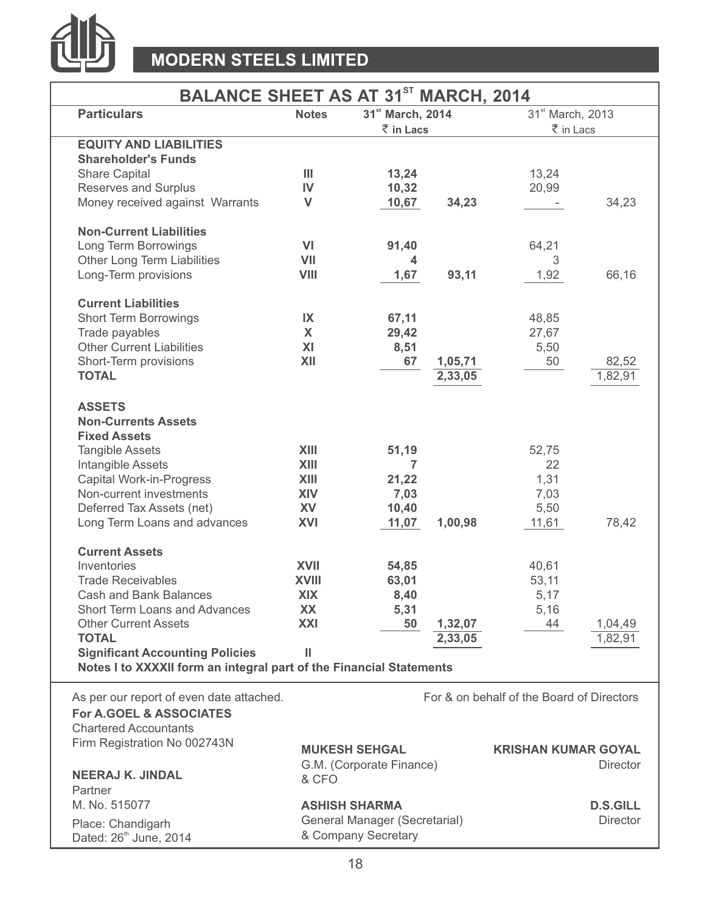# MODERN STEELS LIMITED

## BALANCE SHEET AS AT 31ST MARCH, 2014

| Particulars | Notes | 31st March, 2014 ₹ in Lacs | | 31st March, 2013 ₹ in Lacs | |
|---|---|---|---|---|---|
| **EQUITY AND LIABILITIES** | | | | | |
| **Shareholder's Funds** | | | | | |
| Share Capital | III | 13,24 | | 13,24 | |
| Reserves and Surplus | IV | 10,32 | | 20,99 | |
| Money received against Warrants | V | 10,67 | 34,23 | - | 34,23 |
| **Non-Current Liabilities** | | | | | |
| Long Term Borrowings | VI | 91,40 | | 64,21 | |
| Other Long Term Liabilities | VII | 4 | | 3 | |
| Long-Term provisions | VIII | 1,67 | 93,11 | 1,92 | 66,16 |
| **Current Liabilities** | | | | | |
| Short Term Borrowings | IX | 67,11 | | 48,85 | |
| Trade payables | X | 29,42 | | 27,67 | |
| Other Current Liabilities | XI | 8,51 | | 5,50 | |
| Short-Term provisions | XII | 67 | 1,05,71 | 50 | 82,52 |
| **TOTAL** | | | 2,33,05 | | 1,82,91 |
| **ASSETS** | | | | | |
| **Non-Currents Assets** | | | | | |
| **Fixed Assets** | | | | | |
| Tangible Assets | XIII | 51,19 | | 52,75 | |
| Intangible Assets | XIII | 7 | | 22 | |
| Capital Work-in-Progress | XIII | 21,22 | | 1,31 | |
| Non-current investments | XIV | 7,03 | | 7,03 | |
| Deferred Tax Assets (net) | XV | 10,40 | | 5,50 | |
| Long Term Loans and advances | XVI | 11,07 | 1,00,98 | 11,61 | 78,42 |
| **Current Assets** | | | | | |
| Inventories | XVII | 54,85 | | 40,61 | |
| Trade Receivables | XVIII | 63,01 | | 53,11 | |
| Cash and Bank Balances | XIX | 8,40 | | 5,17 | |
| Short Term Loans and Advances | XX | 5,31 | | 5,16 | |
| Other Current Assets | XXI | 50 | 1,32,07 | 44 | 1,04,49 |
| **TOTAL** | | | 2,33,05 | | 1,82,91 |
| **Significant Accounting Policies** | II | | | | |

**Notes I to XXXXII form an integral part of the Financial Statements**

As per our report of even date attached.
**For A.GOEL & ASSOCIATES**
Chartered Accountants
Firm Registration No 002743N

**NEERAJ K. JINDAL**
Partner
M. No. 515077

Place: Chandigarh
Dated: 26th June, 2014

For & on behalf of the Board of Directors

**MUKESH SEHGAL**
G.M. (Corporate Finance) & CFO

**KRISHAN KUMAR GOYAL**
Director

**ASHISH SHARMA**
General Manager (Secretarial) & Company Secretary

**D.S.GILL**
Director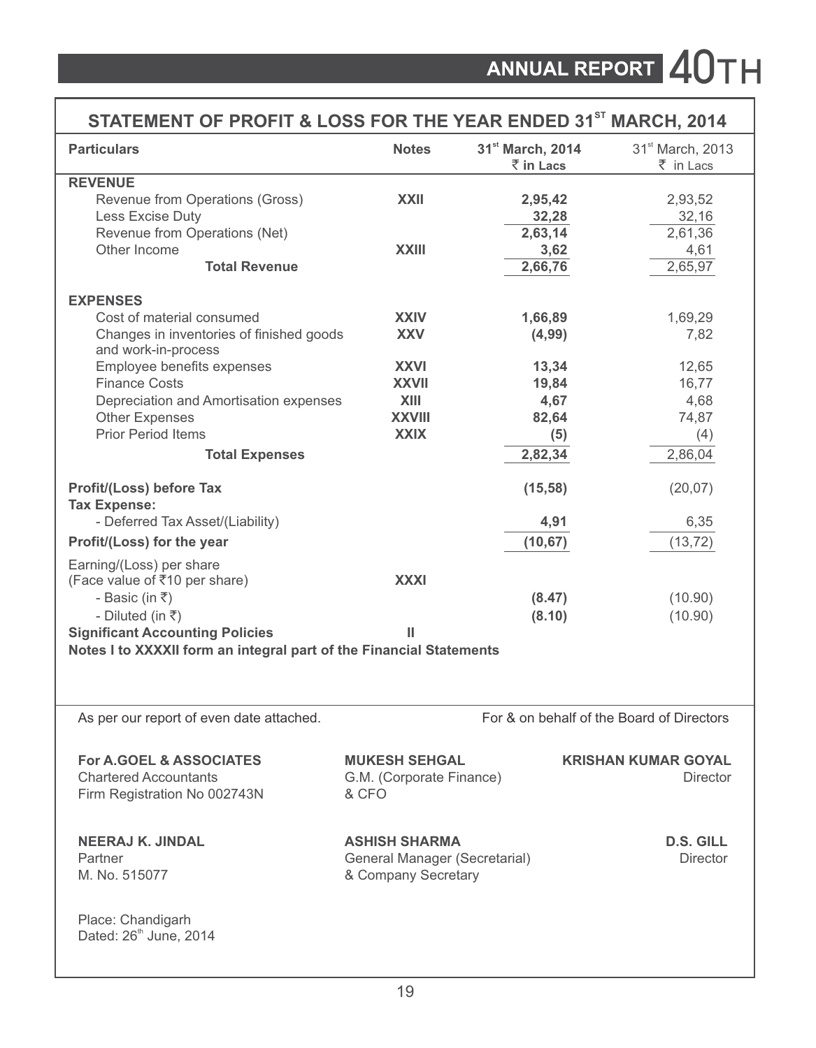## STATEMENT OF PROFIT & LOSS FOR THE YEAR ENDED 31[ST] MARCH, 2014

| Particulars | Notes | 31[st] March, 2014 ₹ in Lacs | 31[st] March, 2013 ₹ in Lacs |
|---|---|---|---|
| **REVENUE** | | | |
| Revenue from Operations (Gross) | XXII | 2,95,42 | 2,93,52 |
| Less Excise Duty | | 32,28 | 32,16 |
| Revenue from Operations (Net) | | 2,63,14 | 2,61,36 |
| Other Income | XXIII | 3,62 | 4,61 |
| **Total Revenue** | | 2,66,76 | 2,65,97 |
| **EXPENSES** | | | |
| Cost of material consumed | XXIV | 1,66,89 | 1,69,29 |
| Changes in inventories of finished goods and work-in-process | XXV | (4,99) | 7,82 |
| Employee benefits expenses | XXVI | 13,34 | 12,65 |
| Finance Costs | XXVII | 19,84 | 16,77 |
| Depreciation and Amortisation expenses | XIII | 4,67 | 4,68 |
| Other Expenses | XXVIII | 82,64 | 74,87 |
| Prior Period Items | XXIX | (5) | (4) |
| **Total Expenses** | | 2,82,34 | 2,86,04 |
| **Profit/(Loss) before Tax** | | (15,58) | (20,07) |
| **Tax Expense:** | | | |
| - Deferred Tax Asset/(Liability) | | 4,91 | 6,35 |
| **Profit/(Loss) for the year** | | (10,67) | (13,72) |
| Earning/(Loss) per share (Face value of ₹10 per share) | XXXI | | |
| - Basic (in ₹) | | (8.47) | (10.90) |
| - Diluted (in ₹) | | (8.10) | (10.90) |
| **Significant Accounting Policies** | II | | |

**Notes I to XXXXII form an integral part of the Financial Statements**

As per our report of even date attached.

For & on behalf of the Board of Directors

**For A.GOEL & ASSOCIATES**
Chartered Accountants
Firm Registration No 002743N

**MUKESH SEHGAL**
G.M. (Corporate Finance) & CFO

**KRISHAN KUMAR GOYAL**
Director

**NEERAJ K. JINDAL**
Partner
M. No. 515077

**ASHISH SHARMA**
General Manager (Secretarial) & Company Secretary

**D.S. GILL**
Director

Place: Chandigarh
Dated: 26[th] June, 2014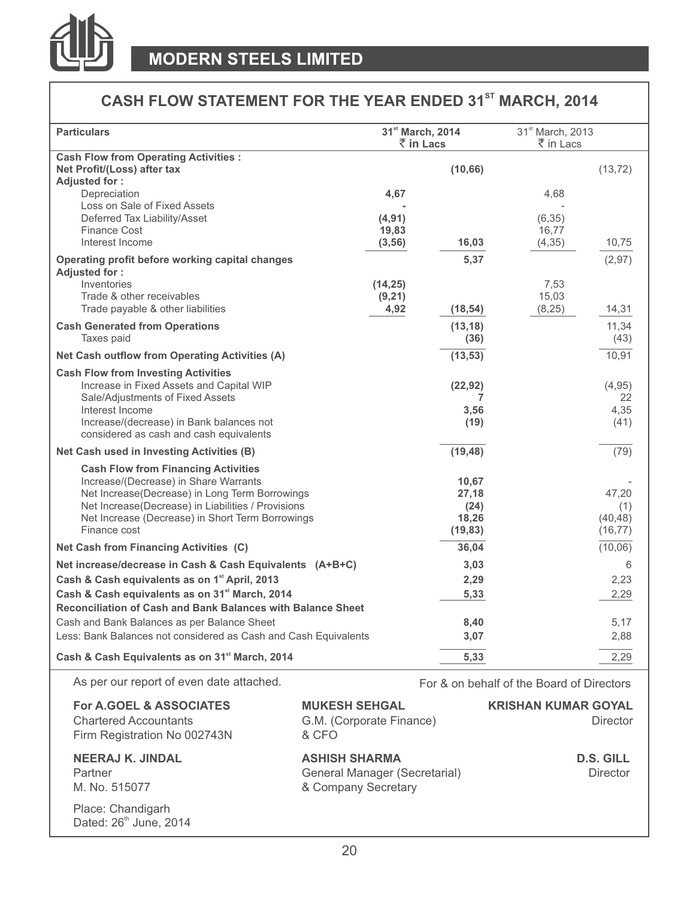# MODERN STEELS LIMITED

## CASH FLOW STATEMENT FOR THE YEAR ENDED 31ST MARCH, 2014

| Particulars | 31st March, 2014 ₹ in Lacs | | 31st March, 2013 ₹ in Lacs | |
|---|---|---|---|---|
| **Cash Flow from Operating Activities :** | | | | |
| **Net Profit/(Loss) after tax** | | **(10,66)** | | (13,72) |
| **Adjusted for :** | | | | |
| Depreciation | **4,67** | | 4,68 | |
| Loss on Sale of Fixed Assets | **-** | | - | |
| Deferred Tax Liability/Asset | **(4,91)** | | (6,35) | |
| Finance Cost | **19,83** | | 16,77 | |
| Interest Income | **(3,56)** | **16,03** | (4,35) | 10,75 |
| **Operating profit before working capital changes** | | **5,37** | | (2,97) |
| **Adjusted for :** | | | | |
| Inventories | **(14,25)** | | 7,53 | |
| Trade & other receivables | **(9,21)** | | 15,03 | |
| Trade payable & other liabilities | **4,92** | **(18,54)** | (8,25) | 14,31 |
| **Cash Generated from Operations** | | **(13,18)** | | 11,34 |
| Taxes paid | | **(36)** | | (43) |
| **Net Cash outflow from Operating Activities (A)** | | **(13,53)** | | 10,91 |
| **Cash Flow from Investing Activities** | | | | |
| Increase in Fixed Assets and Capital WIP | | **(22,92)** | | (4,95) |
| Sale/Adjustments of Fixed Assets | | **7** | | 22 |
| Interest Income | | **3,56** | | 4,35 |
| Increase/(decrease) in Bank balances not considered as cash and cash equivalents | | **(19)** | | (41) |
| **Net Cash used in Investing Activities (B)** | | **(19,48)** | | (79) |
| **Cash Flow from Financing Activities** | | | | |
| Increase/(Decrease) in Share Warrants | | **10,67** | | - |
| Net Increase(Decrease) in Long Term Borrowings | | **27,18** | | 47,20 |
| Net Increase(Decrease) in Liabilities / Provisions | | **(24)** | | (1) |
| Net Increase (Decrease) in Short Term Borrowings | | **18,26** | | (40,48) |
| Finance cost | | **(19,83)** | | (16,77) |
| **Net Cash from Financing Activities (C)** | | **36,04** | | (10,06) |
| **Net increase/decrease in Cash & Cash Equivalents (A+B+C)** | | **3,03** | | 6 |
| **Cash & Cash equivalents as on 1st April, 2013** | | **2,29** | | 2,23 |
| **Cash & Cash equivalents as on 31st March, 2014** | | **5,33** | | 2,29 |
| **Reconciliation of Cash and Bank Balances with Balance Sheet** | | | | |
| Cash and Bank Balances as per Balance Sheet | | **8,40** | | 5,17 |
| Less: Bank Balances not considered as Cash and Cash Equivalents | | **3,07** | | 2,88 |
| **Cash & Cash Equivalents as on 31st March, 2014** | | **5,33** | | 2,29 |

As per our report of even date attached.

For & on behalf of the Board of Directors

**For A.GOEL & ASSOCIATES**
Chartered Accountants
Firm Registration No 002743N

**NEERAJ K. JINDAL**
Partner
M. No. 515077

Place: Chandigarh
Dated: 26th June, 2014

**MUKESH SEHGAL**
G.M. (Corporate Finance) & CFO

**ASHISH SHARMA**
General Manager (Secretarial) & Company Secretary

**KRISHAN KUMAR GOYAL**
Director

**D.S. GILL**
Director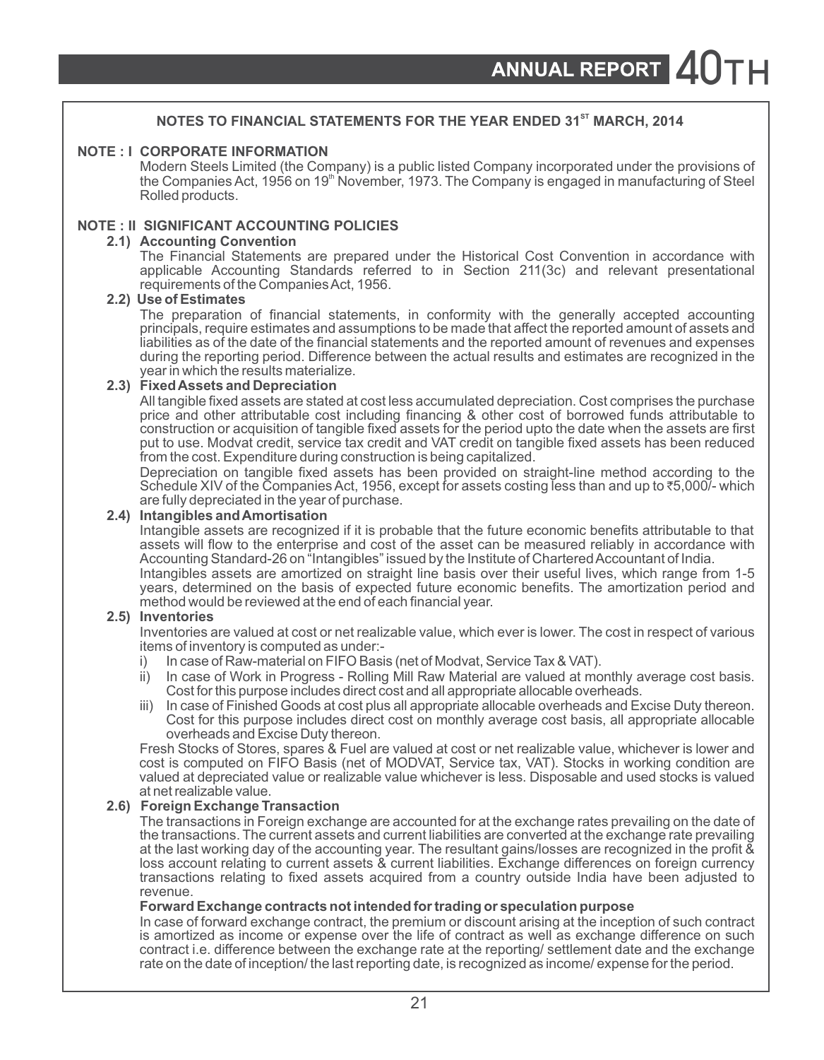## NOTES TO FINANCIAL STATEMENTS FOR THE YEAR ENDED 31ST MARCH, 2014

### NOTE : I CORPORATE INFORMATION

Modern Steels Limited (the Company) is a public listed Company incorporated under the provisions of the Companies Act, 1956 on 19th November, 1973. The Company is engaged in manufacturing of Steel Rolled products.

### NOTE : II SIGNIFICANT ACCOUNTING POLICIES

**2.1) Accounting Convention**

The Financial Statements are prepared under the Historical Cost Convention in accordance with applicable Accounting Standards referred to in Section 211(3c) and relevant presentational requirements of the Companies Act, 1956.

**2.2) Use of Estimates**

The preparation of financial statements, in conformity with the generally accepted accounting principals, require estimates and assumptions to be made that affect the reported amount of assets and liabilities as of the date of the financial statements and the reported amount of revenues and expenses during the reporting period. Difference between the actual results and estimates are recognized in the year in which the results materialize.

**2.3) Fixed Assets and Depreciation**

All tangible fixed assets are stated at cost less accumulated depreciation. Cost comprises the purchase price and other attributable cost including financing & other cost of borrowed funds attributable to construction or acquisition of tangible fixed assets for the period upto the date when the assets are first put to use. Modvat credit, service tax credit and VAT credit on tangible fixed assets has been reduced from the cost. Expenditure during construction is being capitalized.

Depreciation on tangible fixed assets has been provided on straight-line method according to the Schedule XIV of the Companies Act, 1956, except for assets costing less than and up to ₹5,000/- which are fully depreciated in the year of purchase.

**2.4) Intangibles and Amortisation**

Intangible assets are recognized if it is probable that the future economic benefits attributable to that assets will flow to the enterprise and cost of the asset can be measured reliably in accordance with Accounting Standard-26 on "Intangibles" issued by the Institute of Chartered Accountant of India.

Intangibles assets are amortized on straight line basis over their useful lives, which range from 1-5 years, determined on the basis of expected future economic benefits. The amortization period and method would be reviewed at the end of each financial year.

**2.5) Inventories**

Inventories are valued at cost or net realizable value, which ever is lower. The cost in respect of various items of inventory is computed as under:-

i) In case of Raw-material on FIFO Basis (net of Modvat, Service Tax & VAT).
ii) In case of Work in Progress - Rolling Mill Raw Material are valued at monthly average cost basis. Cost for this purpose includes direct cost and all appropriate allocable overheads.
iii) In case of Finished Goods at cost plus all appropriate allocable overheads and Excise Duty thereon. Cost for this purpose includes direct cost on monthly average cost basis, all appropriate allocable overheads and Excise Duty thereon.

Fresh Stocks of Stores, spares & Fuel are valued at cost or net realizable value, whichever is lower and cost is computed on FIFO Basis (net of MODVAT, Service tax, VAT). Stocks in working condition are valued at depreciated value or realizable value whichever is less. Disposable and used stocks is valued at net realizable value.

**2.6) Foreign Exchange Transaction**

The transactions in Foreign exchange are accounted for at the exchange rates prevailing on the date of the transactions. The current assets and current liabilities are converted at the exchange rate prevailing at the last working day of the accounting year. The resultant gains/losses are recognized in the profit & loss account relating to current assets & current liabilities. Exchange differences on foreign currency transactions relating to fixed assets acquired from a country outside India have been adjusted to revenue.

**Forward Exchange contracts not intended for trading or speculation purpose**

In case of forward exchange contract, the premium or discount arising at the inception of such contract is amortized as income or expense over the life of contract as well as exchange difference on such contract i.e. difference between the exchange rate at the reporting/ settlement date and the exchange rate on the date of inception/ the last reporting date, is recognized as income/ expense for the period.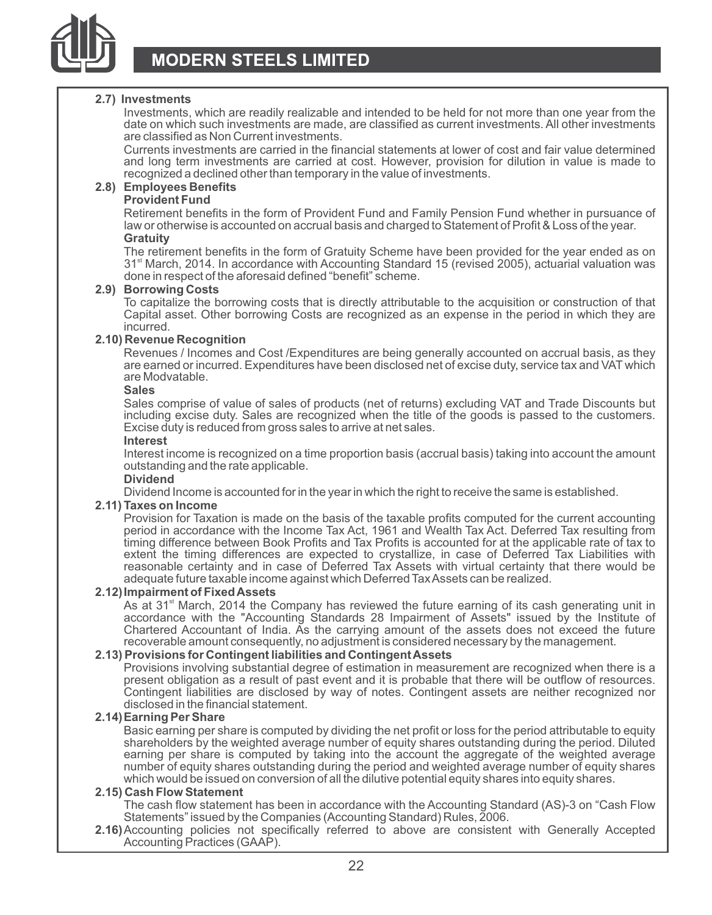### 2.7) Investments

Investments, which are readily realizable and intended to be held for not more than one year from the date on which such investments are made, are classified as current investments. All other investments are classified as Non Current investments.

Currents investments are carried in the financial statements at lower of cost and fair value determined and long term investments are carried at cost. However, provision for dilution in value is made to recognized a declined other than temporary in the value of investments.

### 2.8) Employees Benefits

**Provident Fund**

Retirement benefits in the form of Provident Fund and Family Pension Fund whether in pursuance of law or otherwise is accounted on accrual basis and charged to Statement of Profit & Loss of the year.

**Gratuity**

The retirement benefits in the form of Gratuity Scheme have been provided for the year ended as on 31st March, 2014. In accordance with Accounting Standard 15 (revised 2005), actuarial valuation was done in respect of the aforesaid defined "benefit" scheme.

### 2.9) Borrowing Costs

To capitalize the borrowing costs that is directly attributable to the acquisition or construction of that Capital asset. Other borrowing Costs are recognized as an expense in the period in which they are incurred.

### 2.10) Revenue Recognition

Revenues / Incomes and Cost /Expenditures are being generally accounted on accrual basis, as they are earned or incurred. Expenditures have been disclosed net of excise duty, service tax and VAT which are Modvatable.

**Sales**

Sales comprise of value of sales of products (net of returns) excluding VAT and Trade Discounts but including excise duty. Sales are recognized when the title of the goods is passed to the customers. Excise duty is reduced from gross sales to arrive at net sales.

**Interest**

Interest income is recognized on a time proportion basis (accrual basis) taking into account the amount outstanding and the rate applicable.

**Dividend**

Dividend Income is accounted for in the year in which the right to receive the same is established.

### 2.11) Taxes on Income

Provision for Taxation is made on the basis of the taxable profits computed for the current accounting period in accordance with the Income Tax Act, 1961 and Wealth Tax Act. Deferred Tax resulting from timing difference between Book Profits and Tax Profits is accounted for at the applicable rate of tax to extent the timing differences are expected to crystallize, in case of Deferred Tax Liabilities with reasonable certainty and in case of Deferred Tax Assets with virtual certainty that there would be adequate future taxable income against which Deferred Tax Assets can be realized.

### 2.12) Impairment of Fixed Assets

As at 31st March, 2014 the Company has reviewed the future earning of its cash generating unit in accordance with the "Accounting Standards 28 Impairment of Assets" issued by the Institute of Chartered Accountant of India. As the carrying amount of the assets does not exceed the future recoverable amount consequently, no adjustment is considered necessary by the management.

### 2.13) Provisions for Contingent liabilities and Contingent Assets

Provisions involving substantial degree of estimation in measurement are recognized when there is a present obligation as a result of past event and it is probable that there will be outflow of resources. Contingent liabilities are disclosed by way of notes. Contingent assets are neither recognized nor disclosed in the financial statement.

### 2.14) Earning Per Share

Basic earning per share is computed by dividing the net profit or loss for the period attributable to equity shareholders by the weighted average number of equity shares outstanding during the period. Diluted earning per share is computed by taking into the account the aggregate of the weighted average number of equity shares outstanding during the period and weighted average number of equity shares which would be issued on conversion of all the dilutive potential equity shares into equity shares.

### 2.15) Cash Flow Statement

The cash flow statement has been in accordance with the Accounting Standard (AS)-3 on "Cash Flow Statements" issued by the Companies (Accounting Standard) Rules, 2006.

**2.16)** Accounting policies not specifically referred to above are consistent with Generally Accepted Accounting Practices (GAAP).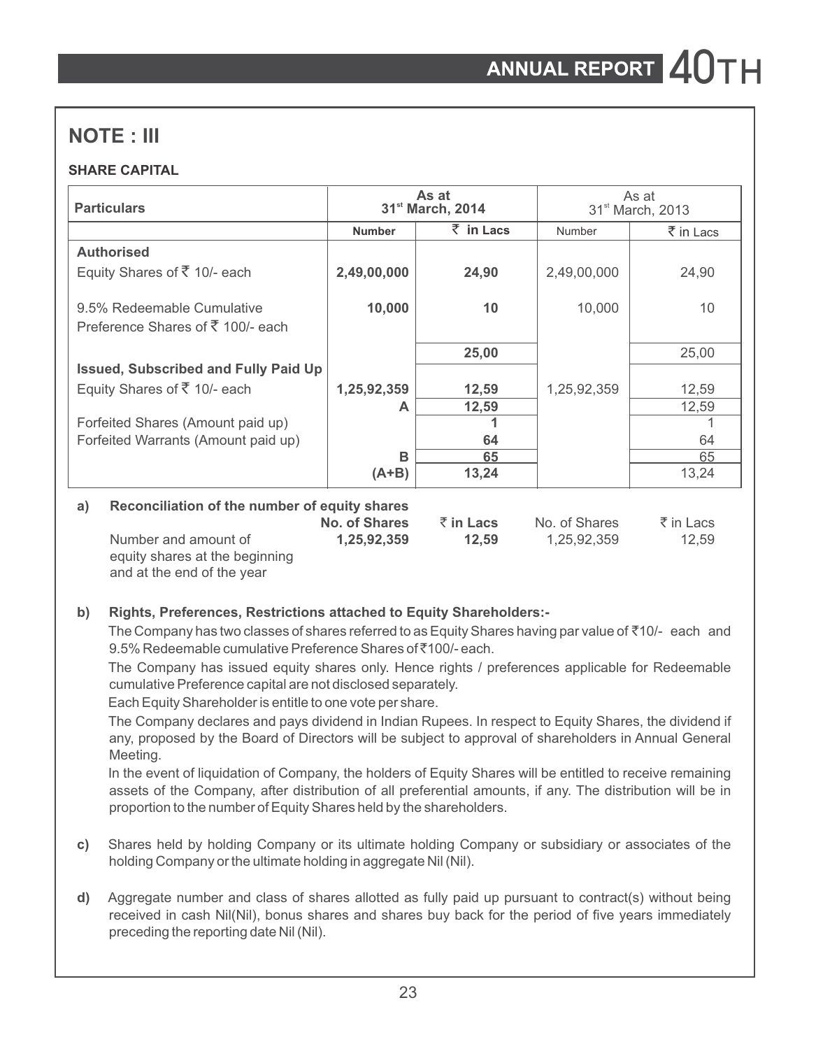## NOTE : III

**SHARE CAPITAL**

| Particulars | As at 31st March, 2014 | | As at 31st March, 2013 | |
|---|---|---|---|---|
| | **Number** | **₹ in Lacs** | Number | ₹ in Lacs |
| **Authorised** | | | | |
| Equity Shares of ₹ 10/- each | **2,49,00,000** | **24,90** | 2,49,00,000 | 24,90 |
| 9.5% Redeemable Cumulative Preference Shares of ₹ 100/- each | **10,000** | **10** | 10,000 | 10 |
| | | **25,00** | | 25,00 |
| **Issued, Subscribed and Fully Paid Up** | | | | |
| Equity Shares of ₹ 10/- each | **1,25,92,359** | **12,59** | 1,25,92,359 | 12,59 |
| | **A** | **12,59** | | 12,59 |
| Forfeited Shares (Amount paid up) | | **1** | | 1 |
| Forfeited Warrants (Amount paid up) | | **64** | | 64 |
| | **B** | **65** | | 65 |
| | **(A+B)** | **13,24** | | 13,24 |

**a) Reconciliation of the number of equity shares**

| | **No. of Shares** | **₹ in Lacs** | No. of Shares | ₹ in Lacs |
|---|---|---|---|---|
| Number and amount of equity shares at the beginning and at the end of the year | **1,25,92,359** | **12,59** | 1,25,92,359 | 12,59 |

**b) Rights, Preferences, Restrictions attached to Equity Shareholders:-**

The Company has two classes of shares referred to as Equity Shares having par value of ₹10/- each and 9.5% Redeemable cumulative Preference Shares of ₹100/- each.

The Company has issued equity shares only. Hence rights / preferences applicable for Redeemable cumulative Preference capital are not disclosed separately.

Each Equity Shareholder is entitle to one vote per share.

The Company declares and pays dividend in Indian Rupees. In respect to Equity Shares, the dividend if any, proposed by the Board of Directors will be subject to approval of shareholders in Annual General Meeting.

In the event of liquidation of Company, the holders of Equity Shares will be entitled to receive remaining assets of the Company, after distribution of all preferential amounts, if any. The distribution will be in proportion to the number of Equity Shares held by the shareholders.

**c)** Shares held by holding Company or its ultimate holding Company or subsidiary or associates of the holding Company or the ultimate holding in aggregate Nil (Nil).

**d)** Aggregate number and class of shares allotted as fully paid up pursuant to contract(s) without being received in cash Nil(Nil), bonus shares and shares buy back for the period of five years immediately preceding the reporting date Nil (Nil).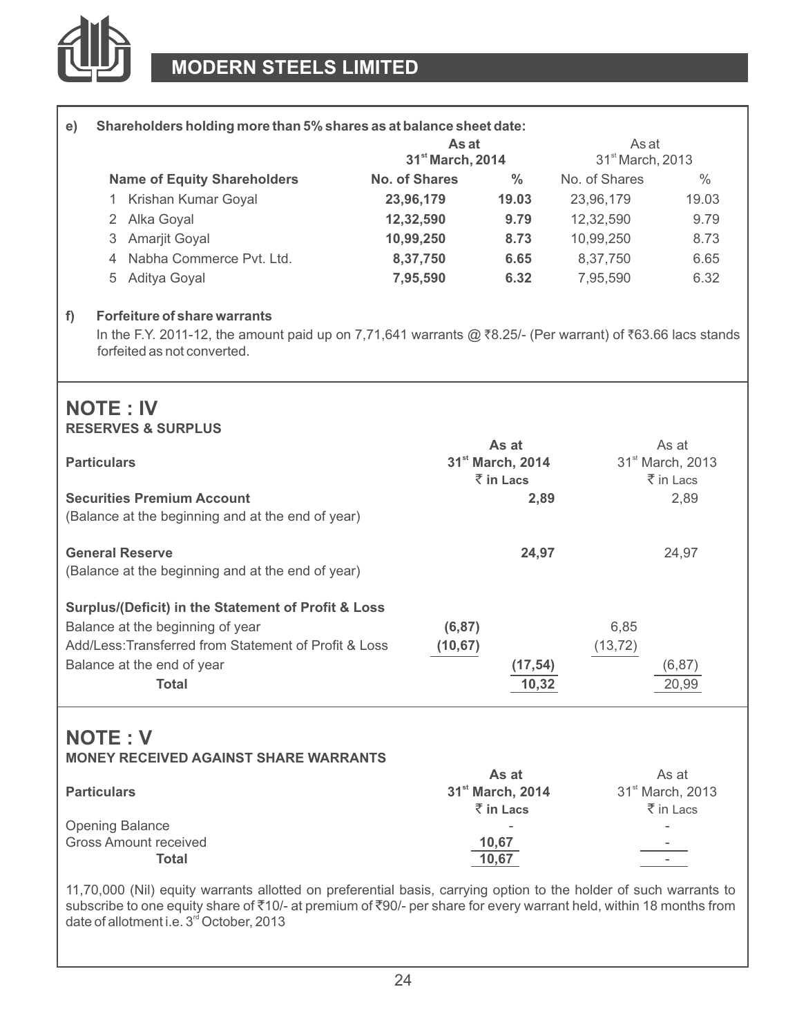**e) Shareholders holding more than 5% shares as at balance sheet date:**

| Name of Equity Shareholders | As at 31st March, 2014 No. of Shares | % | As at 31st March, 2013 No. of Shares | % |
|---|---|---|---|---|
| 1 Krishan Kumar Goyal | **23,96,179** | **19.03** | 23,96,179 | 19.03 |
| 2 Alka Goyal | **12,32,590** | **9.79** | 12,32,590 | 9.79 |
| 3 Amarjit Goyal | **10,99,250** | **8.73** | 10,99,250 | 8.73 |
| 4 Nabha Commerce Pvt. Ltd. | **8,37,750** | **6.65** | 8,37,750 | 6.65 |
| 5 Aditya Goyal | **7,95,590** | **6.32** | 7,95,590 | 6.32 |

**f) Forfeiture of share warrants**

In the F.Y. 2011-12, the amount paid up on 7,71,641 warrants @ ₹8.25/- (Per warrant) of ₹63.66 lacs stands forfeited as not converted.

## NOTE : IV

**RESERVES & SURPLUS**

| Particulars | | As at 31st March, 2014 ₹ in Lacs | | As at 31st March, 2013 ₹ in Lacs |
|---|---|---|---|---|
| **Securities Premium Account** | | **2,89** | | 2,89 |
| (Balance at the beginning and at the end of year) | | | | |
| **General Reserve** | | **24,97** | | 24,97 |
| (Balance at the beginning and at the end of year) | | | | |
| **Surplus/(Deficit) in the Statement of Profit & Loss** | | | | |
| Balance at the beginning of year | **(6,87)** | | 6,85 | |
| Add/Less:Transferred from Statement of Profit & Loss | **(10,67)** | | (13,72) | |
| Balance at the end of year | | **(17,54)** | | (6,87) |
| **Total** | | **10,32** | | 20,99 |

## NOTE : V

**MONEY RECEIVED AGAINST SHARE WARRANTS**

| Particulars | As at 31st March, 2014 ₹ in Lacs | As at 31st March, 2013 ₹ in Lacs |
|---|---|---|
| Opening Balance | - | - |
| Gross Amount received | **10,67** | - |
| **Total** | **10,67** | - |

11,70,000 (Nil) equity warrants allotted on preferential basis, carrying option to the holder of such warrants to subscribe to one equity share of ₹10/- at premium of ₹90/- per share for every warrant held, within 18 months from date of allotment i.e. 3rd October, 2013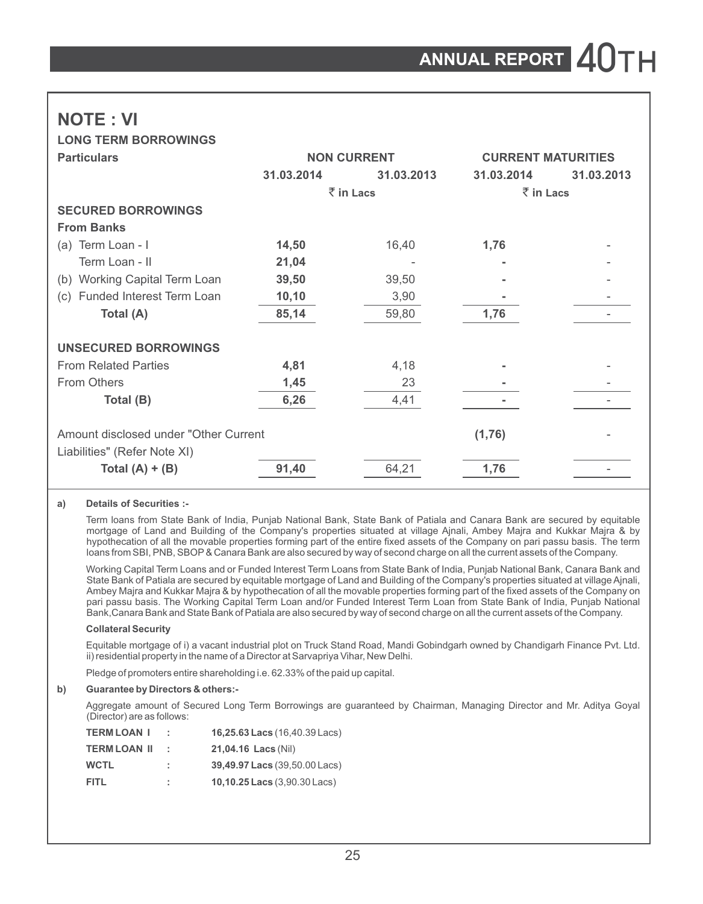## NOTE : VI

### LONG TERM BORROWINGS

| Particulars | NON CURRENT | | CURRENT MATURITIES | |
|---|---|---|---|---|
| | 31.03.2014 | 31.03.2013 | 31.03.2014 | 31.03.2013 |
| | ₹ in Lacs | | ₹ in Lacs | |
| **SECURED BORROWINGS** | | | | |
| **From Banks** | | | | |
| (a) Term Loan - I | **14,50** | 16,40 | **1,76** | - |
| Term Loan - II | **21,04** | - | **-** | - |
| (b) Working Capital Term Loan | **39,50** | 39,50 | **-** | - |
| (c) Funded Interest Term Loan | **10,10** | 3,90 | **-** | - |
| **Total (A)** | **85,14** | 59,80 | **1,76** | - |
| **UNSECURED BORROWINGS** | | | | |
| From Related Parties | **4,81** | 4,18 | **-** | - |
| From Others | **1,45** | 23 | **-** | - |
| **Total (B)** | **6,26** | 4,41 | **-** | - |
| Amount disclosed under "Other Current Liabilities" (Refer Note XI) | | | **(1,76)** | - |
| **Total (A) + (B)** | **91,40** | 64,21 | **1,76** | - |

**a) Details of Securities :-**

Term loans from State Bank of India, Punjab National Bank, State Bank of Patiala and Canara Bank are secured by equitable mortgage of Land and Building of the Company's properties situated at village Ajnali, Ambey Majra and Kukkar Majra & by hypothecation of all the movable properties forming part of the entire fixed assets of the Company on pari passu basis. The term loans from SBI, PNB, SBOP & Canara Bank are also secured by way of second charge on all the current assets of the Company.

Working Capital Term Loans and or Funded Interest Term Loans from State Bank of India, Punjab National Bank, Canara Bank and State Bank of Patiala are secured by equitable mortgage of Land and Building of the Company's properties situated at village Ajnali, Ambey Majra and Kukkar Majra & by hypothecation of all the movable properties forming part of the fixed assets of the Company on pari passu basis. The Working Capital Term Loan and/or Funded Interest Term Loan from State Bank of India, Punjab National Bank,Canara Bank and State Bank of Patiala are also secured by way of second charge on all the current assets of the Company.

**Collateral Security**

Equitable mortgage of i) a vacant industrial plot on Truck Stand Road, Mandi Gobindgarh owned by Chandigarh Finance Pvt. Ltd. ii) residential property in the name of a Director at Sarvapriya Vihar, New Delhi.

Pledge of promoters entire shareholding i.e. 62.33% of the paid up capital.

**b) Guarantee by Directors & others:-**

Aggregate amount of Secured Long Term Borrowings are guaranteed by Chairman, Managing Director and Mr. Aditya Goyal (Director) are as follows:

| | | |
|---|---|---|
| **TERM LOAN I** | : | **16,25.63 Lacs** (16,40.39 Lacs) |
| **TERM LOAN II** | : | **21,04.16 Lacs** (Nil) |
| **WCTL** | : | **39,49.97 Lacs** (39,50.00 Lacs) |
| **FITL** | : | **10,10.25 Lacs** (3,90.30 Lacs) |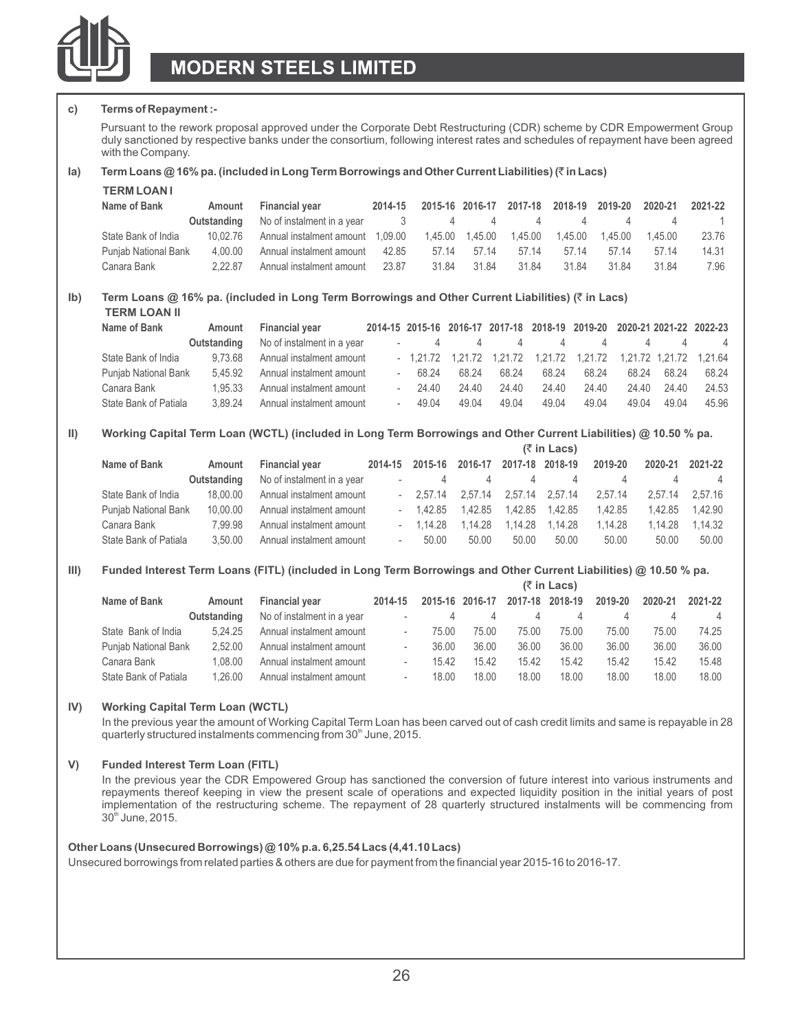**c) Terms of Repayment :-**

Pursuant to the rework proposal approved under the Corporate Debt Restructuring (CDR) scheme by CDR Empowerment Group duly sanctioned by respective banks under the consortium, following interest rates and schedules of repayment have been agreed with the Company.

**Ia) Term Loans @ 16% pa. (included in Long Term Borrowings and Other Current Liabilities) (₹ in Lacs)**

**TERM LOAN I**

| Name of Bank | Amount Outstanding | Financial year | 2014-15 | 2015-16 | 2016-17 | 2017-18 | 2018-19 | 2019-20 | 2020-21 | 2021-22 |
|---|---|---|---|---|---|---|---|---|---|---|
| | | No of instalment in a year | 3 | 4 | 4 | 4 | 4 | 4 | 4 | 1 |
| State Bank of India | 10,02.76 | Annual instalment amount | 1,09.00 | 1,45.00 | 1,45.00 | 1,45.00 | 1,45.00 | 1,45.00 | 1,45.00 | 23.76 |
| Punjab National Bank | 4,00.00 | Annual instalment amount | 42.85 | 57.14 | 57.14 | 57.14 | 57.14 | 57.14 | 57.14 | 14.31 |
| Canara Bank | 2,22.87 | Annual instalment amount | 23.87 | 31.84 | 31.84 | 31.84 | 31.84 | 31.84 | 31.84 | 7.96 |

**Ib) Term Loans @ 16% pa. (included in Long Term Borrowings and Other Current Liabilities) (₹ in Lacs)**

**TERM LOAN II**

| Name of Bank | Amount Outstanding | Financial year | 2014-15 | 2015-16 | 2016-17 | 2017-18 | 2018-19 | 2019-20 | 2020-21 | 2021-22 | 2022-23 |
|---|---|---|---|---|---|---|---|---|---|---|---|
| | | No of instalment in a year | - | 4 | 4 | 4 | 4 | 4 | 4 | 4 | 4 |
| State Bank of India | 9,73.68 | Annual instalment amount | - | 1,21.72 | 1,21.72 | 1,21.72 | 1,21.72 | 1,21.72 | 1,21.72 | 1,21.72 | 1,21.64 |
| Punjab National Bank | 5,45.92 | Annual instalment amount | - | 68.24 | 68.24 | 68.24 | 68.24 | 68.24 | 68.24 | 68.24 | 68.24 |
| Canara Bank | 1,95.33 | Annual instalment amount | - | 24.40 | 24.40 | 24.40 | 24.40 | 24.40 | 24.40 | 24.40 | 24.53 |
| State Bank of Patiala | 3,89.24 | Annual instalment amount | - | 49.04 | 49.04 | 49.04 | 49.04 | 49.04 | 49.04 | 49.04 | 45.96 |

**II) Working Capital Term Loan (WCTL) (included in Long Term Borrowings and Other Current Liabilities) @ 10.50 % pa.**

**(₹ in Lacs)**

| Name of Bank | Amount Outstanding | Financial year | 2014-15 | 2015-16 | 2016-17 | 2017-18 | 2018-19 | 2019-20 | 2020-21 | 2021-22 |
|---|---|---|---|---|---|---|---|---|---|---|
| | | No of instalment in a year | - | 4 | 4 | 4 | 4 | 4 | 4 | 4 |
| State Bank of India | 18,00.00 | Annual instalment amount | - | 2,57.14 | 2,57.14 | 2,57.14 | 2,57.14 | 2,57.14 | 2,57.14 | 2,57.16 |
| Punjab National Bank | 10,00.00 | Annual instalment amount | - | 1,42.85 | 1,42.85 | 1,42.85 | 1,42.85 | 1,42.85 | 1,42.85 | 1,42.90 |
| Canara Bank | 7,99.98 | Annual instalment amount | - | 1,14.28 | 1,14.28 | 1,14.28 | 1,14.28 | 1,14.28 | 1,14.28 | 1,14.32 |
| State Bank of Patiala | 3,50.00 | Annual instalment amount | - | 50.00 | 50.00 | 50.00 | 50.00 | 50.00 | 50.00 | 50.00 |

**III) Funded Interest Term Loans (FITL) (included in Long Term Borrowings and Other Current Liabilities) @ 10.50 % pa.**

**(₹ in Lacs)**

| Name of Bank | Amount Outstanding | Financial year | 2014-15 | 2015-16 | 2016-17 | 2017-18 | 2018-19 | 2019-20 | 2020-21 | 2021-22 |
|---|---|---|---|---|---|---|---|---|---|---|
| | | No of instalment in a year | - | 4 | 4 | 4 | 4 | 4 | 4 | 4 |
| State Bank of India | 5,24.25 | Annual instalment amount | - | 75.00 | 75.00 | 75.00 | 75.00 | 75.00 | 75.00 | 74.25 |
| Punjab National Bank | 2,52.00 | Annual instalment amount | - | 36.00 | 36.00 | 36.00 | 36.00 | 36.00 | 36.00 | 36.00 |
| Canara Bank | 1,08.00 | Annual instalment amount | - | 15.42 | 15.42 | 15.42 | 15.42 | 15.42 | 15.42 | 15.48 |
| State Bank of Patiala | 1,26.00 | Annual instalment amount | - | 18.00 | 18.00 | 18.00 | 18.00 | 18.00 | 18.00 | 18.00 |

**IV) Working Capital Term Loan (WCTL)**

In the previous year the amount of Working Capital Term Loan has been carved out of cash credit limits and same is repayable in 28 quarterly structured instalments commencing from 30th June, 2015.

**V) Funded Interest Term Loan (FITL)**

In the previous year the CDR Empowered Group has sanctioned the conversion of future interest into various instruments and repayments thereof keeping in view the present scale of operations and expected liquidity position in the initial years of post implementation of the restructuring scheme. The repayment of 28 quarterly structured instalments will be commencing from 30th June, 2015.

**Other Loans (Unsecured Borrowings) @ 10% p.a. 6,25.54 Lacs (4,41.10 Lacs)**

Unsecured borrowings from related parties & others are due for payment from the financial year 2015-16 to 2016-17.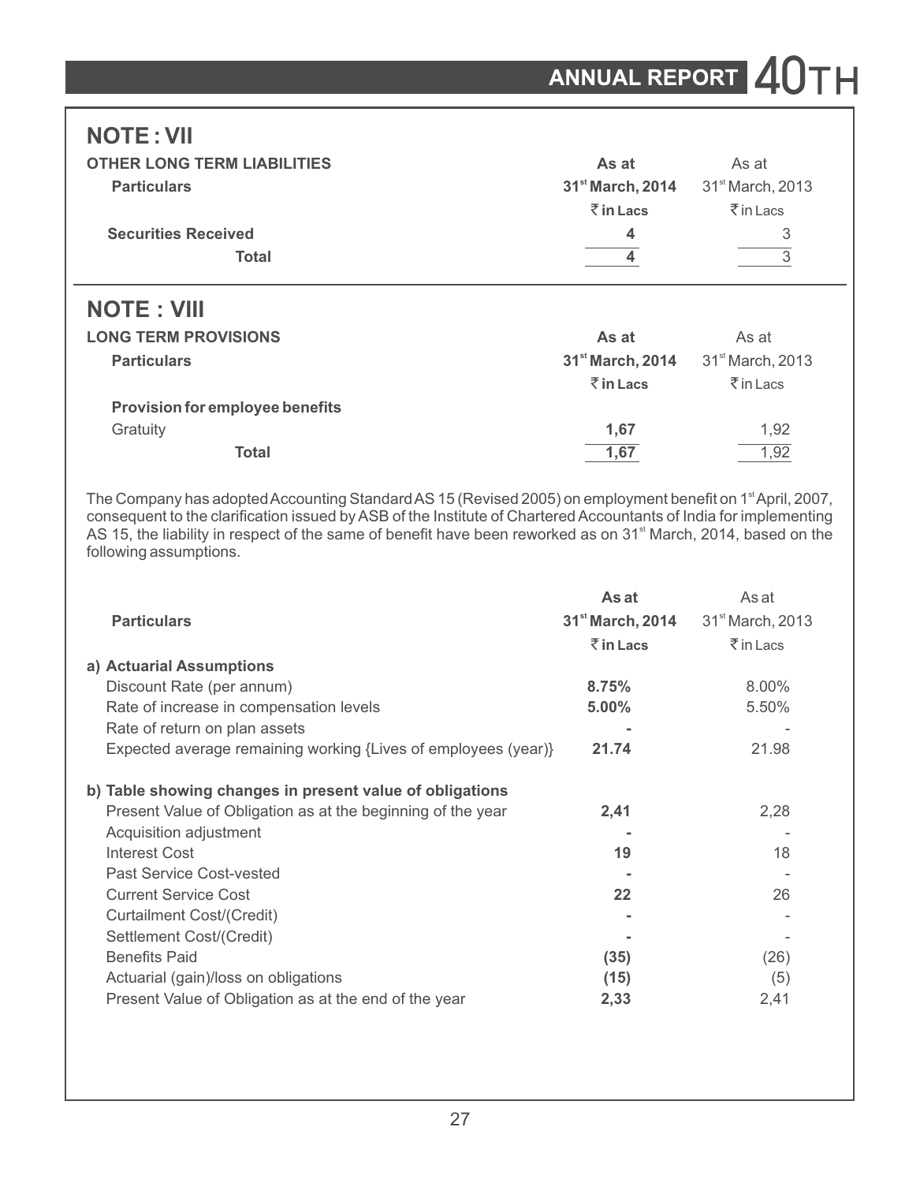## NOTE : VII

**OTHER LONG TERM LIABILITIES**

| Particulars | As at 31st March, 2014 ₹ in Lacs | As at 31st March, 2013 ₹ in Lacs |
|---|---|---|
| Securities Received | 4 | 3 |
| **Total** | **4** | 3 |

## NOTE : VIII

**LONG TERM PROVISIONS**

| Particulars | As at 31st March, 2014 ₹ in Lacs | As at 31st March, 2013 ₹ in Lacs |
|---|---|---|
| **Provision for employee benefits** | | |
| Gratuity | **1,67** | 1,92 |
| **Total** | **1,67** | 1,92 |

The Company has adopted Accounting Standard AS 15 (Revised 2005) on employment benefit on 1st April, 2007, consequent to the clarification issued by ASB of the Institute of Chartered Accountants of India for implementing AS 15, the liability in respect of the same of benefit have been reworked as on 31st March, 2014, based on the following assumptions.

| Particulars | As at 31st March, 2014 ₹ in Lacs | As at 31st March, 2013 ₹ in Lacs |
|---|---|---|
| **a) Actuarial Assumptions** | | |
| Discount Rate (per annum) | **8.75%** | 8.00% |
| Rate of increase in compensation levels | **5.00%** | 5.50% |
| Rate of return on plan assets | **-** | - |
| Expected average remaining working {Lives of employees (year)} | **21.74** | 21.98 |
| **b) Table showing changes in present value of obligations** | | |
| Present Value of Obligation as at the beginning of the year | **2,41** | 2,28 |
| Acquisition adjustment | **-** | - |
| Interest Cost | **19** | 18 |
| Past Service Cost-vested | **-** | - |
| Current Service Cost | **22** | 26 |
| Curtailment Cost/(Credit) | **-** | - |
| Settlement Cost/(Credit) | **-** | - |
| Benefits Paid | **(35)** | (26) |
| Actuarial (gain)/loss on obligations | **(15)** | (5) |
| Present Value of Obligation as at the end of the year | **2,33** | 2,41 |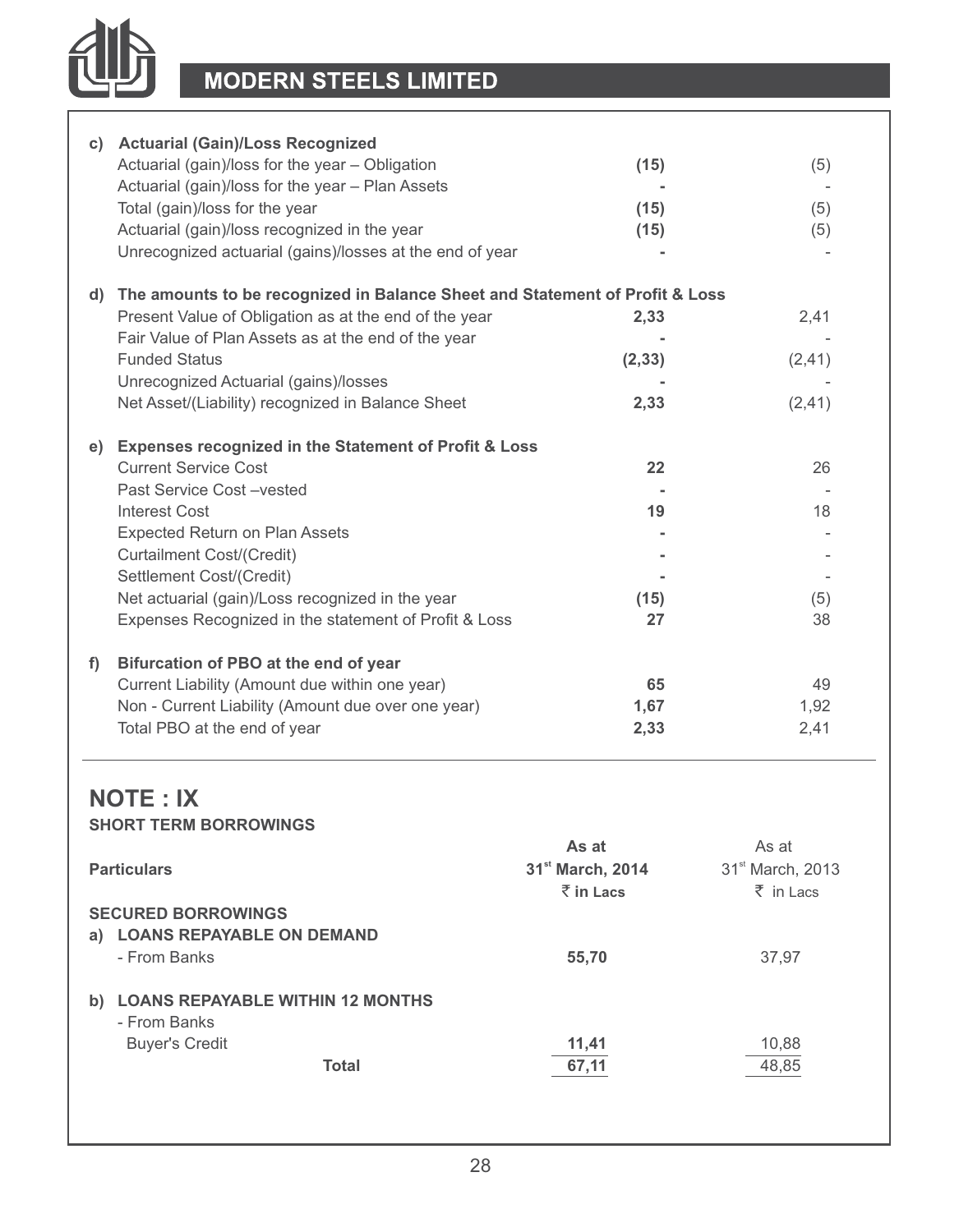| | | | |
|---|---|---|---|
| **c)** | **Actuarial (Gain)/Loss Recognized** | | |
| | Actuarial (gain)/loss for the year – Obligation | **(15)** | (5) |
| | Actuarial (gain)/loss for the year – Plan Assets | **-** | - |
| | Total (gain)/loss for the year | **(15)** | (5) |
| | Actuarial (gain)/loss recognized in the year | **(15)** | (5) |
| | Unrecognized actuarial (gains)/losses at the end of year | **-** | - |
| **d)** | **The amounts to be recognized in Balance Sheet and Statement of Profit & Loss** | | |
| | Present Value of Obligation as at the end of the year | **2,33** | 2,41 |
| | Fair Value of Plan Assets as at the end of the year | **-** | - |
| | Funded Status | **(2,33)** | (2,41) |
| | Unrecognized Actuarial (gains)/losses | **-** | - |
| | Net Asset/(Liability) recognized in Balance Sheet | **2,33** | (2,41) |
| **e)** | **Expenses recognized in the Statement of Profit & Loss** | | |
| | Current Service Cost | **22** | 26 |
| | Past Service Cost –vested | **-** | - |
| | Interest Cost | **19** | 18 |
| | Expected Return on Plan Assets | **-** | - |
| | Curtailment Cost/(Credit) | **-** | - |
| | Settlement Cost/(Credit) | **-** | - |
| | Net actuarial (gain)/Loss recognized in the year | **(15)** | (5) |
| | Expenses Recognized in the statement of Profit & Loss | **27** | 38 |
| **f)** | **Bifurcation of PBO at the end of year** | | |
| | Current Liability (Amount due within one year) | **65** | 49 |
| | Non - Current Liability (Amount due over one year) | **1,67** | 1,92 |
| | Total PBO at the end of year | **2,33** | 2,41 |

## NOTE : IX

**SHORT TERM BORROWINGS**

| Particulars | As at 31st March, 2014 ₹ in Lacs | As at 31st March, 2013 ₹ in Lacs |
|---|---|---|
| **SECURED BORROWINGS** | | |
| **a) LOANS REPAYABLE ON DEMAND** | | |
| - From Banks | **55,70** | 37,97 |
| **b) LOANS REPAYABLE WITHIN 12 MONTHS** | | |
| - From Banks | | |
| Buyer's Credit | **11,41** | 10,88 |
| **Total** | **67,11** | 48,85 |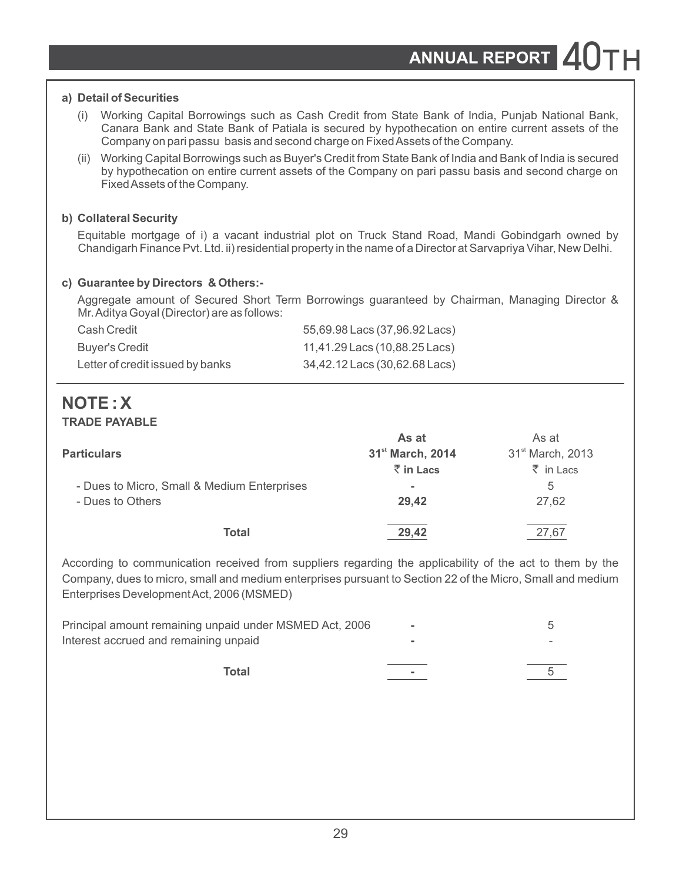**a) Detail of Securities**

(i) Working Capital Borrowings such as Cash Credit from State Bank of India, Punjab National Bank, Canara Bank and State Bank of Patiala is secured by hypothecation on entire current assets of the Company on pari passu basis and second charge on Fixed Assets of the Company.

(ii) Working Capital Borrowings such as Buyer's Credit from State Bank of India and Bank of India is secured by hypothecation on entire current assets of the Company on pari passu basis and second charge on Fixed Assets of the Company.

**b) Collateral Security**

Equitable mortgage of i) a vacant industrial plot on Truck Stand Road, Mandi Gobindgarh owned by Chandigarh Finance Pvt. Ltd. ii) residential property in the name of a Director at Sarvapriya Vihar, New Delhi.

**c) Guarantee by Directors & Others:-**

Aggregate amount of Secured Short Term Borrowings guaranteed by Chairman, Managing Director & Mr. Aditya Goyal (Director) are as follows:

| | |
|---|---|
| Cash Credit | 55,69.98 Lacs (37,96.92 Lacs) |
| Buyer's Credit | 11,41.29 Lacs (10,88.25 Lacs) |
| Letter of credit issued by banks | 34,42.12 Lacs (30,62.68 Lacs) |

## NOTE : X

**TRADE PAYABLE**

| Particulars | As at 31st March, 2014 ₹ in Lacs | As at 31st March, 2013 ₹ in Lacs |
|---|---|---|
| - Dues to Micro, Small & Medium Enterprises | - | 5 |
| - Dues to Others | 29,42 | 27,62 |
| Total | 29,42 | 27,67 |

According to communication received from suppliers regarding the applicability of the act to them by the Company, dues to micro, small and medium enterprises pursuant to Section 22 of the Micro, Small and medium Enterprises Development Act, 2006 (MSMED)

| | | |
|---|---|---|
| Principal amount remaining unpaid under MSMED Act, 2006 | - | 5 |
| Interest accrued and remaining unpaid | - | - |
| Total | - | 5 |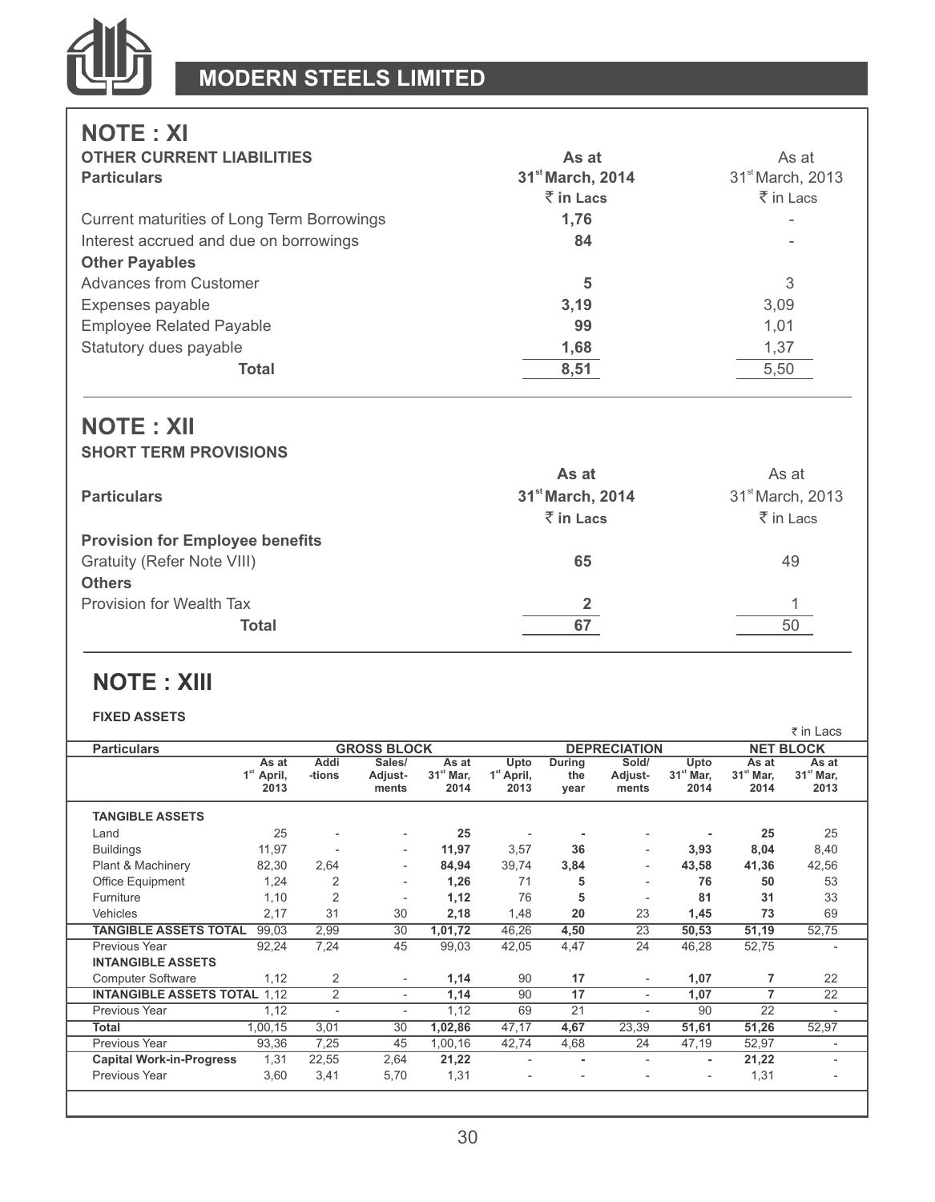## NOTE : XI

**OTHER CURRENT LIABILITIES**

| Particulars | As at 31st March, 2014 ₹ in Lacs | As at 31st March, 2013 ₹ in Lacs |
|---|---|---|
| Current maturities of Long Term Borrowings | **1,76** | - |
| Interest accrued and due on borrowings | **84** | - |
| **Other Payables** | | |
| Advances from Customer | **5** | 3 |
| Expenses payable | **3,19** | 3,09 |
| Employee Related Payable | **99** | 1,01 |
| Statutory dues payable | **1,68** | 1,37 |
| **Total** | **8,51** | 5,50 |

## NOTE : XII

**SHORT TERM PROVISIONS**

| Particulars | As at 31st March, 2014 ₹ in Lacs | As at 31st March, 2013 ₹ in Lacs |
|---|---|---|
| **Provision for Employee benefits** | | |
| Gratuity (Refer Note VIII) | **65** | 49 |
| **Others** | | |
| Provision for Wealth Tax | **2** | 1 |
| **Total** | **67** | 50 |

## NOTE : XIII

**FIXED ASSETS**

₹ in Lacs

| Particulars | GROSS BLOCK | | | | DEPRECIATION | | | | NET BLOCK | |
|---|---|---|---|---|---|---|---|---|---|---|
| | As at 1st April, 2013 | Additions | Sales/ Adjustments | As at 31st Mar, 2014 | Upto 1st April, 2013 | During the year | Sold/ Adjustments | Upto 31st Mar, 2014 | As at 31st Mar, 2014 | As at 31st Mar, 2013 |
| **TANGIBLE ASSETS** | | | | | | | | | | |
| Land | 25 | - | - | **25** | - | **-** | - | **-** | **25** | 25 |
| Buildings | 11,97 | - | - | **11,97** | 3,57 | **36** | - | **3,93** | **8,04** | 8,40 |
| Plant & Machinery | 82,30 | 2,64 | - | **84,94** | 39,74 | **3,84** | - | **43,58** | **41,36** | 42,56 |
| Office Equipment | 1,24 | 2 | - | **1,26** | 71 | **5** | - | **76** | **50** | 53 |
| Furniture | 1,10 | 2 | - | **1,12** | 76 | **5** | - | **81** | **31** | 33 |
| Vehicles | 2,17 | 31 | 30 | **2,18** | 1,48 | **20** | 23 | **1,45** | **73** | 69 |
| **TANGIBLE ASSETS TOTAL** | 99,03 | 2,99 | 30 | **1,01,72** | 46,26 | **4,50** | 23 | **50,53** | **51,19** | 52,75 |
| Previous Year | 92,24 | 7,24 | 45 | 99,03 | 42,05 | 4,47 | 24 | 46,28 | 52,75 | - |
| **INTANGIBLE ASSETS** | | | | | | | | | | |
| Computer Software | 1,12 | 2 | - | **1,14** | 90 | **17** | - | **1,07** | **7** | 22 |
| **INTANGIBLE ASSETS TOTAL** | 1,12 | 2 | - | **1,14** | 90 | **17** | - | **1,07** | **7** | 22 |
| Previous Year | 1,12 | - | - | 1,12 | 69 | 21 | - | 90 | 22 | - |
| **Total** | 1,00,15 | 3,01 | 30 | **1,02,86** | 47,17 | **4,67** | 23,39 | **51,61** | **51,26** | 52,97 |
| Previous Year | 93,36 | 7,25 | 45 | 1,00,16 | 42,74 | 4,68 | 24 | 47,19 | 52,97 | - |
| **Capital Work-in-Progress** | 1,31 | 22,55 | 2,64 | **21,22** | - | **-** | - | **-** | **21,22** | - |
| Previous Year | 3,60 | 3,41 | 5,70 | 1,31 | - | - | - | - | 1,31 | - |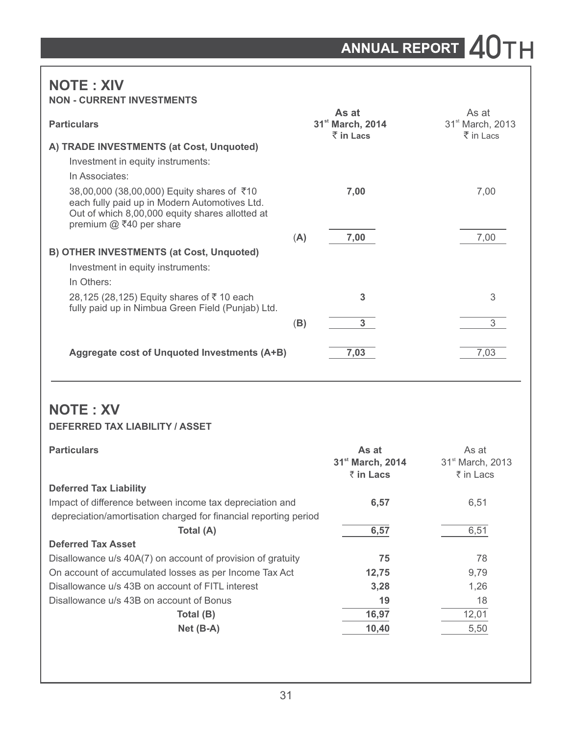## NOTE : XIV

**NON - CURRENT INVESTMENTS**

| Particulars | | As at 31st March, 2014 ₹ in Lacs | As at 31st March, 2013 ₹ in Lacs |
|---|---|---|---|
| **A) TRADE INVESTMENTS (at Cost, Unquoted)** | | | |
| Investment in equity instruments: | | | |
| In Associates: | | | |
| 38,00,000 (38,00,000) Equity shares of ₹10 each fully paid up in Modern Automotives Ltd. Out of which 8,00,000 equity shares allotted at premium @ ₹40 per share | | **7,00** | 7,00 |
| | (**A**) | **7,00** | 7,00 |
| **B) OTHER INVESTMENTS (at Cost, Unquoted)** | | | |
| Investment in equity instruments: | | | |
| In Others: | | | |
| 28,125 (28,125) Equity shares of ₹ 10 each fully paid up in Nimbua Green Field (Punjab) Ltd. | | **3** | 3 |
| | (**B**) | **3** | 3 |
| **Aggregate cost of Unquoted Investments (A+B)** | | **7,03** | 7,03 |

## NOTE : XV

**DEFERRED TAX LIABILITY / ASSET**

| Particulars | As at 31st March, 2014 ₹ in Lacs | As at 31st March, 2013 ₹ in Lacs |
|---|---|---|
| **Deferred Tax Liability** | | |
| Impact of difference between income tax depreciation and depreciation/amortisation charged for financial reporting period | **6,57** | 6,51 |
| **Total (A)** | **6,57** | 6,51 |
| **Deferred Tax Asset** | | |
| Disallowance u/s 40A(7) on account of provision of gratuity | **75** | 78 |
| On account of accumulated losses as per Income Tax Act | **12,75** | 9,79 |
| Disallowance u/s 43B on account of FITL interest | **3,28** | 1,26 |
| Disallowance u/s 43B on account of Bonus | **19** | 18 |
| **Total (B)** | **16,97** | 12,01 |
| **Net (B-A)** | **10,40** | 5,50 |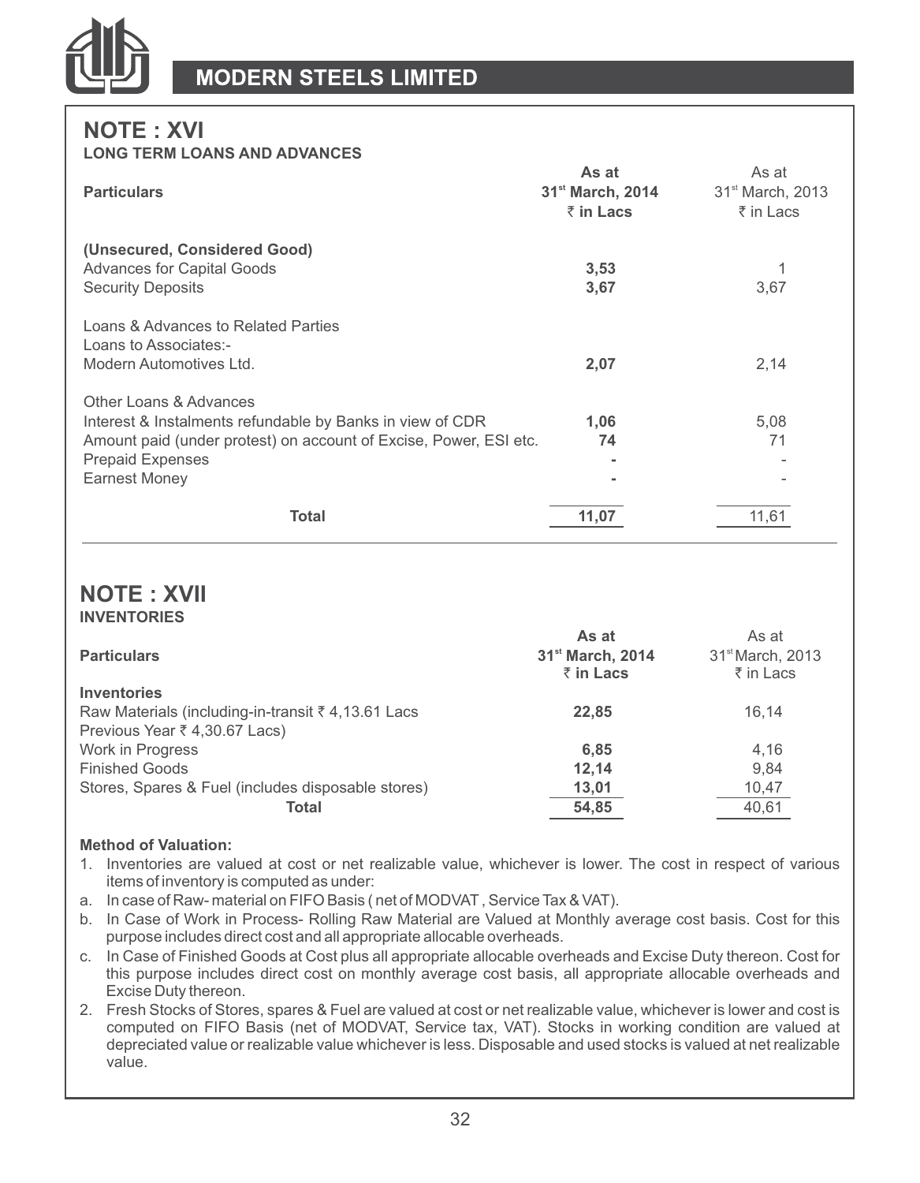## NOTE : XVI

**LONG TERM LOANS AND ADVANCES**

| Particulars | As at 31st March, 2014 ₹ in Lacs | As at 31st March, 2013 ₹ in Lacs |
|---|---|---|
| **(Unsecured, Considered Good)** | | |
| Advances for Capital Goods | **3,53** | 1 |
| Security Deposits | **3,67** | 3,67 |
| Loans & Advances to Related Parties | | |
| Loans to Associates:- | | |
| Modern Automotives Ltd. | **2,07** | 2,14 |
| Other Loans & Advances | | |
| Interest & Instalments refundable by Banks in view of CDR | **1,06** | 5,08 |
| Amount paid (under protest) on account of Excise, Power, ESI etc. | **74** | 71 |
| Prepaid Expenses | **-** | - |
| Earnest Money | **-** | - |
| **Total** | **11,07** | 11,61 |

## NOTE : XVII

**INVENTORIES**

| Particulars | As at 31st March, 2014 ₹ in Lacs | As at 31st March, 2013 ₹ in Lacs |
|---|---|---|
| **Inventories** | | |
| Raw Materials (including-in-transit ₹ 4,13.61 Lacs Previous Year ₹ 4,30.67 Lacs) | **22,85** | 16,14 |
| Work in Progress | **6,85** | 4,16 |
| Finished Goods | **12,14** | 9,84 |
| Stores, Spares & Fuel (includes disposable stores) | **13,01** | 10,47 |
| **Total** | **54,85** | 40,61 |

**Method of Valuation:**

1. Inventories are valued at cost or net realizable value, whichever is lower. The cost in respect of various items of inventory is computed as under:

a. In case of Raw- material on FIFO Basis ( net of MODVAT , Service Tax & VAT).

b. In Case of Work in Process- Rolling Raw Material are Valued at Monthly average cost basis. Cost for this purpose includes direct cost and all appropriate allocable overheads.

c. In Case of Finished Goods at Cost plus all appropriate allocable overheads and Excise Duty thereon. Cost for this purpose includes direct cost on monthly average cost basis, all appropriate allocable overheads and Excise Duty thereon.

2. Fresh Stocks of Stores, spares & Fuel are valued at cost or net realizable value, whichever is lower and cost is computed on FIFO Basis (net of MODVAT, Service tax, VAT). Stocks in working condition are valued at depreciated value or realizable value whichever is less. Disposable and used stocks is valued at net realizable value.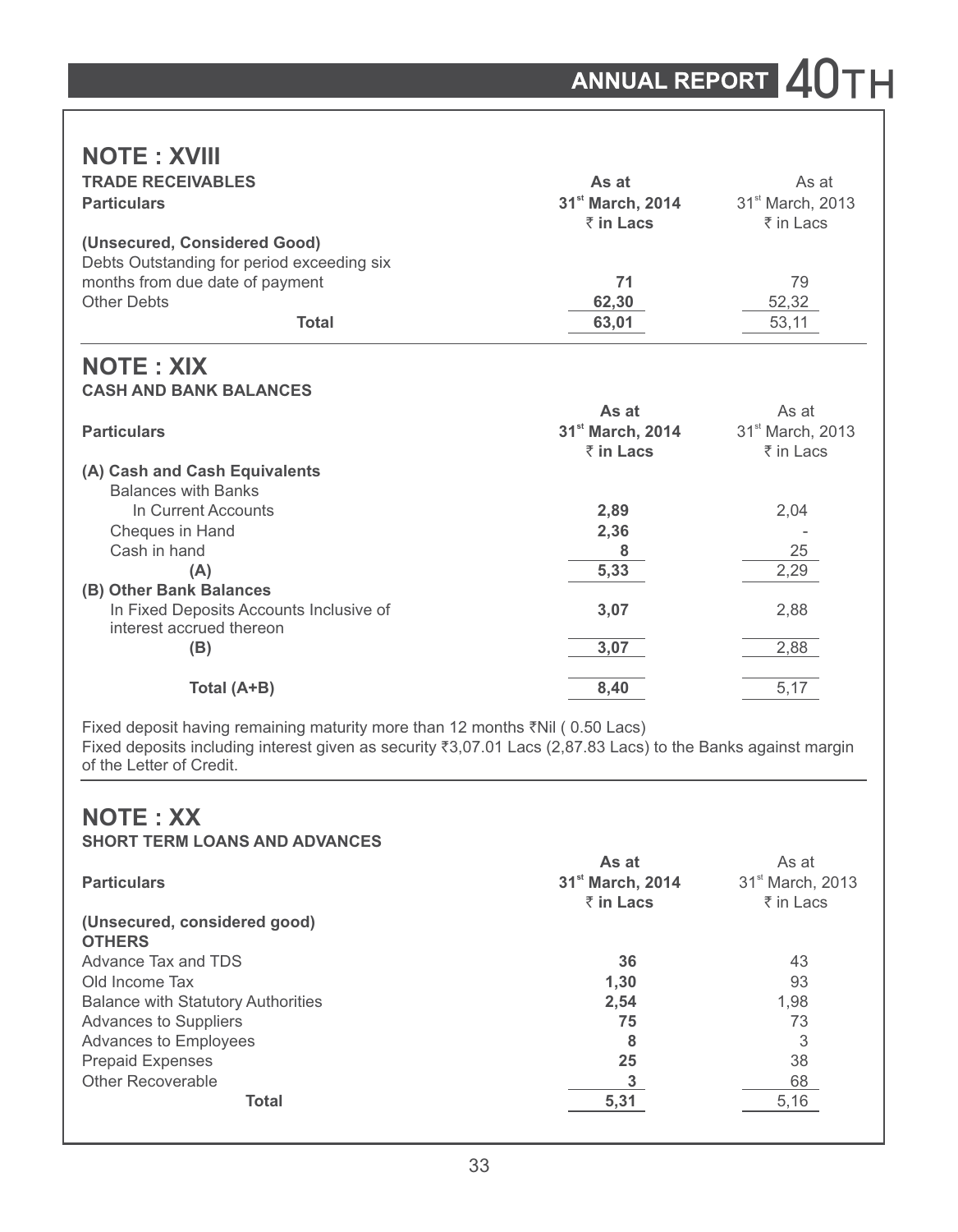## NOTE : XVIII

**TRADE RECEIVABLES**

| **Particulars** | **As at 31st March, 2014 ₹ in Lacs** | As at 31st March, 2013 ₹ in Lacs |
|---|---|---|
| **(Unsecured, Considered Good)** | | |
| Debts Outstanding for period exceeding six months from due date of payment | **71** | 79 |
| Other Debts | **62,30** | 52,32 |
| **Total** | **63,01** | 53,11 |

## NOTE : XIX

**CASH AND BANK BALANCES**

| **Particulars** | **As at 31st March, 2014 ₹ in Lacs** | As at 31st March, 2013 ₹ in Lacs |
|---|---|---|
| **(A) Cash and Cash Equivalents** | | |
| Balances with Banks | | |
| In Current Accounts | **2,89** | 2,04 |
| Cheques in Hand | **2,36** | - |
| Cash in hand | **8** | 25 |
| **(A)** | **5,33** | 2,29 |
| **(B) Other Bank Balances** | | |
| In Fixed Deposits Accounts Inclusive of interest accrued thereon | **3,07** | 2,88 |
| **(B)** | **3,07** | 2,88 |
| **Total (A+B)** | **8,40** | 5,17 |

Fixed deposit having remaining maturity more than 12 months ₹Nil ( 0.50 Lacs)
Fixed deposits including interest given as security ₹3,07.01 Lacs (2,87.83 Lacs) to the Banks against margin of the Letter of Credit.

## NOTE : XX

**SHORT TERM LOANS AND ADVANCES**

| **Particulars** | **As at 31st March, 2014 ₹ in Lacs** | As at 31st March, 2013 ₹ in Lacs |
|---|---|---|
| **(Unsecured, considered good)** | | |
| **OTHERS** | | |
| Advance Tax and TDS | **36** | 43 |
| Old Income Tax | **1,30** | 93 |
| Balance with Statutory Authorities | **2,54** | 1,98 |
| Advances to Suppliers | **75** | 73 |
| Advances to Employees | **8** | 3 |
| Prepaid Expenses | **25** | 38 |
| Other Recoverable | **3** | 68 |
| **Total** | **5,31** | 5,16 |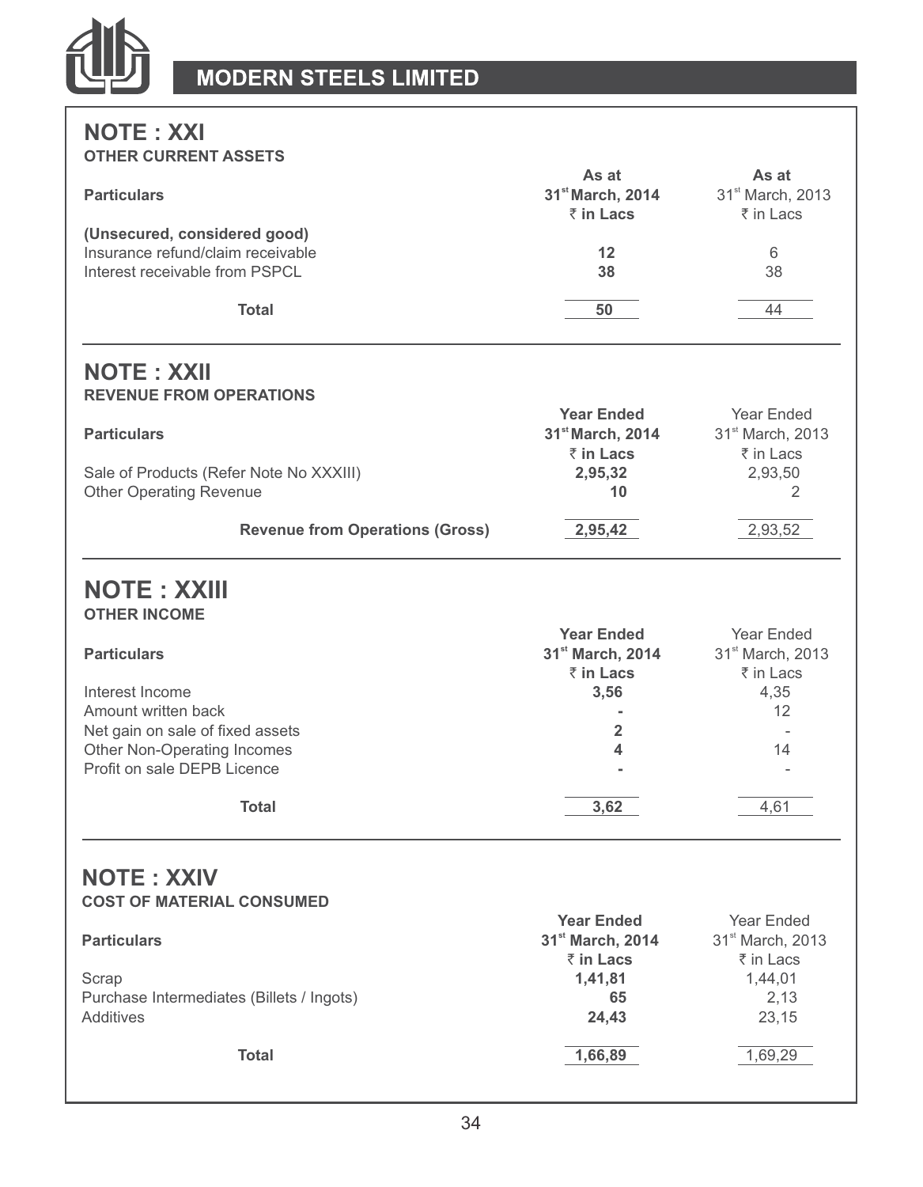## NOTE : XXI

**OTHER CURRENT ASSETS**

| Particulars | As at 31st March, 2014 ₹ in Lacs | As at 31st March, 2013 ₹ in Lacs |
|---|---|---|
| **(Unsecured, considered good)** | | |
| Insurance refund/claim receivable | **12** | 6 |
| Interest receivable from PSPCL | **38** | 38 |
| **Total** | **50** | 44 |

## NOTE : XXII

**REVENUE FROM OPERATIONS**

| Particulars | Year Ended 31st March, 2014 ₹ in Lacs | Year Ended 31st March, 2013 ₹ in Lacs |
|---|---|---|
| Sale of Products (Refer Note No XXXIII) | **2,95,32** | 2,93,50 |
| Other Operating Revenue | **10** | 2 |
| **Revenue from Operations (Gross)** | **2,95,42** | 2,93,52 |

## NOTE : XXIII

**OTHER INCOME**

| Particulars | Year Ended 31st March, 2014 ₹ in Lacs | Year Ended 31st March, 2013 ₹ in Lacs |
|---|---|---|
| Interest Income | **3,56** | 4,35 |
| Amount written back | **-** | 12 |
| Net gain on sale of fixed assets | **2** | - |
| Other Non-Operating Incomes | **4** | 14 |
| Profit on sale DEPB Licence | **-** | - |
| **Total** | **3,62** | 4,61 |

## NOTE : XXIV

**COST OF MATERIAL CONSUMED**

| Particulars | Year Ended 31st March, 2014 ₹ in Lacs | Year Ended 31st March, 2013 ₹ in Lacs |
|---|---|---|
| Scrap | **1,41,81** | 1,44,01 |
| Purchase Intermediates (Billets / Ingots) | **65** | 2,13 |
| Additives | **24,43** | 23,15 |
| **Total** | **1,66,89** | 1,69,29 |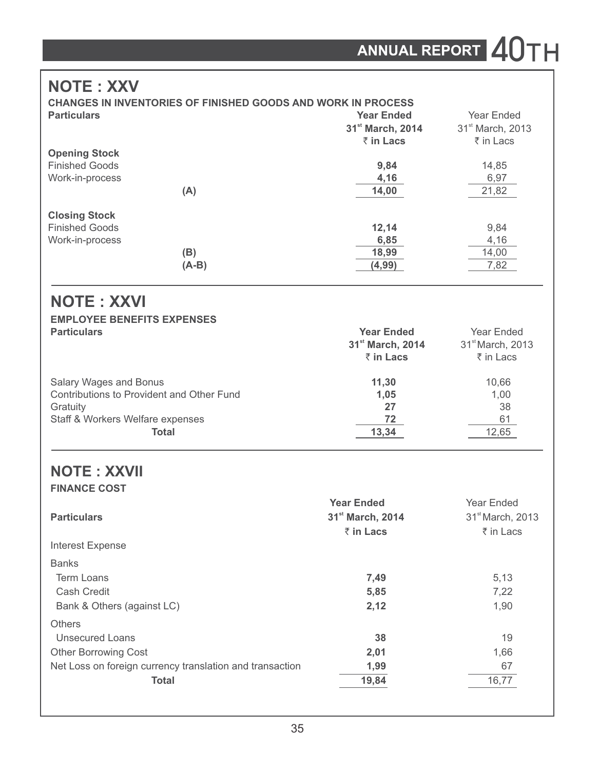## NOTE : XXV

**CHANGES IN INVENTORIES OF FINISHED GOODS AND WORK IN PROCESS**

| Particulars | | Year Ended 31st March, 2014 ₹ in Lacs | Year Ended 31st March, 2013 ₹ in Lacs |
|---|---|---|---|
| **Opening Stock** | | | |
| Finished Goods | | **9,84** | 14,85 |
| Work-in-process | | **4,16** | 6,97 |
| | **(A)** | **14,00** | 21,82 |
| **Closing Stock** | | | |
| Finished Goods | | **12,14** | 9,84 |
| Work-in-process | | **6,85** | 4,16 |
| | **(B)** | **18,99** | 14,00 |
| | **(A-B)** | **(4,99)** | 7,82 |

## NOTE : XXVI

**EMPLOYEE BENEFITS EXPENSES**

| Particulars | Year Ended 31st March, 2014 ₹ in Lacs | Year Ended 31st March, 2013 ₹ in Lacs |
|---|---|---|
| Salary Wages and Bonus | **11,30** | 10,66 |
| Contributions to Provident and Other Fund | **1,05** | 1,00 |
| Gratuity | **27** | 38 |
| Staff & Workers Welfare expenses | **72** | 61 |
| **Total** | **13,34** | 12,65 |

## NOTE : XXVII

**FINANCE COST**

| Particulars | Year Ended 31st March, 2014 ₹ in Lacs | Year Ended 31st March, 2013 ₹ in Lacs |
|---|---|---|
| Interest Expense | | |
| Banks | | |
| Term Loans | **7,49** | 5,13 |
| Cash Credit | **5,85** | 7,22 |
| Bank & Others (against LC) | **2,12** | 1,90 |
| Others | | |
| Unsecured Loans | **38** | 19 |
| Other Borrowing Cost | **2,01** | 1,66 |
| Net Loss on foreign currency translation and transaction | **1,99** | 67 |
| **Total** | **19,84** | 16,77 |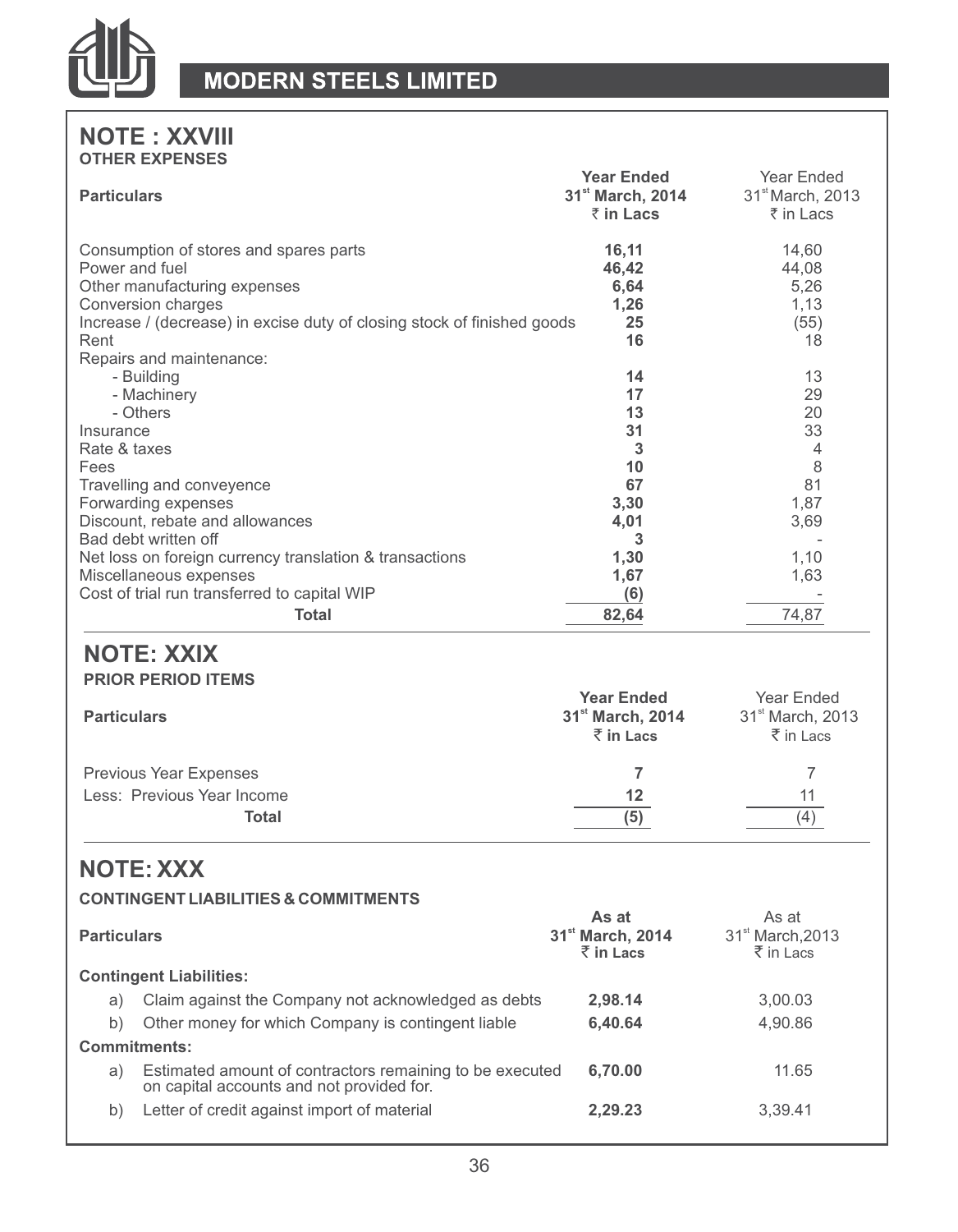## NOTE : XXVIII

**OTHER EXPENSES**

| Particulars | Year Ended 31st March, 2014 ₹ in Lacs | Year Ended 31st March, 2013 ₹ in Lacs |
|---|---|---|
| Consumption of stores and spares parts | **16,11** | 14,60 |
| Power and fuel | **46,42** | 44,08 |
| Other manufacturing expenses | **6,64** | 5,26 |
| Conversion charges | **1,26** | 1,13 |
| Increase / (decrease) in excise duty of closing stock of finished goods | **25** | (55) |
| Rent | **16** | 18 |
| Repairs and maintenance: | | |
| - Building | **14** | 13 |
| - Machinery | **17** | 29 |
| - Others | **13** | 20 |
| Insurance | **31** | 33 |
| Rate & taxes | **3** | 4 |
| Fees | **10** | 8 |
| Travelling and conveyence | **67** | 81 |
| Forwarding expenses | **3,30** | 1,87 |
| Discount, rebate and allowances | **4,01** | 3,69 |
| Bad debt written off | **3** | - |
| Net loss on foreign currency translation & transactions | **1,30** | 1,10 |
| Miscellaneous expenses | **1,67** | 1,63 |
| Cost of trial run transferred to capital WIP | **(6)** | - |
| **Total** | **82,64** | 74,87 |

## NOTE: XXIX

**PRIOR PERIOD ITEMS**

| Particulars | Year Ended 31st March, 2014 ₹ in Lacs | Year Ended 31st March, 2013 ₹ in Lacs |
|---|---|---|
| Previous Year Expenses | **7** | 7 |
| Less: Previous Year Income | **12** | 11 |
| **Total** | **(5)** | (4) |

## NOTE: XXX

**CONTINGENT LIABILITIES & COMMITMENTS**

| Particulars | As at 31st March, 2014 ₹ in Lacs | As at 31st March,2013 ₹ in Lacs |
|---|---|---|
| **Contingent Liabilities:** | | |
| a) Claim against the Company not acknowledged as debts | **2,98.14** | 3,00.03 |
| b) Other money for which Company is contingent liable | **6,40.64** | 4,90.86 |
| **Commitments:** | | |
| a) Estimated amount of contractors remaining to be executed on capital accounts and not provided for. | **6,70.00** | 11.65 |
| b) Letter of credit against import of material | **2,29.23** | 3,39.41 |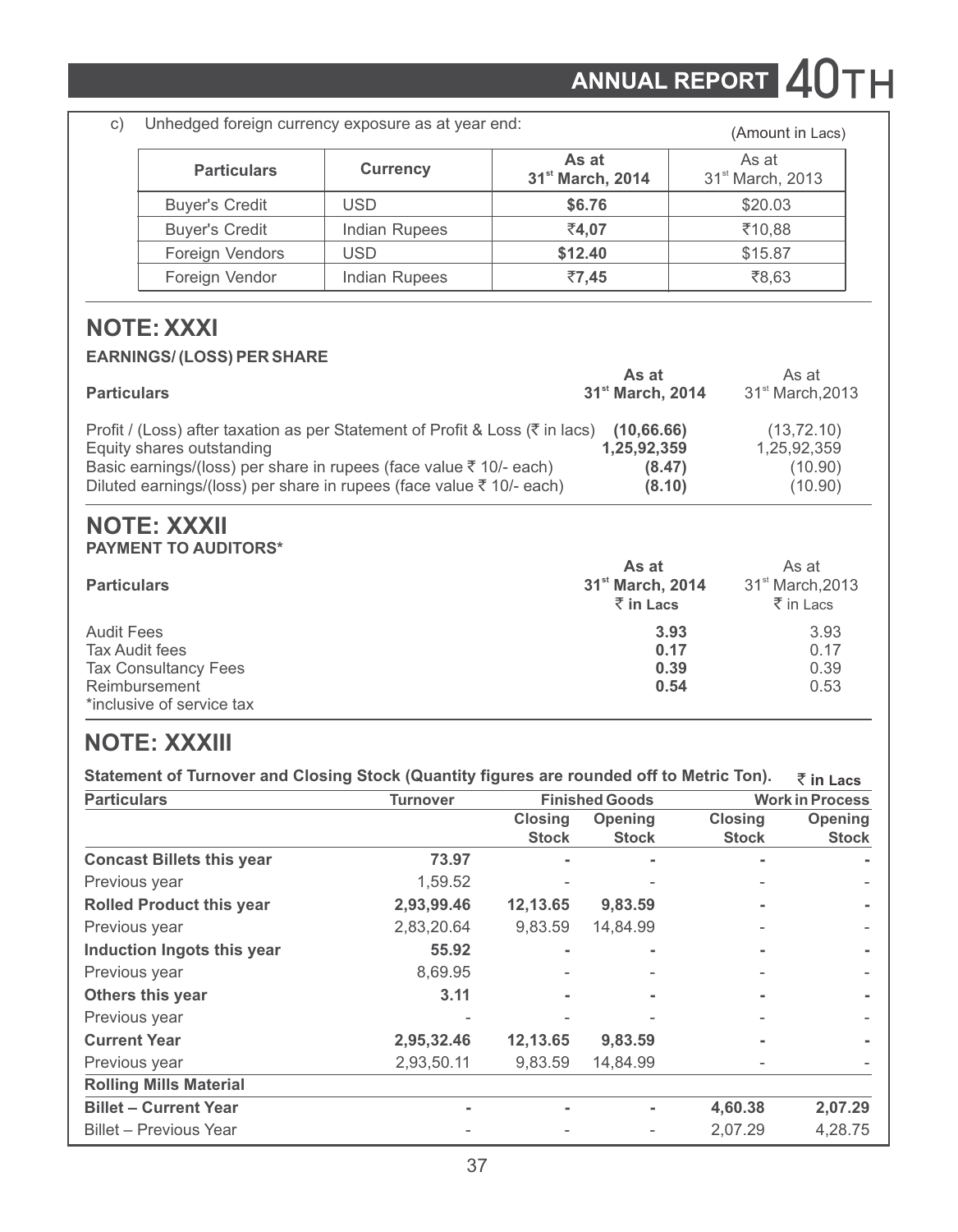c) Unhedged foreign currency exposure as at year end:

(Amount in Lacs)

| Particulars | Currency | As at 31st March, 2014 | As at 31st March, 2013 |
|---|---|---|---|
| Buyer's Credit | USD | **$6.76** | $20.03 |
| Buyer's Credit | Indian Rupees | **₹4,07** | ₹10,88 |
| Foreign Vendors | USD | **$12.40** | $15.87 |
| Foreign Vendor | Indian Rupees | **₹7,45** | ₹8,63 |

## NOTE: XXXI

**EARNINGS/ (LOSS) PER SHARE**

| Particulars | As at 31st March, 2014 | As at 31st March,2013 |
|---|---|---|
| Profit / (Loss) after taxation as per Statement of Profit & Loss (₹ in lacs) | **(10,66.66)** | (13,72.10) |
| Equity shares outstanding | **1,25,92,359** | 1,25,92,359 |
| Basic earnings/(loss) per share in rupees (face value ₹ 10/- each) | **(8.47)** | (10.90) |
| Diluted earnings/(loss) per share in rupees (face value ₹ 10/- each) | **(8.10)** | (10.90) |

## NOTE: XXXII

**PAYMENT TO AUDITORS***

| Particulars | As at 31st March, 2014 ₹ in Lacs | As at 31st March,2013 ₹ in Lacs |
|---|---|---|
| Audit Fees | **3.93** | 3.93 |
| Tax Audit fees | **0.17** | 0.17 |
| Tax Consultancy Fees | **0.39** | 0.39 |
| Reimbursement | **0.54** | 0.53 |

*inclusive of service tax

## NOTE: XXXIII

**Statement of Turnover and Closing Stock (Quantity figures are rounded off to Metric Ton).** **₹ in Lacs**

| Particulars | Turnover | Finished Goods | | Work in Process | |
|---|---|---|---|---|---|
| | | Closing Stock | Opening Stock | Closing Stock | Opening Stock |
| **Concast Billets this year** | **73.97** | **-** | **-** | **-** | **-** |
| Previous year | 1,59.52 | - | - | - | - |
| **Rolled Product this year** | **2,93,99.46** | **12,13.65** | **9,83.59** | **-** | **-** |
| Previous year | 2,83,20.64 | 9,83.59 | 14,84.99 | - | - |
| **Induction Ingots this year** | **55.92** | **-** | **-** | **-** | **-** |
| Previous year | 8,69.95 | - | - | - | - |
| **Others this year** | **3.11** | **-** | **-** | **-** | **-** |
| Previous year | - | - | - | - | - |
| **Current Year** | **2,95,32.46** | **12,13.65** | **9,83.59** | **-** | **-** |
| Previous year | 2,93,50.11 | 9,83.59 | 14,84.99 | - | - |
| **Rolling Mills Material** | | | | | |
| **Billet – Current Year** | **-** | **-** | **-** | **4,60.38** | **2,07.29** |
| Billet – Previous Year | - | - | - | 2,07.29 | 4,28.75 |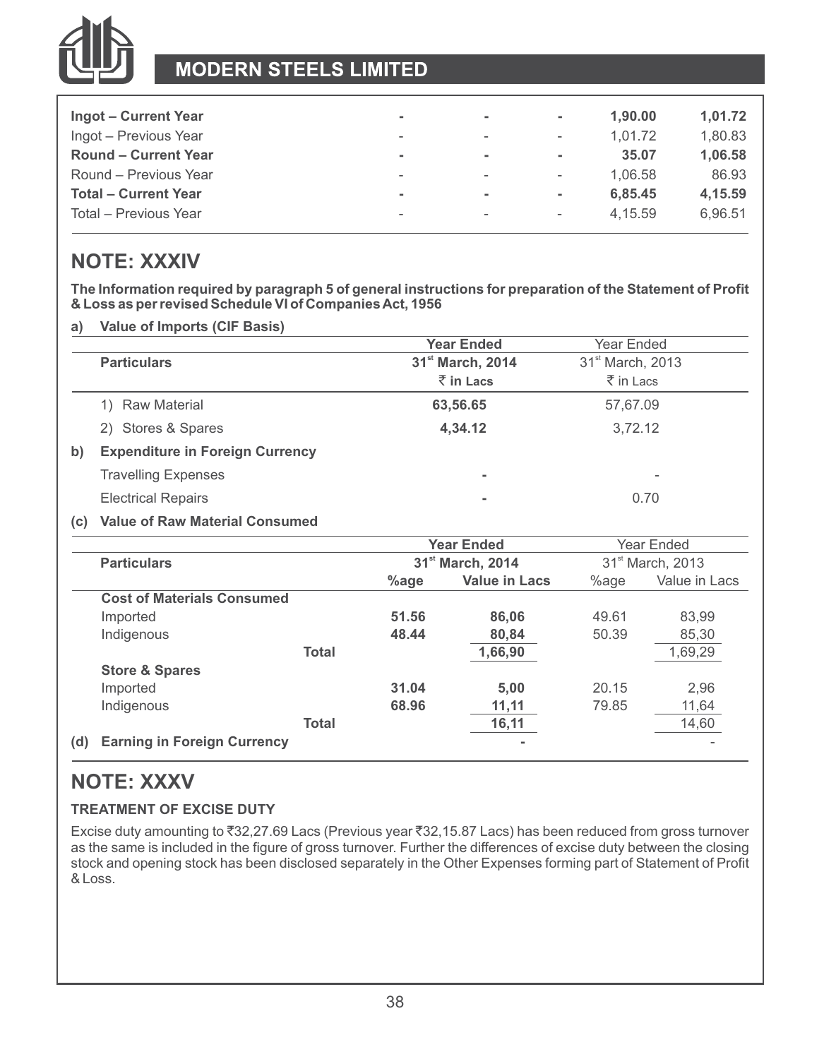| | | | | | |
|---|---|---|---|---|---|
| **Ingot – Current Year** | **-** | **-** | **-** | **1,90.00** | **1,01.72** |
| Ingot – Previous Year | - | - | - | 1,01.72 | 1,80.83 |
| **Round – Current Year** | **-** | **-** | **-** | **35.07** | **1,06.58** |
| Round – Previous Year | - | - | - | 1,06.58 | 86.93 |
| **Total – Current Year** | **-** | **-** | **-** | **6,85.45** | **4,15.59** |
| Total – Previous Year | - | - | - | 4,15.59 | 6,96.51 |

## NOTE: XXXIV

**The Information required by paragraph 5 of general instructions for preparation of the Statement of Profit & Loss as per revised Schedule VI of Companies Act, 1956**

**a) Value of Imports (CIF Basis)**

| **Particulars** | **Year Ended 31st March, 2014 ₹ in Lacs** | Year Ended 31st March, 2013 ₹ in Lacs |
|---|---|---|
| 1) Raw Material | **63,56.65** | 57,67.09 |
| 2) Stores & Spares | **4,34.12** | 3,72.12 |

**b) Expenditure in Foreign Currency**

| | | |
|---|---|---|
| Travelling Expenses | **-** | - |
| Electrical Repairs | **-** | 0.70 |

**(c) Value of Raw Material Consumed**

| **Particulars** | **Year Ended 31st March, 2014** | | Year Ended 31st March, 2013 | |
|---|---|---|---|---|
| | **%age** | **Value in Lacs** | %age | Value in Lacs |
| **Cost of Materials Consumed** | | | | |
| Imported | **51.56** | **86,06** | 49.61 | 83,99 |
| Indigenous | **48.44** | **80,84** | 50.39 | 85,30 |
| **Total** | | **1,66,90** | | 1,69,29 |
| **Store & Spares** | | | | |
| Imported | **31.04** | **5,00** | 20.15 | 2,96 |
| Indigenous | **68.96** | **11,11** | 79.85 | 11,64 |
| **Total** | | **16,11** | | 14,60 |

**(d) Earning in Foreign Currency** **-** -

## NOTE: XXXV

**TREATMENT OF EXCISE DUTY**

Excise duty amounting to ₹32,27.69 Lacs (Previous year ₹32,15.87 Lacs) has been reduced from gross turnover as the same is included in the figure of gross turnover. Further the differences of excise duty between the closing stock and opening stock has been disclosed separately in the Other Expenses forming part of Statement of Profit & Loss.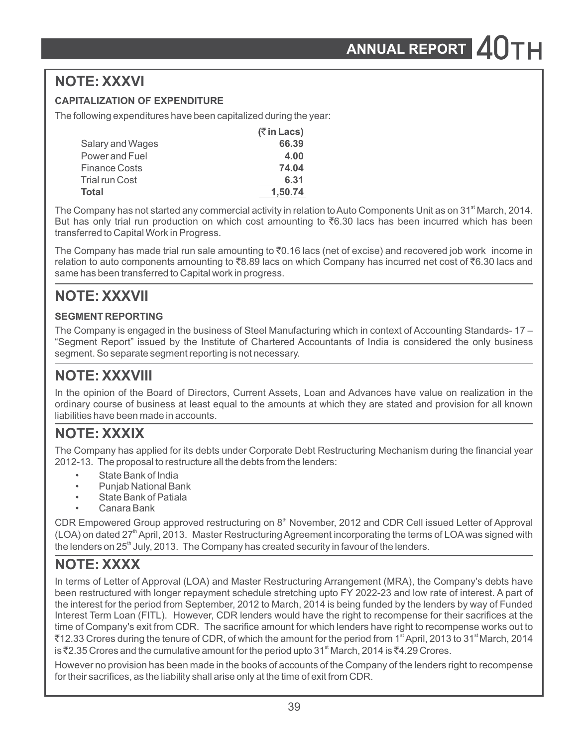## NOTE: XXXVI

**CAPITALIZATION OF EXPENDITURE**

The following expenditures have been capitalized during the year:

| | (₹ in Lacs) |
|---|---|
| Salary and Wages | **66.39** |
| Power and Fuel | **4.00** |
| Finance Costs | **74.04** |
| Trial run Cost | **6.31** |
| **Total** | **1,50.74** |

The Company has not started any commercial activity in relation to Auto Components Unit as on 31st March, 2014. But has only trial run production on which cost amounting to ₹6.30 lacs has been incurred which has been transferred to Capital Work in Progress.

The Company has made trial run sale amounting to ₹0.16 lacs (net of excise) and recovered job work income in relation to auto components amounting to ₹8.89 lacs on which Company has incurred net cost of ₹6.30 lacs and same has been transferred to Capital work in progress.

## NOTE: XXXVII

**SEGMENT REPORTING**

The Company is engaged in the business of Steel Manufacturing which in context of Accounting Standards- 17 – "Segment Report" issued by the Institute of Chartered Accountants of India is considered the only business segment. So separate segment reporting is not necessary.

## NOTE: XXXVIII

In the opinion of the Board of Directors, Current Assets, Loan and Advances have value on realization in the ordinary course of business at least equal to the amounts at which they are stated and provision for all known liabilities have been made in accounts.

## NOTE: XXXIX

The Company has applied for its debts under Corporate Debt Restructuring Mechanism during the financial year 2012-13. The proposal to restructure all the debts from the lenders:

- State Bank of India
- Punjab National Bank
- State Bank of Patiala
- Canara Bank

CDR Empowered Group approved restructuring on 8th November, 2012 and CDR Cell issued Letter of Approval (LOA) on dated 27th April, 2013. Master Restructuring Agreement incorporating the terms of LOA was signed with the lenders on 25th July, 2013. The Company has created security in favour of the lenders.

## NOTE: XXXX

In terms of Letter of Approval (LOA) and Master Restructuring Arrangement (MRA), the Company's debts have been restructured with longer repayment schedule stretching upto FY 2022-23 and low rate of interest. A part of the interest for the period from September, 2012 to March, 2014 is being funded by the lenders by way of Funded Interest Term Loan (FITL). However, CDR lenders would have the right to recompense for their sacrifices at the time of Company's exit from CDR. The sacrifice amount for which lenders have right to recompense works out to ₹12.33 Crores during the tenure of CDR, of which the amount for the period from 1st April, 2013 to 31st March, 2014 is ₹2.35 Crores and the cumulative amount for the period upto 31st March, 2014 is ₹4.29 Crores.

However no provision has been made in the books of accounts of the Company of the lenders right to recompense for their sacrifices, as the liability shall arise only at the time of exit from CDR.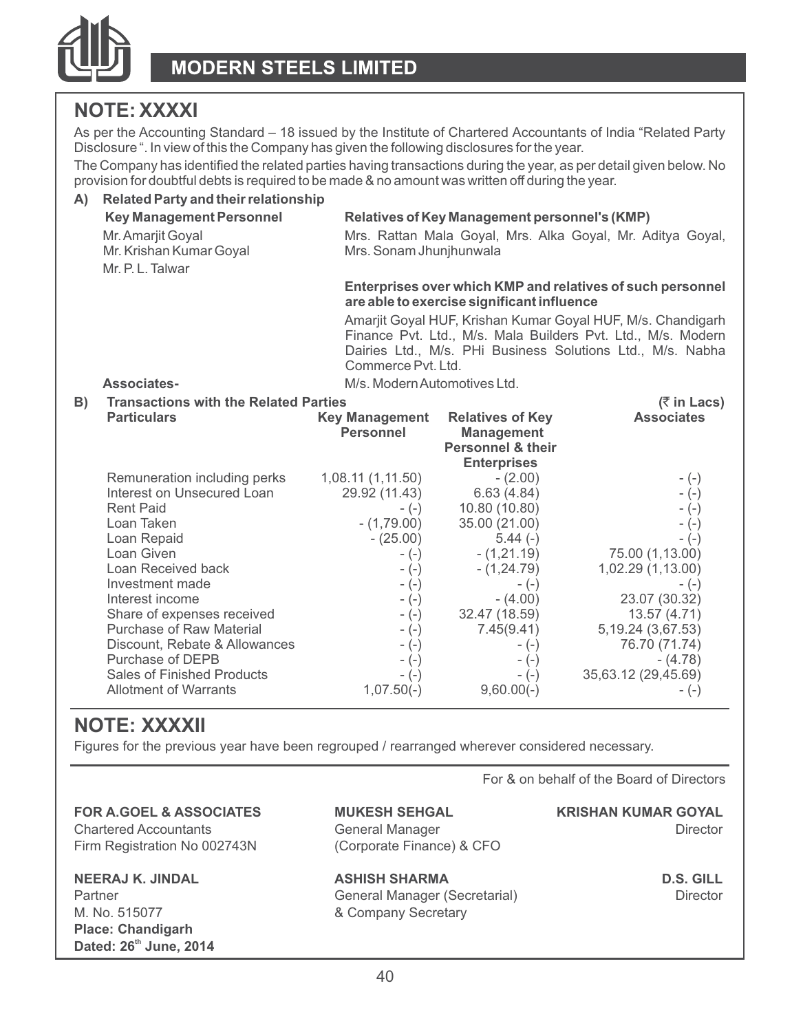## NOTE: XXXXI

As per the Accounting Standard – 18 issued by the Institute of Chartered Accountants of India "Related Party Disclosure ". In view of this the Company has given the following disclosures for the year.

The Company has identified the related parties having transactions during the year, as per detail given below. No provision for doubtful debts is required to be made & no amount was written off during the year.

**A) Related Party and their relationship**

**Key Management Personnel**

Mr. Amarjit Goyal
Mr. Krishan Kumar Goyal
Mr. P. L. Talwar

**Relatives of Key Management personnel's (KMP)**

Mrs. Rattan Mala Goyal, Mrs. Alka Goyal, Mr. Aditya Goyal, Mrs. Sonam Jhunjhunwala

**Enterprises over which KMP and relatives of such personnel are able to exercise significant influence**

Amarjit Goyal HUF, Krishan Kumar Goyal HUF, M/s. Chandigarh Finance Pvt. Ltd., M/s. Mala Builders Pvt. Ltd., M/s. Modern Dairies Ltd., M/s. PHi Business Solutions Ltd., M/s. Nabha Commerce Pvt. Ltd.

**Associates-** M/s. Modern Automotives Ltd.

**B) Transactions with the Related Parties** (₹ in Lacs)

| Particulars | Key Management Personnel | Relatives of Key Management Personnel & their Enterprises | Associates |
|---|---|---|---|
| Remuneration including perks | 1,08.11 (1,11.50) | - (2.00) | - (-) |
| Interest on Unsecured Loan | 29.92 (11.43) | 6.63 (4.84) | - (-) |
| Rent Paid | - (-) | 10.80 (10.80) | - (-) |
| Loan Taken | - (1,79.00) | 35.00 (21.00) | - (-) |
| Loan Repaid | - (25.00) | 5.44 (-) | - (-) |
| Loan Given | - (-) | - (1,21.19) | 75.00 (1,13.00) |
| Loan Received back | - (-) | - (1,24.79) | 1,02.29 (1,13.00) |
| Investment made | - (-) | - (-) | - (-) |
| Interest income | - (-) | - (4.00) | 23.07 (30.32) |
| Share of expenses received | - (-) | 32.47 (18.59) | 13.57 (4.71) |
| Purchase of Raw Material | - (-) | 7.45(9.41) | 5,19.24 (3,67.53) |
| Discount, Rebate & Allowances | - (-) | - (-) | 76.70 (71.74) |
| Purchase of DEPB | - (-) | - (-) | - (4.78) |
| Sales of Finished Products | - (-) | - (-) | 35,63.12 (29,45.69) |
| Allotment of Warrants | 1,07.50(-) | 9,60.00(-) | - (-) |

## NOTE: XXXXII

Figures for the previous year have been regrouped / rearranged wherever considered necessary.

For & on behalf of the Board of Directors

**FOR A.GOEL & ASSOCIATES**
Chartered Accountants
Firm Registration No 002743N

**MUKESH SEHGAL**
General Manager
(Corporate Finance) & CFO

**KRISHAN KUMAR GOYAL**
Director

**NEERAJ K. JINDAL**
Partner
M. No. 515077
**Place: Chandigarh**
**Dated: 26th June, 2014**

**ASHISH SHARMA**
General Manager (Secretarial)
& Company Secretary

**D.S. GILL**
Director